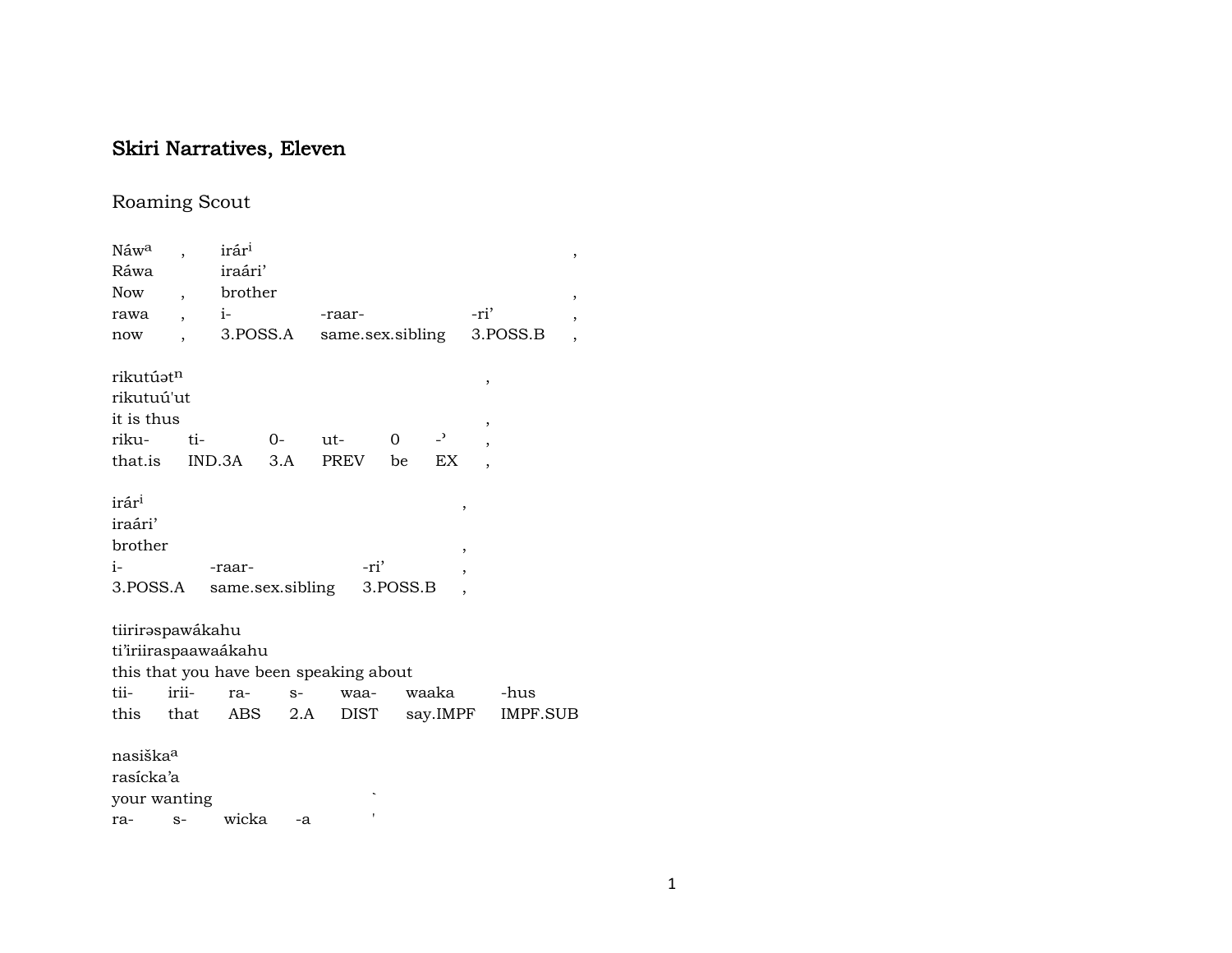## Skiri Narratives, Eleven

### Roaming Scout

| Náw[a] | , | irár[i] | | | , |
|---|---|---|---|---|---|
| Ráwa | | iraári’ | | | |
| Now | , | brother | | | , |
| rawa | , | i- | -raar- | -ri’ | , |
| now | , | 3.POSS.A | same.sex.sibling | 3.POSS.B | , |

| rikutúət[n] | | | | | | , |
|---|---|---|---|---|---|---|
| rikutuú'ut | | | | | | |
| it is thus | | | | | | , |
| riku- | ti- | 0- | ut- | 0 | -’ | , |
| that.is | IND.3A | 3.A | PREV | be | EX | , |

| irár[i] | | | , |
|---|---|---|---|
| iraári’ | | | |
| brother | | | , |
| i- | -raar- | -ri’ | , |
| 3.POSS.A | same.sex.sibling | 3.POSS.B | , |

| tiirirəspawákahu | | | | | | |
|---|---|---|---|---|---|---|
| ti’iriiraspaawaákahu | | | | | | |
| this that you have been speaking about | | | | | | |
| tii- | irii- | ra- | s- | waa- | waaka | -hus |
| this | that | ABS | 2.A | DIST | say.IMPF | IMPF.SUB |

| nasiška[a] | | | | |
|---|---|---|---|---|
| rasícka’a | | | | |
| your wanting | | | | ` |
| ra- | s- | wicka | -a | ' |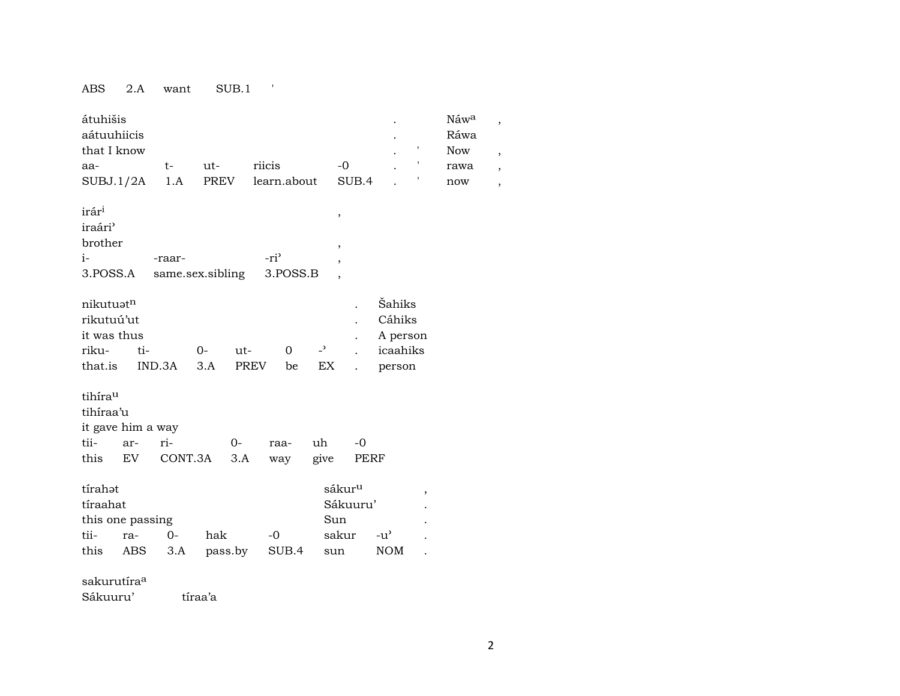| ABS | 2.A | want | SUB.1 | ' |
|---|---|---|---|---|

| átuhišis | | | | | . | | Náw$^{a}$ | , |
|---|---|---|---|---|---|---|---|---|
| aátuuhiicis | | | | | . | | Ráwa | |
| that I know | | | | | . | ' | Now | , |
| aa- | t- | ut- | riicis | -0 | . | ' | rawa | , |
| SUBJ.1/2A | 1.A | PREV | learn.about | SUB.4 | . | ' | now | , |

| irár$^{i}$ | | | , |
|---|---|---|---|
| iraári' | | | |
| brother | | | , |
| i- | -raar- | -ri' | , |
| 3.POSS.A | same.sex.sibling | 3.POSS.B | , |

| nikutuət$^{n}$ | | | | | | . | Šahiks |
|---|---|---|---|---|---|---|---|
| rikutuú'ut | | | | | | . | Cáhiks |
| it was thus | | | | | | . | A person |
| riku- | ti- | 0- | ut- | 0 | -' | . | icaahiks |
| that.is | IND.3A | 3.A | PREV | be | EX | . | person |

| tihíra$^{u}$ | | | | | | |
|---|---|---|---|---|---|---|
| tihíraa'u | | | | | | |
| it gave him a way | | | | | | |
| tii- | ar- | ri- | 0- | raa- | uh | -0 |
| this | EV | CONT.3A | 3.A | way | give | PERF |

| tírahət | | | | | sákur$^{u}$ | | , |
|---|---|---|---|---|---|---|---|
| tíraahat | | | | | Sákuuru' | | . |
| this one passing | | | | | Sun | | . |
| tii- | ra- | 0- | hak | -0 | sakur | -u' | . |
| this | ABS | 3.A | pass.by | SUB.4 | sun | NOM | . |

sakurutíra$^{a}$

Sákuuru' tíraa'a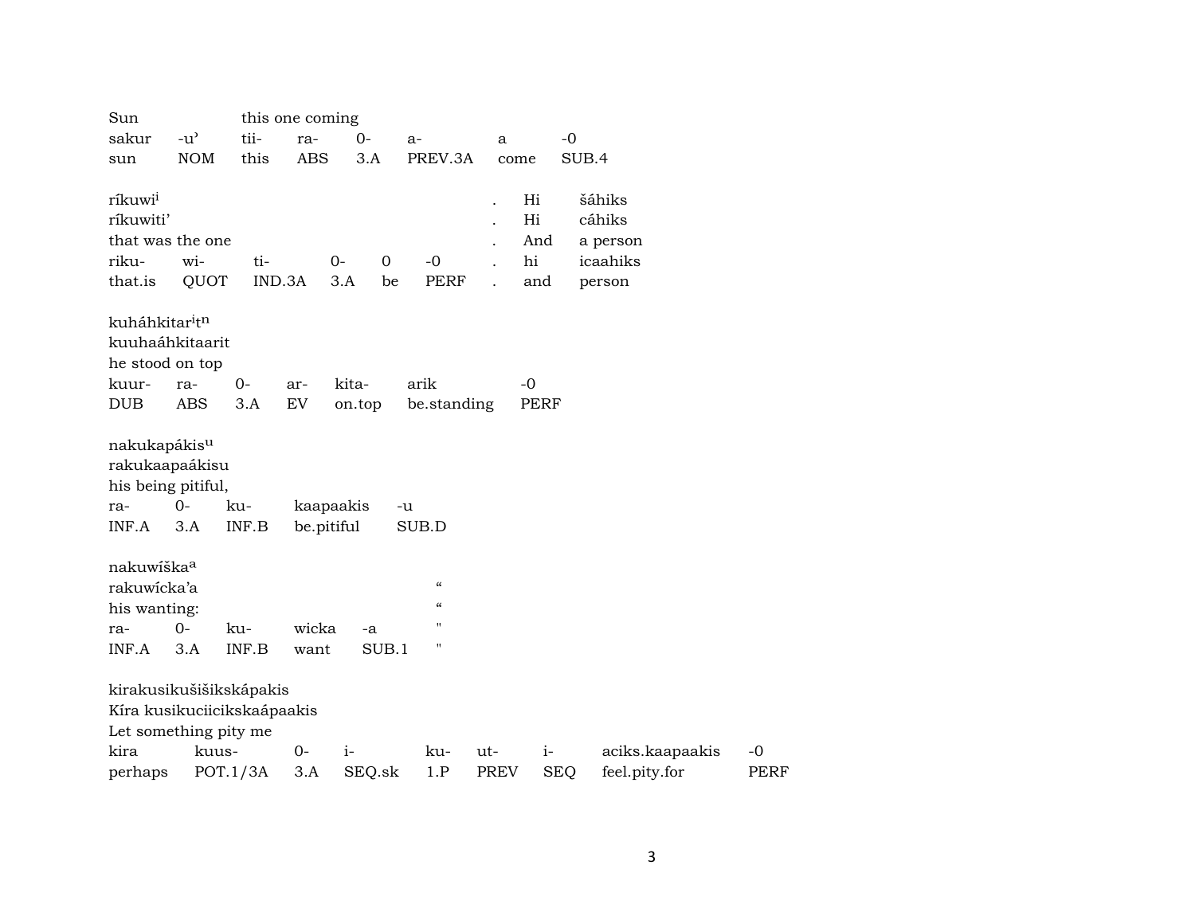| Sun | | this one coming | | | | | |
|---|---|---|---|---|---|---|---|
| sakur | -u’ | tii- | ra- | 0- | a- | a | -0 |
| sun | NOM | this | ABS | 3.A | PREV.3A | come | SUB.4 |

| ríkuwi[i] | | | | | | . | Hi | šáhiks |
|---|---|---|---|---|---|---|---|---|
| ríkuwiti’ | | | | | | . | Hi | cáhiks |
| that was the one | | | | | | . | And | a person |
| riku- | wi- | ti- | 0- | 0 | -0 | . | hi | icaahiks |
| that.is | QUOT | IND.3A | 3.A | be | PERF | . | and | person |

| kuháhkitar[i]t[n] | | | | | | |
|---|---|---|---|---|---|---|
| kuuhaáhkitaarit | | | | | | |
| he stood on top | | | | | | |
| kuur- | ra- | 0- | ar- | kita- | arik | -0 |
| DUB | ABS | 3.A | EV | on.top | be.standing | PERF |

| nakukapákis[u] | | | | |
|---|---|---|---|---|
| rakukaapaákisu | | | | |
| his being pitiful, | | | | |
| ra- | 0- | ku- | kaapaakis | -u |
| INF.A | 3.A | INF.B | be.pitiful | SUB.D |

| nakuwíška[a] | | | | | |
|---|---|---|---|---|---|
| rakuwícka’a | | | | | “ |
| his wanting: | | | | | “ |
| ra- | 0- | ku- | wicka | -a | " |
| INF.A | 3.A | INF.B | want | SUB.1 | " |

| kirakusikušišikskápakis | | | | | | | | |
|---|---|---|---|---|---|---|---|---|
| Kíra kusikuciicikskaápaakis | | | | | | | | |
| Let something pity me | | | | | | | | |
| kira | kuus- | 0- | i- | ku- | ut- | i- | aciks.kaapaakis | -0 |
| perhaps | POT.1/3A | 3.A | SEQ.sk | 1.P | PREV | SEQ | feel.pity.for | PERF |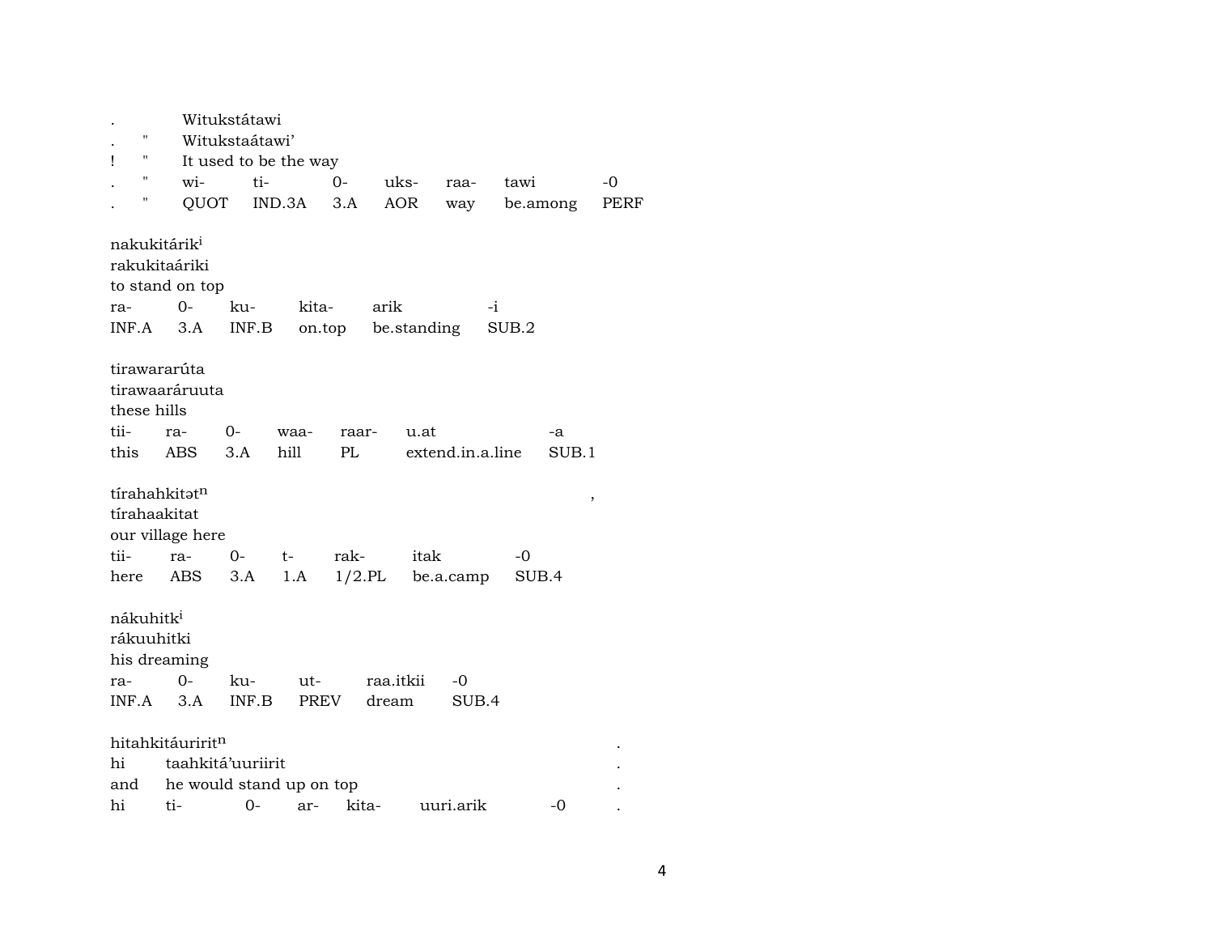| . | | Witukstátawi | | | | | | |
|---|---|---|---|---|---|---|---|---|
| . | " | Witukstaátawi' | | | | | | |
| ! | " | It used to be the way | | | | | | |
| . | " | wi- | ti- | 0- | uks- | raa- | tawi | -0 |
| . | " | QUOT | IND.3A | 3.A | AOR | way | be.among | PERF |

nakukitárik[i]
rakukitaáriki
to stand on top

| ra- | 0- | ku- | kita- | arik | -i |
|---|---|---|---|---|---|
| INF.A | 3.A | INF.B | on.top | be.standing | SUB.2 |

tirawararúta
tirawaaráruuta
these hills

| tii- | ra- | 0- | waa- | raar- | u.at | -a |
|---|---|---|---|---|---|---|
| this | ABS | 3.A | hill | PL | extend.in.a.line | SUB.1 |

tírahahkitət[n] ,
tírahaakitat
our village here

| tii- | ra- | 0- | t- | rak- | itak | -0 |
|---|---|---|---|---|---|---|
| here | ABS | 3.A | 1.A | 1/2.PL | be.a.camp | SUB.4 |

nákuhitk[i]
rákuuhitki
his dreaming

| ra- | 0- | ku- | ut- | raa.itkii | -0 |
|---|---|---|---|---|---|
| INF.A | 3.A | INF.B | PREV | dream | SUB.4 |

hitahkitáuririt[n] .

| hi | taahkitá'uuriirit | | | | | . |
|---|---|---|---|---|---|---|
| and | he would stand up on top | | | | | . |
| hi | ti- | 0- | ar- | kita- | uuri.arik | -0 . |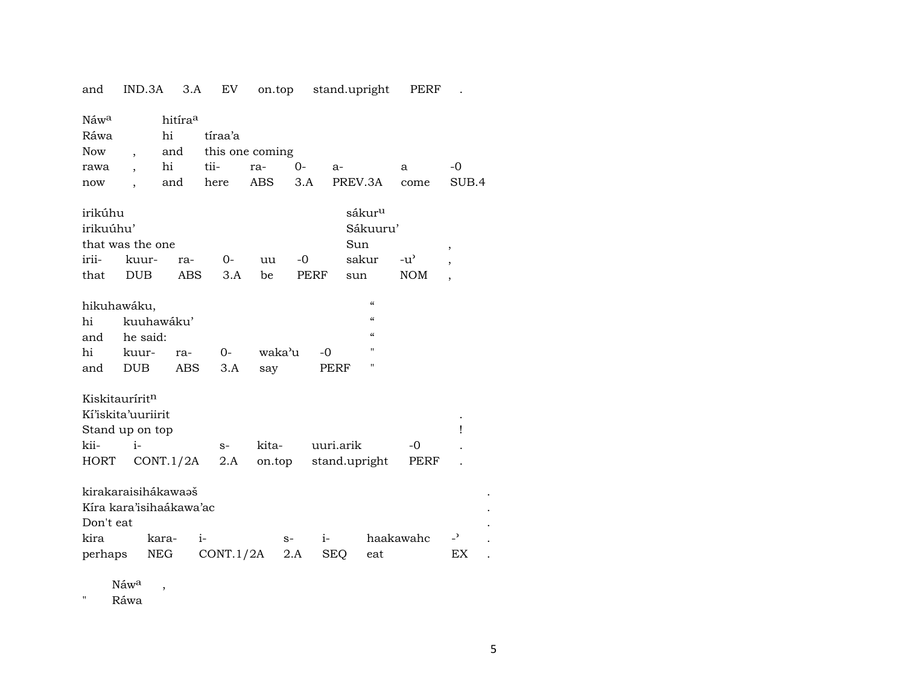| and | IND.3A | 3.A | EV | on.top | stand.upright | PERF | . |
|---|---|---|---|---|---|---|---|

| Náw[a] | | hitíra[a] | | | | | |
|---|---|---|---|---|---|---|---|
| Ráwa | | hi | tíraa'a | | | | |
| Now | , | and | this one coming | | | | |
| rawa | , | hi | tii- | ra- | 0- | a- | a | -0 |
| now | , | and | here | ABS | 3.A | PREV.3A | come | SUB.4 |

| irikúhu | | | | | | sákur[u] | | |
|---|---|---|---|---|---|---|---|---|
| irikuúhu' | | | | | | Sákuuru' | | |
| that was the one | | | | | | Sun | | , |
| irii- | kuur- | ra- | 0- | uu | -0 | sakur | -u' | , |
| that | DUB | ABS | 3.A | be | PERF | sun | NOM | , |

| hikuhawáku, | | | | | | " |
|---|---|---|---|---|---|---|
| hi | kuuhawáku' | | | | | " |
| and | he said: | | | | | " |
| hi | kuur- | ra- | 0- | waka'u | -0 | " |
| and | DUB | ABS | 3.A | say | PERF | " |

| Kiskitauríritn | | | | | | |
|---|---|---|---|---|---|---|
| Kí'iskita'uuriirit | | | | | | . |
| Stand up on top | | | | | | ! |
| kii- | i- | s- | kita- | uuri.arik | -0 | . |
| HORT | CONT.1/2A | 2.A | on.top | stand.upright | PERF | . |

| kirakaraisihákawaəš | | | | | | | . |
|---|---|---|---|---|---|---|---|
| Kíra kara'isihaákawa'ac | | | | | | | . |
| Don't eat | | | | | | | . |
| kira | kara- | i- | s- | i- | haakawahc | -' | . |
| perhaps | NEG | CONT.1/2A | 2.A | SEQ | eat | EX | . |

| | Náw[a] | , |
|---|---|---|
| " | Ráwa | |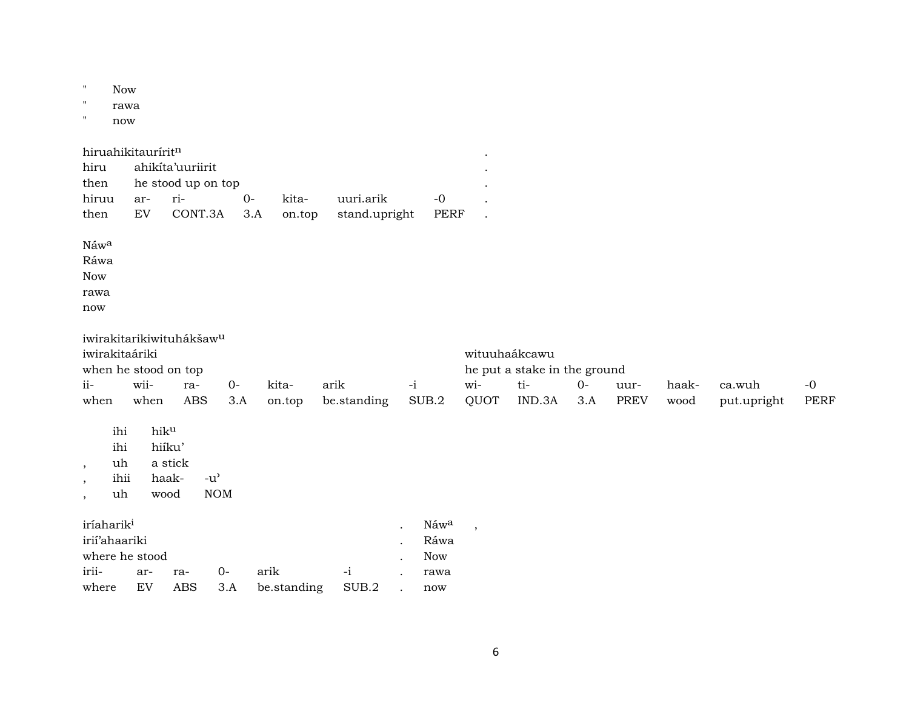| " | Now |
|---|---|
| " | rawa |
| " | now |

| hiruahikitaurírit[n] | | | | | | | . |
|---|---|---|---|---|---|---|---|
| hiru | ahikíta'uuriirit | | | | | | . |
| then | he stood up on top | | | | | | . |
| hiruu | ar- | ri- | 0- | kita- | uuri.arik | -0 | . |
| then | EV | CONT.3A | 3.A | on.top | stand.upright | PERF | . |

Náw[a]
Ráwa
Now
rawa
now

| iwirakitarikiwituhákšaw[u] | | | | | | | | | | | | | |
|---|---|---|---|---|---|---|---|---|---|---|---|---|---|
| iwirakitaáriki | | | | | | | witinuhaákcawu | | | | | | |
| when he stood on top | | | | | | | he put a stake in the ground | | | | | | |
| ii- | wii- | ra- | 0- | kita- | arik | -i | wi- | ti- | 0- | uur- | haak- | ca.wuh | -0 |
| when | when | ABS | 3.A | on.top | be.standing | SUB.2 | QUOT | IND.3A | 3.A | PREV | wood | put.upright | PERF |

| | ihi | hik[u] | |
|---|---|---|---|
| | ihi | hiíku' | |
| , | uh | a stick | |
| , | ihii | haak- | -u' |
| , | uh | wood | NOM |

| iríaharik[i] | | | | | | . | Náw[a] | , |
|---|---|---|---|---|---|---|---|---|
| irií'ahaariki | | | | | | . | Ráwa | |
| where he stood | | | | | | . | Now | |
| irii- | ar- | ra- | 0- | arik | -i | . | rawa | |
| where | EV | ABS | 3.A | be.standing | SUB.2 | . | now | |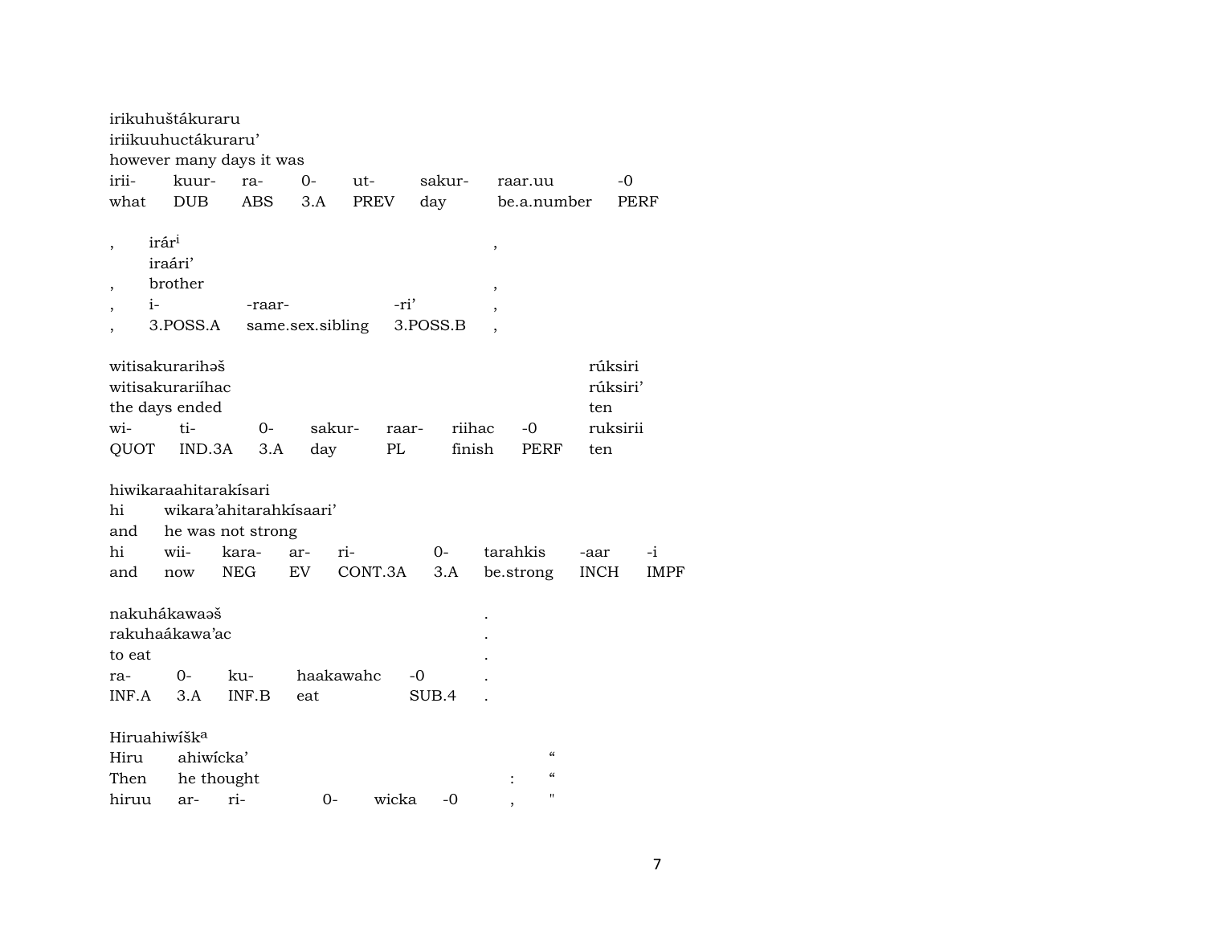irikuhuštákuraru
iriikuuhuctákuraru'
however many days it was

| irii- | kuur- | ra- | 0- | ut- | sakur- | raar.uu | -0 |
|---|---|---|---|---|---|---|---|
| what | DUB | ABS | 3.A | PREV | day | be.a.number | PERF |

| , | irár[i] | | | , |
|---|---|---|---|---|
| | iraári' | | | |
| , | brother | | | , |
| , | i- | -raar- | -ri' | , |
| , | 3.POSS.A | same.sex.sibling | 3.POSS.B | , |

witisakurarihəš — rúksiri
witisakurariíhac — rúksiri'
the days ended — ten

| wi- | ti- | 0- | sakur- | raar- | riihac | -0 | ruksirii |
|---|---|---|---|---|---|---|---|
| QUOT | IND.3A | 3.A | day | PL | finish | PERF | ten |

hiwikaraahitarakísari
hi wikara'ahitarahkísaari'
and he was not strong

| hi | wii- | kara- | ar- | ri- | 0- | tarahkis | -aar | -i |
|---|---|---|---|---|---|---|---|---|
| and | now | NEG | EV | CONT.3A | 3.A | be.strong | INCH | IMPF |

nakuhákawaəš .
rakuhaákawa'ac .
to eat .

| ra- | 0- | ku- | haakawahc | -0 | . |
|---|---|---|---|---|---|
| INF.A | 3.A | INF.B | eat | SUB.4 | . |

Hiruahiwíšk[a]
Hiru ahiwícka' "
Then he thought : "

| hiruu | ar- | ri- | 0- | wicka | -0 | , | " |
|---|---|---|---|---|---|---|---|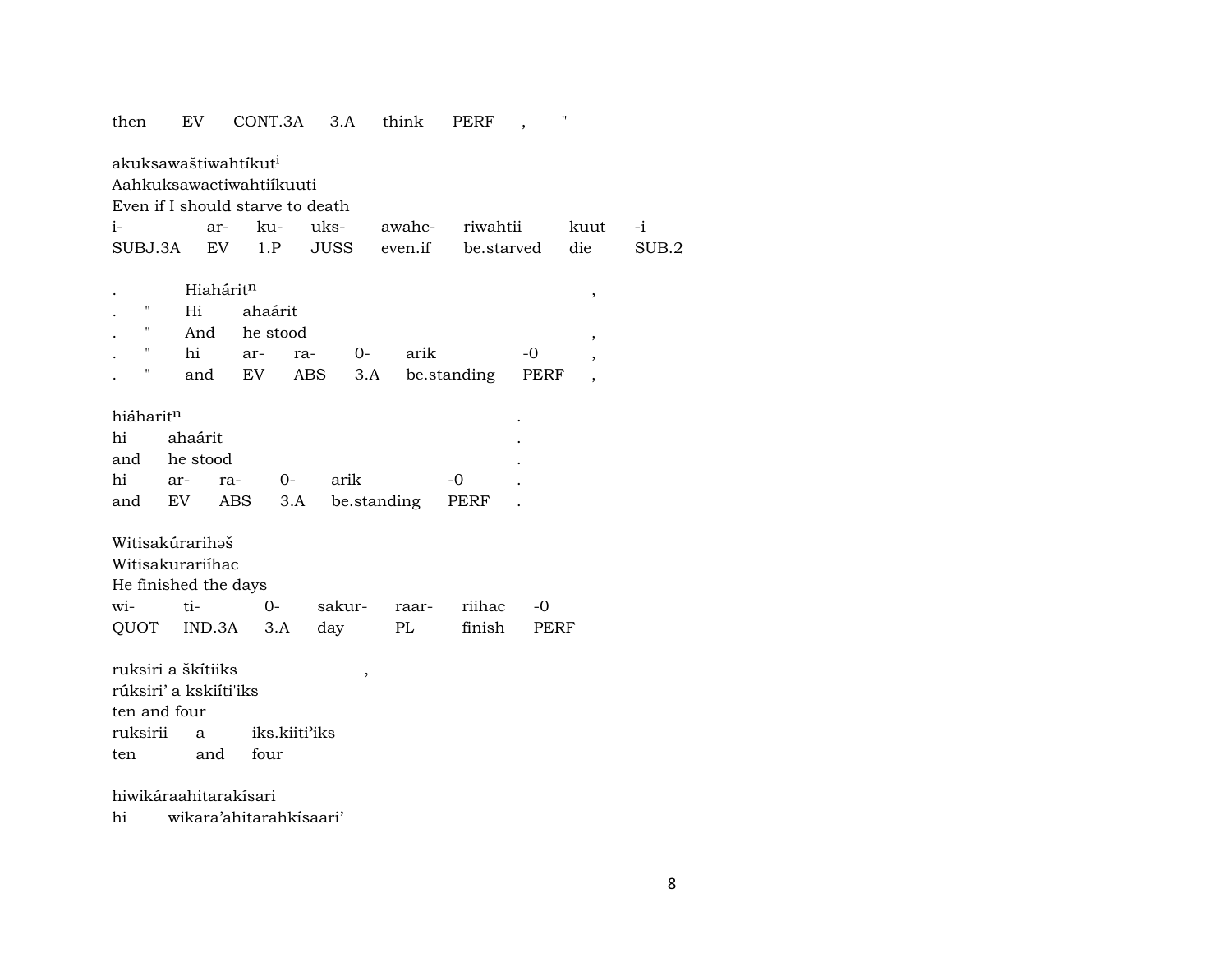then EV CONT.3A 3.A think PERF , "

akuksawaštiwahtíkut[i]
Aahkuksawactiwahtiíkuuti
Even if I should starve to death

| i- | ar- | ku- | uks- | awahc- | riwahtii | kuut | -i |
|---|---|---|---|---|---|---|---|
| SUBJ.3A | EV | 1.P | JUSS | even.if | be.starved | die | SUB.2 |

. Hiahárit[n] ,
. " Hi ahaárit
. " And he stood ,

| . | " | hi | ar- | ra- | 0- | arik | -0 | , |
|---|---|---|---|---|---|---|---|---|
| . | " | and | EV | ABS | 3.A | be.standing | PERF | , |

hiáharit[n] .
hi ahaárit .
and he stood .

| hi | ar- | ra- | 0- | arik | -0 | . |
|---|---|---|---|---|---|---|
| and | EV | ABS | 3.A | be.standing | PERF | . |

Witisakúrarihəš
Witisakurariíhac
He finished the days

| wi- | ti- | 0- | sakur- | raar- | riihac | -0 |
|---|---|---|---|---|---|---|
| QUOT | IND.3A | 3.A | day | PL | finish | PERF |

ruksiri a škítiiks ,
rúksiri' a kskiíti'iks
ten and four

| ruksirii | a | iks.kiiti'iks |
|---|---|---|
| ten | and | four |

hiwikáraahitarakísari
hi wikara'ahitarahkísaari'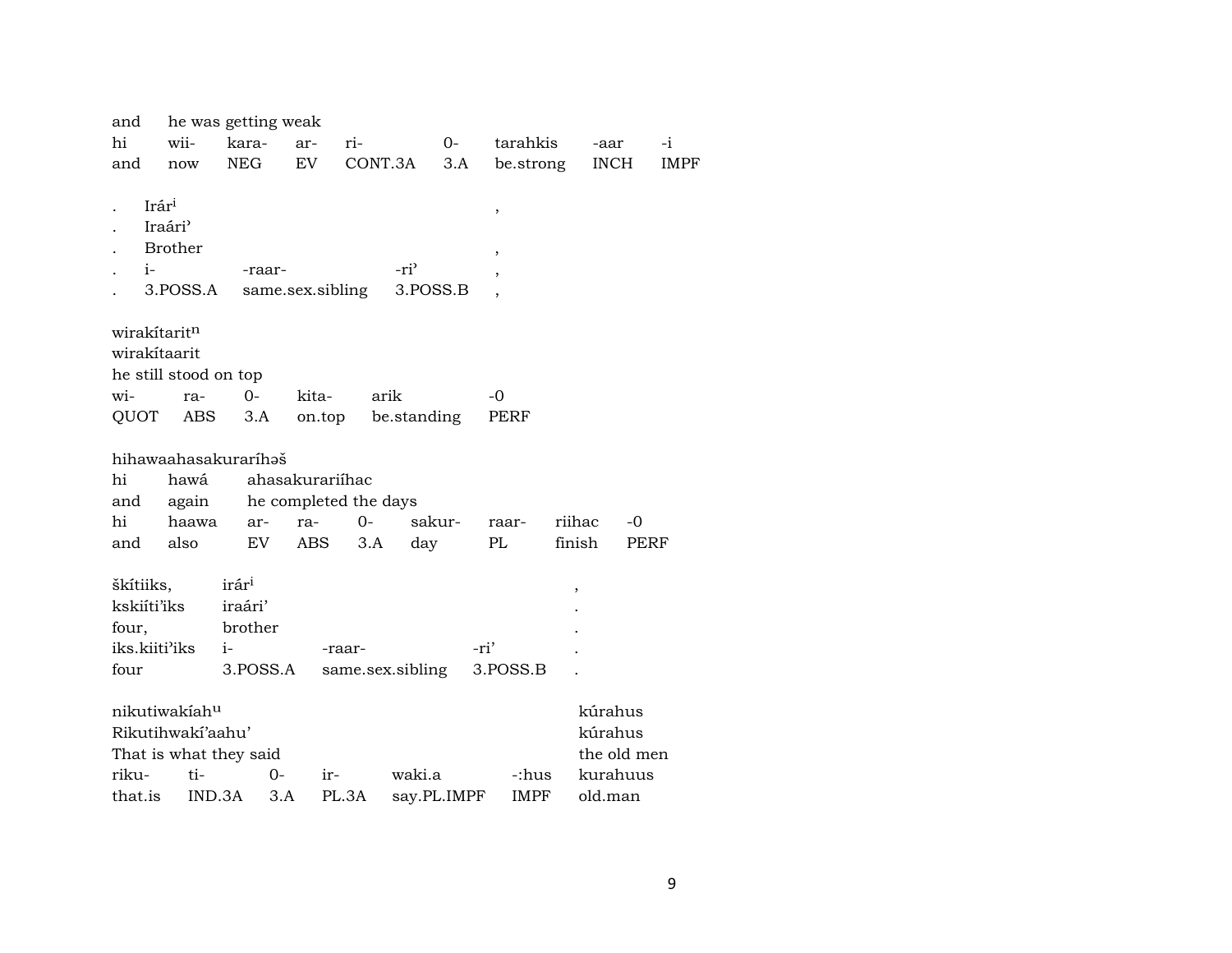| and | he was getting weak | | | | | | | |
|---|---|---|---|---|---|---|---|---|
| hi | wii- | kara- | ar- | ri- | 0- | tarahkis | -aar | -i |
| and | now | NEG | EV | CONT.3A | 3.A | be.strong | INCH | IMPF |

| . | Irár[i] | | | , |
|---|---|---|---|---|
| . | Iraári' | | | |
| . | Brother | | | , |
| . | i- | -raar- | -ri' | , |
| . | 3.POSS.A | same.sex.sibling | 3.POSS.B | , |

| wirakítarit[n] | | | | | |
|---|---|---|---|---|---|
| wirakítaarit | | | | | |
| he still stood on top | | | | | |
| wi- | ra- | 0- | kita- | arik | -0 |
| QUOT | ABS | 3.A | on.top | be.standing | PERF |

| hihawaahasakuraríhəš | | | | | | | | |
|---|---|---|---|---|---|---|---|---|
| hi | hawá | ahasakurariíhac | | | | | | |
| and | again | he completed the days | | | | | | |
| hi | haawa | ar- | ra- | 0- | sakur- | raar- | riihac | -0 |
| and | also | EV | ABS | 3.A | day | PL | finish | PERF |

| škítiiks, | irár[i] | | | , |
|---|---|---|---|---|
| kskiíti'iks | iraári' | | | . |
| four, | brother | | | . |
| iks.kiiti'iks | i- | -raar- | -ri' | . |
| four | 3.POSS.A | same.sex.sibling | 3.POSS.B | . |

| nikutiwakíah[u] | | | | | | kúrahus |
|---|---|---|---|---|---|---|
| Rikutihwakí'aahu' | | | | | | kúrahus |
| That is what they said | | | | | | the old men |
| riku- | ti- | 0- | ir- | waki.a | -:hus | kurahuus |
| that.is | IND.3A | 3.A | PL.3A | say.PL.IMPF | IMPF | old.man |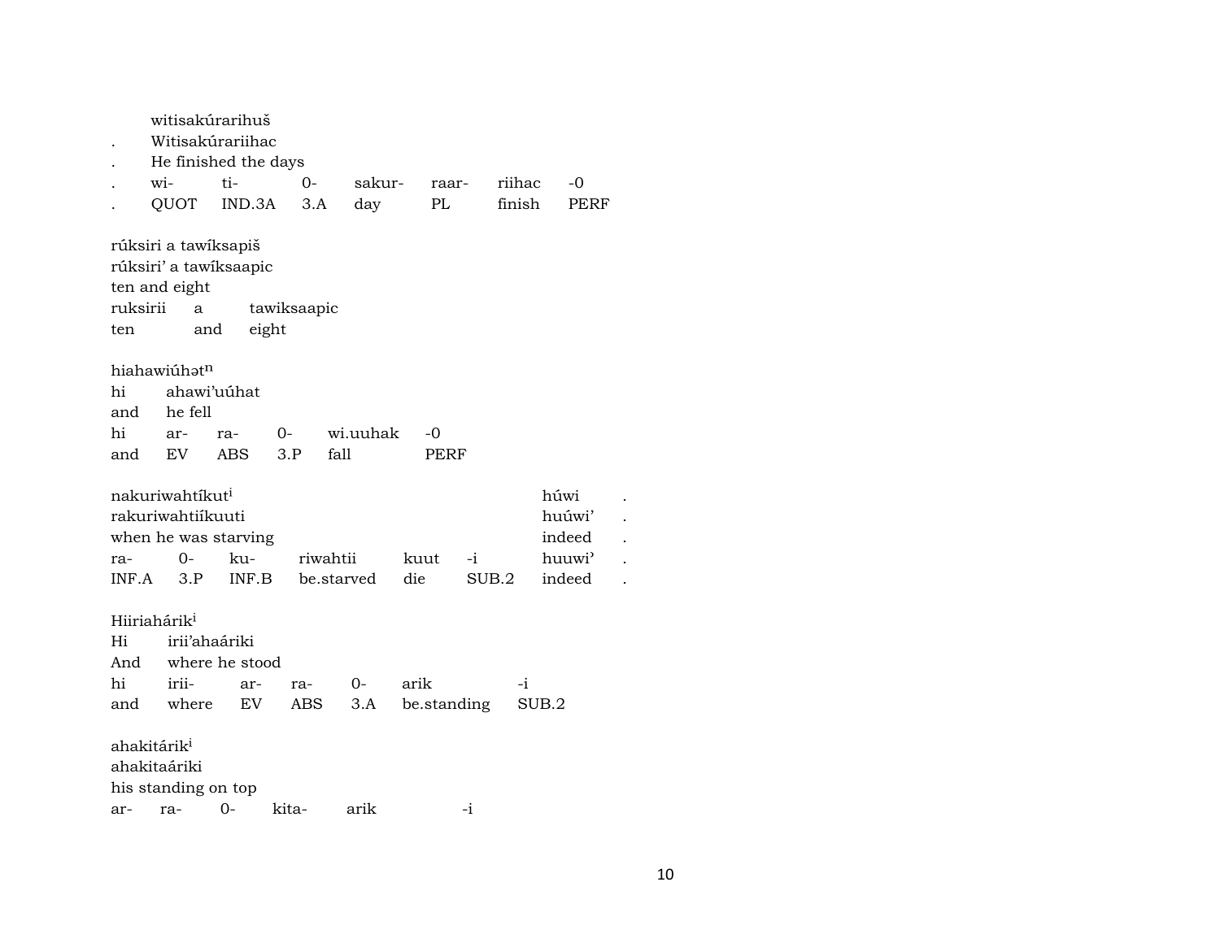witisakúrarihuš

. Witisakúrariihac

. He finished the days

| . | wi- | ti- | 0- | sakur- | raar- | riihac | -0 |
|---|---|---|---|---|---|---|---|
| . | QUOT | IND.3A | 3.A | day | PL | finish | PERF |

rúksiri a tawíksapiš

rúksiri’ a tawíksaapic

ten and eight

| ruksirii | a | tawiksaapic |
|---|---|---|
| ten | and | eight |

hiahawiúhət$^{n}$

| hi | ahawi’uúhat | | | | |
|---|---|---|---|---|---|
| and | he fell | | | | |
| hi | ar- | ra- | 0- | wi.uuhak | -0 |
| and | EV | ABS | 3.P | fall | PERF |

| nakuriwahtíkut$^{i}$ | | | | | | húwi | . |
|---|---|---|---|---|---|---|---|
| rakuriwahtiíkuuti | | | | | | huúwi’ | . |
| when he was starving | | | | | | indeed | . |
| ra- | 0- | ku- | riwahtii | kuut | -i | huuwi’ | . |
| INF.A | 3.P | INF.B | be.starved | die | SUB.2 | indeed | . |

Hiiriahárik$^{i}$

| Hi | irii’ahaáriki | | | | | |
|---|---|---|---|---|---|---|
| And | where he stood | | | | | |
| hi | irii- | ar- | ra- | 0- | arik | -i |
| and | where | EV | ABS | 3.A | be.standing | SUB.2 |

ahakitárik$^{i}$

ahakitaáriki

his standing on top

| ar- | ra- | 0- | kita- | arik | -i |
|---|---|---|---|---|---|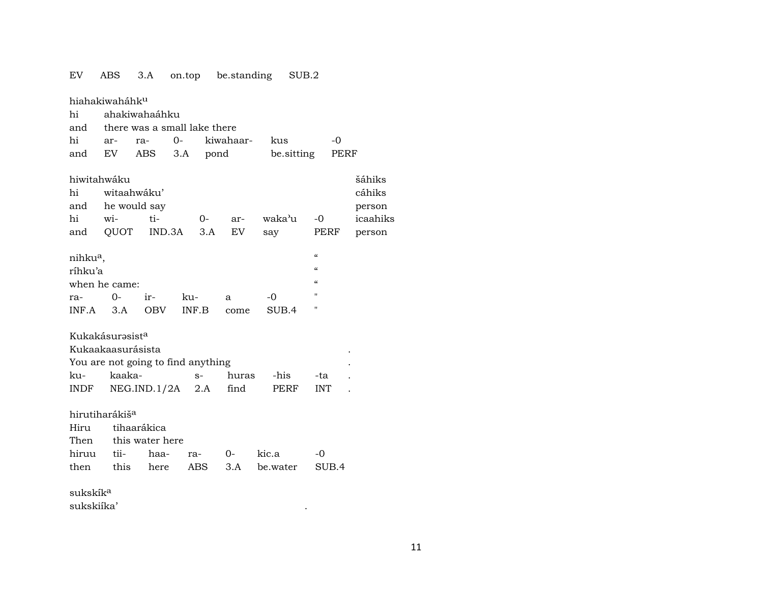| EV | ABS | 3.A | on.top | be.standing | SUB.2 |
|---|---|---|---|---|---|

hiahakiwaháhk[u]

| hi | ahakiwahaáhku | | | | | |
|---|---|---|---|---|---|---|
| and | there was a small lake there | | | | | |
| hi | ar- | ra- | 0- | kiwahaar- | kus | -0 |
| and | EV | ABS | 3.A | pond | be.sitting | PERF |

| hiwitahwáku | | | | | | | šáhiks |
|---|---|---|---|---|---|---|---|
| hi | witaahwáku’ | | | | | | cáhiks |
| and | he would say | | | | | | person |
| hi | wi- | ti- | 0- | ar- | waka’u | -0 | icaahiks |
| and | QUOT | IND.3A | 3.A | EV | say | PERF | person |

| nihku[a], | | | | | | “ |
|---|---|---|---|---|---|---|
| ríhku’a | | | | | | “ |
| when he came: | | | | | | “ |
| ra- | 0- | ir- | ku- | a | -0 | " |
| INF.A | 3.A | OBV | INF.B | come | SUB.4 | " |

Kukakásurəsist[a]

| Kukaakaasurásista | | | | | | . |
|---|---|---|---|---|---|---|
| You are not going to find anything | | | | | | . |
| ku- | kaaka- | s- | huras | -his | -ta | . |
| INDF | NEG.IND.1/2A | 2.A | find | PERF | INT | . |

hirutiharákiš[a]

| Hiru | tihaarákica | | | | | |
|---|---|---|---|---|---|---|
| Then | this water here | | | | | |
| hiruu | tii- | haa- | ra- | 0- | kic.a | -0 |
| then | this | here | ABS | 3.A | be.water | SUB.4 |

sukskík[a]

sukskiíka’ .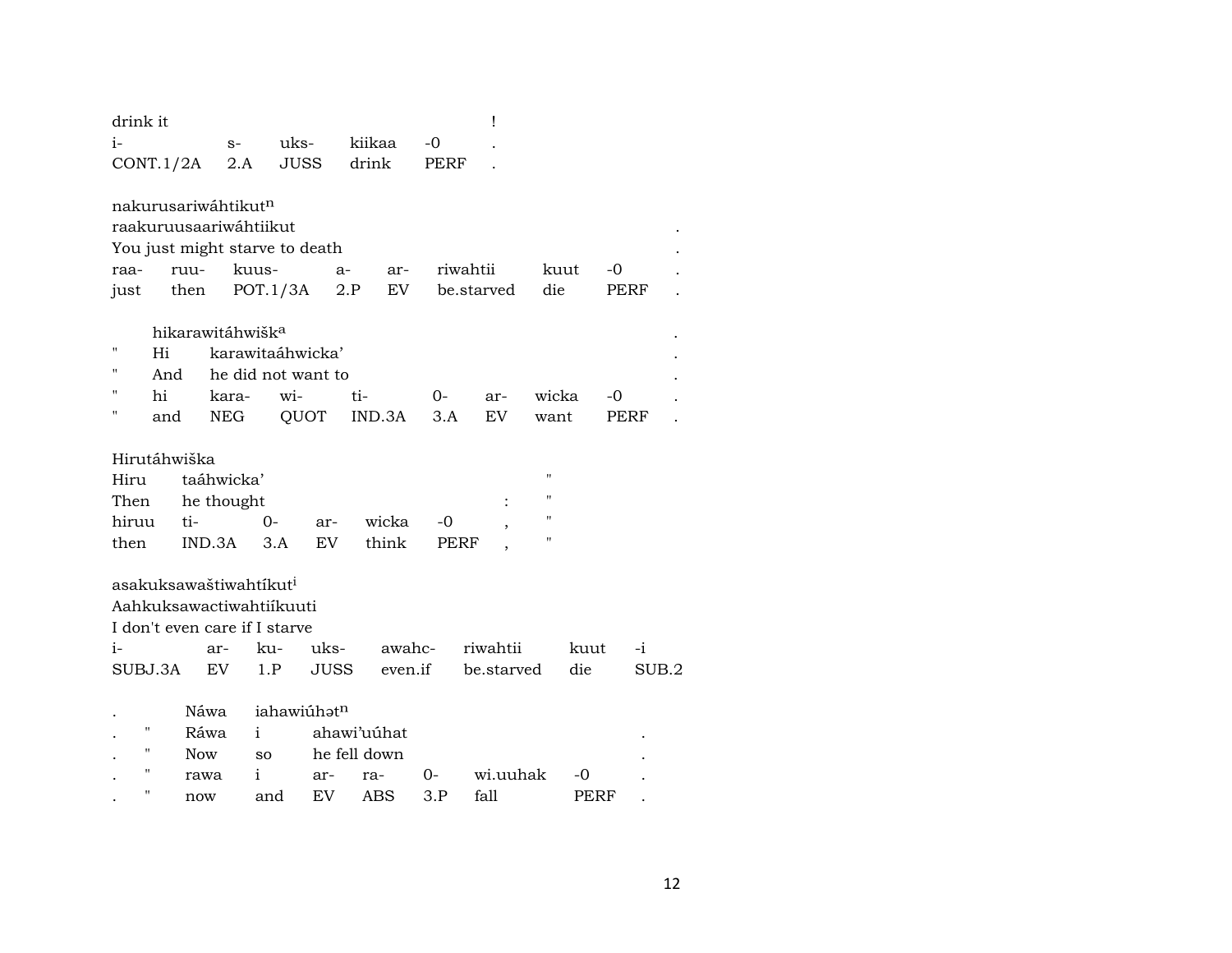| drink it | | | | | ! |
|---|---|---|---|---|---|
| i- | s- | uks- | kiikaa | -0 | . |
| CONT.1/2A | 2.A | JUSS | drink | PERF | . |

nakurusariwáhtikut$^{n}$

| raakuruusaariwáhtiikut | | | | | | | | . |
|---|---|---|---|---|---|---|---|---|
| You just might starve to death | | | | | | | | . |
| raa- | ruu- | kuus- | a- | ar- | riwahtii | kuut | -0 | . |
| just | then | POT.1/3A | 2.P | EV | be.starved | die | PERF | . |

hikarawitáhwišk$^{a}$

| " | Hi | karawitaáhwicka' | | | | | | | . |
|---|---|---|---|---|---|---|---|---|---|
| " | And | he did not want to | | | | | | | . |
| " | hi | kara- | wi- | ti- | 0- | ar- | wicka | -0 | . |
| " | and | NEG | QUOT | IND.3A | 3.A | EV | want | PERF | . |

Hirutáhwiška

| Hiru | taáhwicka' | | | | | | " |
|---|---|---|---|---|---|---|---|
| Then | he thought | | | | | : | " |
| hiruu | ti- | 0- | ar- | wicka | -0 | , | " |
| then | IND.3A | 3.A | EV | think | PERF | , | " |

asakuksawaštiwahtíkut$^{i}$

| Aahkuksawactiwahtiíkuuti | | | | | | | |
|---|---|---|---|---|---|---|---|
| I don't even care if I starve | | | | | | | |
| i- | ar- | ku- | uks- | awahc- | riwahtii | kuut | -i |
| SUBJ.3A | EV | 1.P | JUSS | even.if | be.starved | die | SUB.2 |

| . | | Náwa | iahawiúhət$^{n}$ | | | | | |
|---|---|---|---|---|---|---|---|---|
| . | " | Ráwa | i | ahawi'uúhat | | | | . |
| . | " | Now | so | he fell down | | | | . |
| . | " | rawa | i | ar- | ra- | 0- | wi.uuhak | -0 | . |
| . | " | now | and | EV | ABS | 3.P | fall | PERF | . |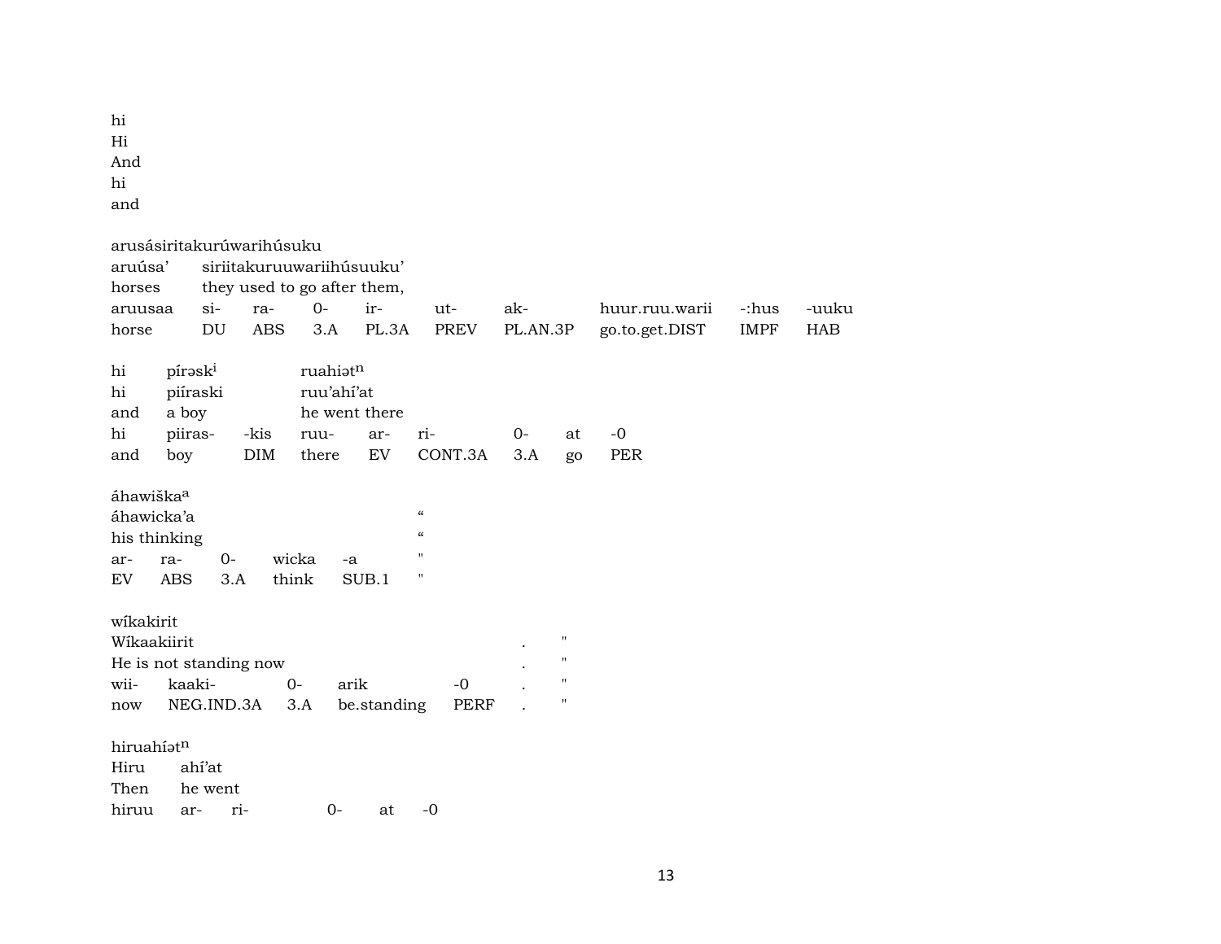hi
Hi
And
hi
and

arusásiritakurúwarihúsuku

| aruúsa' | siriitakuruuwariihúsuuku' | | | | | | | | |
|---|---|---|---|---|---|---|---|---|---|
| horses | they used to go after them, | | | | | | | | |
| aruusaa | si- | ra- | 0- | ir- | ut- | ak- | huur.ruu.warii | -:hus | -uuku |
| horse | DU | ABS | 3.A | PL.3A | PREV | PL.AN.3P | go.to.get.DIST | IMPF | HAB |

| hi | pírəsk[i] | | ruahiət[n] | | | | | |
|---|---|---|---|---|---|---|---|---|
| hi | piíraski | | ruu'ahí'at | | | | | |
| and | a boy | | he went there | | | | | |
| hi | piiras- | -kis | ruu- | ar- | ri- | 0- | at | -0 |
| and | boy | DIM | there | EV | CONT.3A | 3.A | go | PER |

áhawiška[a]

| áhawicka'a | | | | | " |
|---|---|---|---|---|---|
| his thinking | | | | | " |
| ar- | ra- | 0- | wicka | -a | " |
| EV | ABS | 3.A | think | SUB.1 | " |

wíkakirit

| Wíkaakiirit | | | | | . | " |
|---|---|---|---|---|---|---|
| He is not standing now | | | | | . | " |
| wii- | kaaki- | 0- | arik | -0 | . | " |
| now | NEG.IND.3A | 3.A | be.standing | PERF | . | " |

hiruahíət[n]

| Hiru | ahí'at | | | | |
|---|---|---|---|---|---|
| Then | he went | | | | |
| hiruu | ar- | ri- | 0- | at | -0 |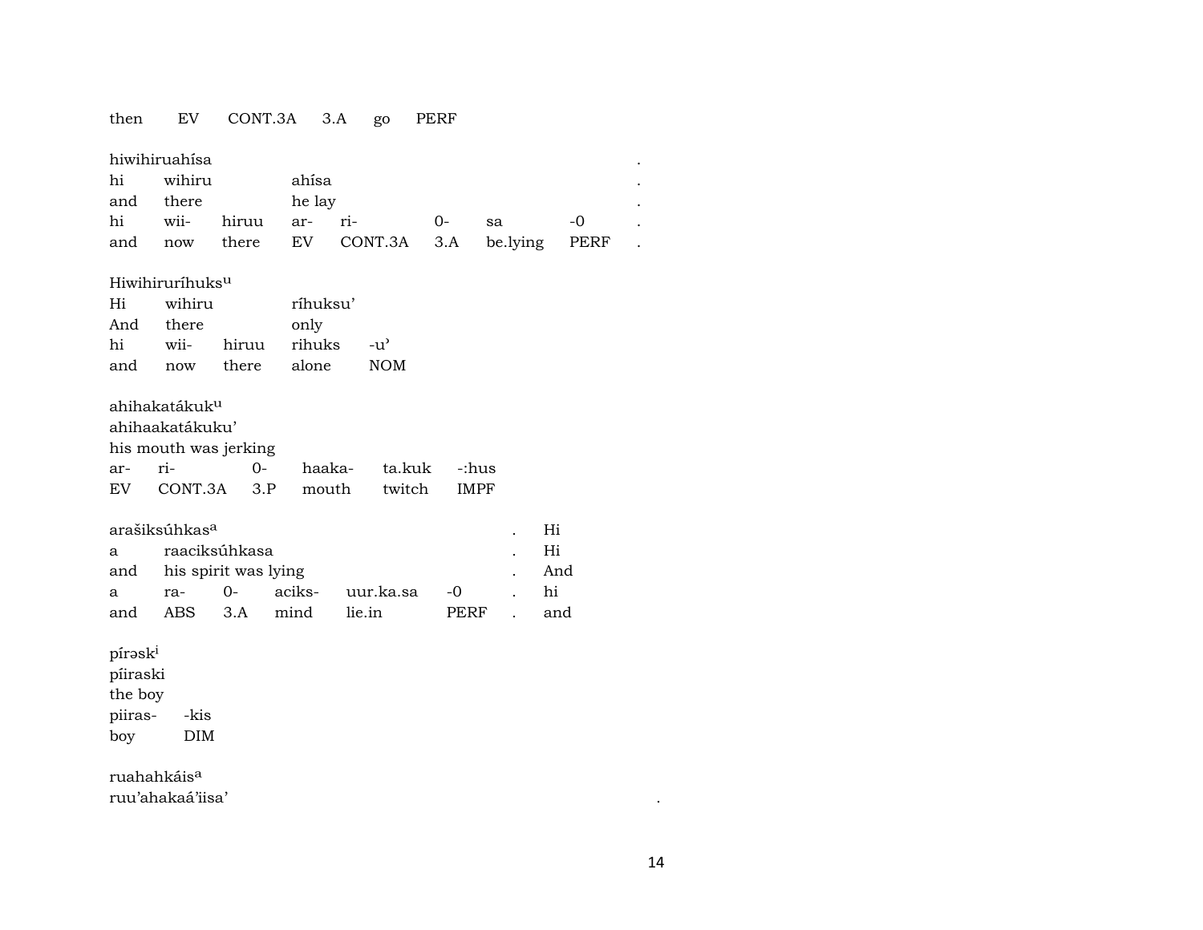then EV CONT.3A 3.A go PERF

hiwihiruahísa .
hi wihiru ahísa .
and there he lay .
hi wii- hiruu ar- ri- 0- sa -0 .
and now there EV CONT.3A 3.A be.lying PERF .

Hiwihiruríhuks^u
Hi wihiru ríhuksu'
And there only
hi wii- hiruu rihuks -u'
and now there alone NOM

ahihakatákuk^u
ahihaakatákuku'
his mouth was jerking
ar- ri- 0- haaka- ta.kuk -:hus
EV CONT.3A 3.P mouth twitch IMPF

arašiksúhkas^a . Hi
a raaciksúhkasa . Hi
and his spirit was lying . And
a ra- 0- aciks- uur.ka.sa -0 . hi
and ABS 3.A mind lie.in PERF . and

pírəsk^i
píiraski
the boy
piiras- -kis
boy DIM

ruahahkáis^a
ruu'ahakaá'iisa' .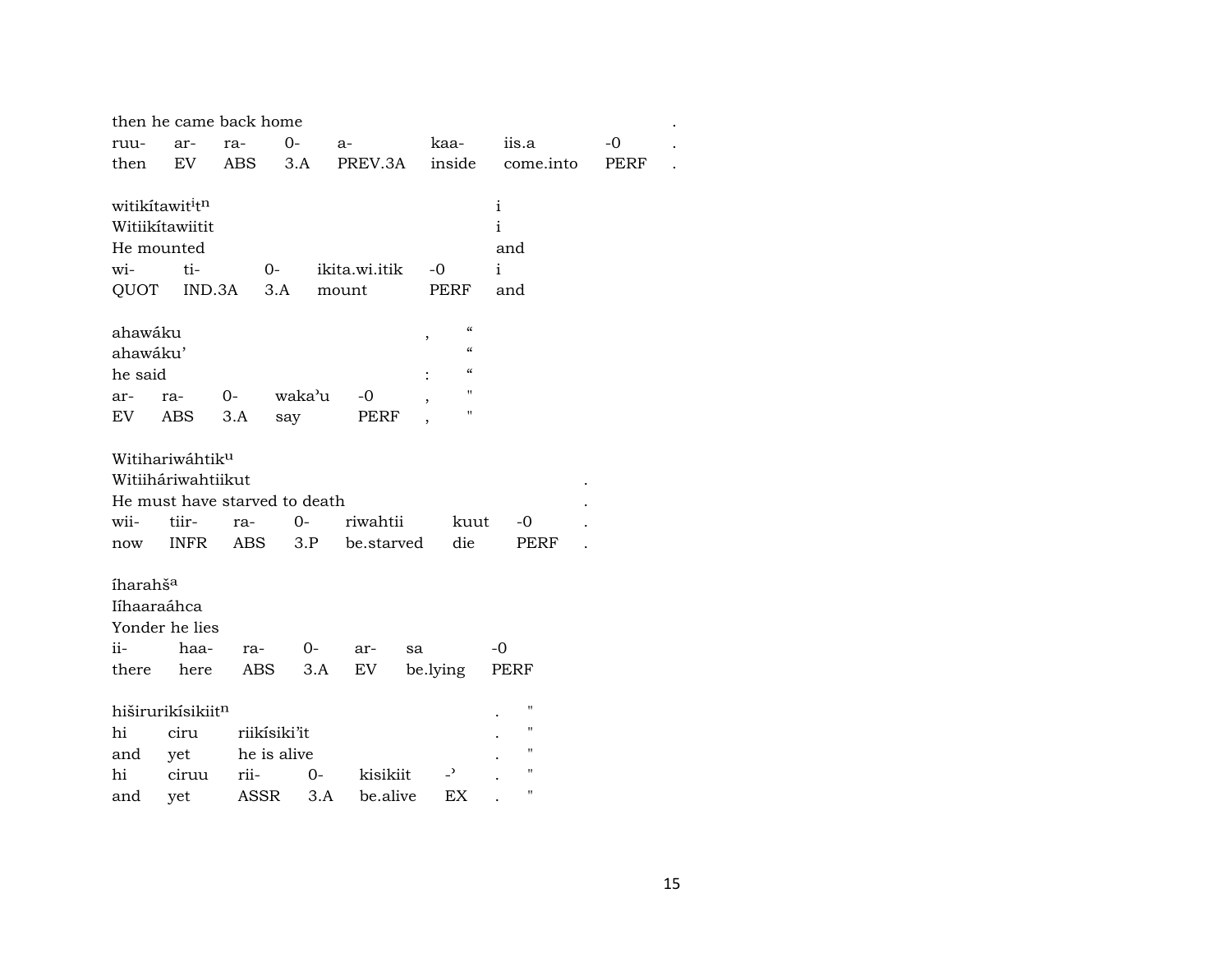then he came back home .
ruu- ar- ra- 0- a- kaa- iis.a -0 .
then EV ABS 3.A PREV.3A inside come.into PERF .

witikítawit$^{i}$t$^{n}$ i
Witiikítawiitit i
He mounted and
wi- ti- 0- ikita.wi.itik -0 i
QUOT IND.3A 3.A mount PERF and

ahawáku , "
ahawáku' "
he said : "
ar- ra- 0- wakaʾu -0 , "
EV ABS 3.A say PERF , "

Witihariwáhtik$^{u}$
Witiiháriwahtiikut .
He must have starved to death .
wii- tiir- ra- 0- riwahtii kuut -0 .
now INFR ABS 3.P be.starved die PERF .

íharahš$^{a}$
Iíhaaraáhca
Yonder he lies
ii- haa- ra- 0- ar- sa -0
there here ABS 3.A EV be.lying PERF

hiširurikísikiit$^{n}$ . "
hi ciru riikísikiʼit . "
and yet he is alive . "
hi ciruu rii- 0- kisikiit -ʾ . "
and yet ASSR 3.A be.alive EX . "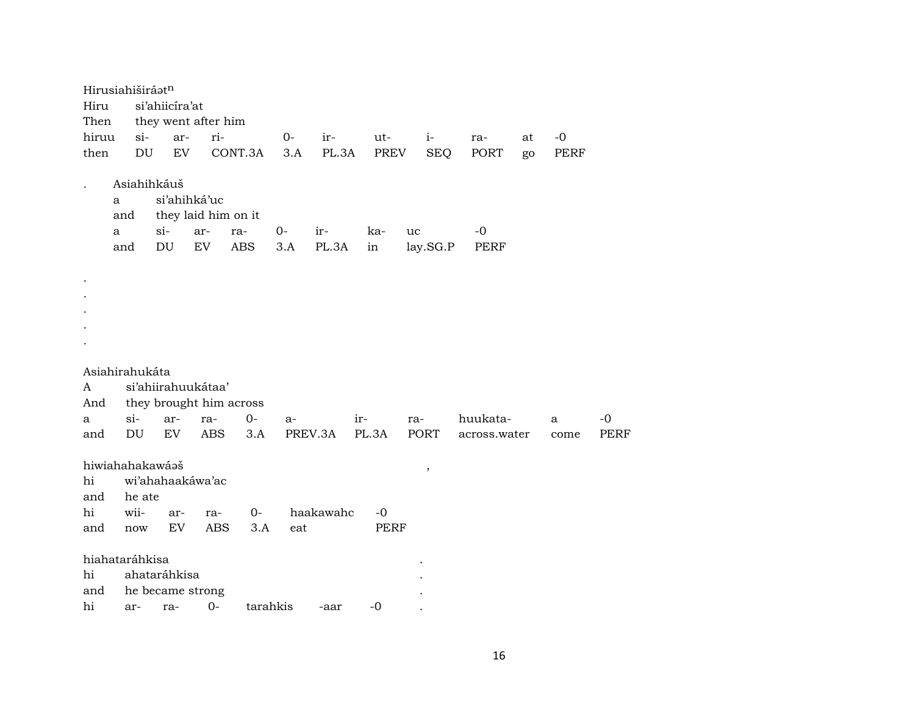Hirusiahiširáəťn
Hiru si'ahiicíra'at
Then they went after him

| hiruu | si- | ar- | ri- | 0- | ir- | ut- | i- | ra- | at | -0 |
|---|---|---|---|---|---|---|---|---|---|---|
| then | DU | EV | CONT.3A | 3.A | PL.3A | PREV | SEQ | PORT | go | PERF |

. Asiahihkáuš
a si'ahihká'uc
and they laid him on it

| a | si- | ar- | ra- | 0- | ir- | ka- | uc | -0 |
|---|---|---|---|---|---|---|---|---|
| and | DU | EV | ABS | 3.A | PL.3A | in | lay.SG.P | PERF |

.
.
.
.
.

Asiahirahukáta
A si'ahiirahuukátaa'
And they brought him across

| a | si- | ar- | ra- | 0- | a- | ir- | ra- | huukata- | a | -0 |
|---|---|---|---|---|---|---|---|---|---|---|
| and | DU | EV | ABS | 3.A | PREV.3A | PL.3A | PORT | across.water | come | PERF |

hiwiahahakawáəš ,
hi wi'ahahaakáwa'ac
and he ate

| hi | wii- | ar- | ra- | 0- | haakawahc | -0 |
|---|---|---|---|---|---|---|
| and | now | EV | ABS | 3.A | eat | PERF |

hiahataráhkisa .
hi ahataráhkisa .
and he became strong .

| hi | ar- | ra- | 0- | tarahkis | -aar | -0 | . |
|---|---|---|---|---|---|---|---|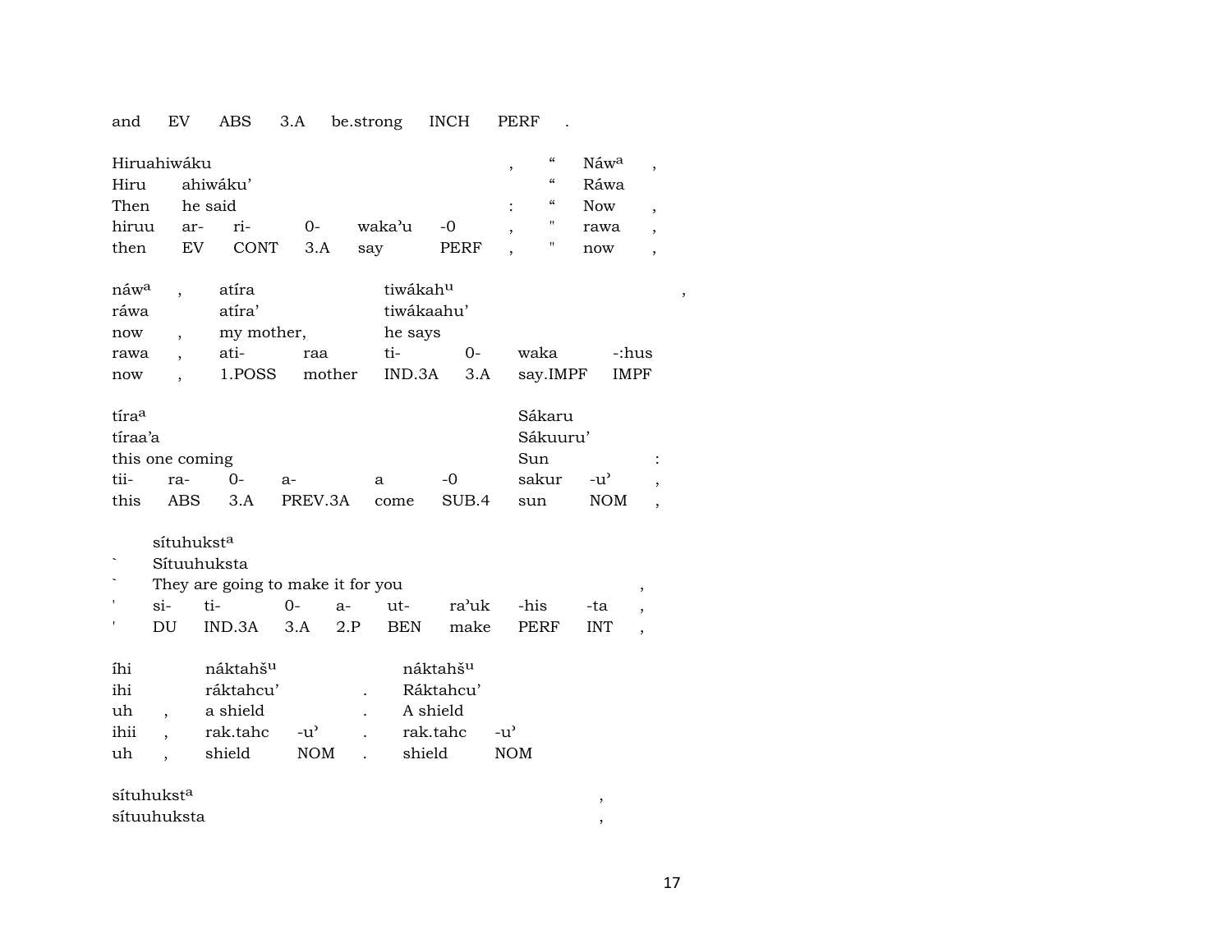and EV ABS 3.A be.strong INCH PERF .

| Hiruahiwáku | | | | | | , | “ | Náw^a | , |
|---|---|---|---|---|---|---|---|---|---|
| Hiru | ahiwáku’ | | | | | | “ | Ráwa | |
| Then | he said | | | | | : | “ | Now | , |
| hiruu | ar- | ri- | 0- | waka’u | -0 | , | " | rawa | , |
| then | EV | CONT | 3.A | say | PERF | , | " | now | , |

| náw^a | , | atíra | | tiwákah^u | | | | , |
|---|---|---|---|---|---|---|---|---|
| ráwa | | atíra’ | | tiwákaahu’ | | | | |
| now | , | my mother, | | he says | | | | |
| rawa | , | ati- | raa | ti- | 0- | waka | -:hus | |
| now | , | 1.POSS | mother | IND.3A | 3.A | say.IMPF | IMPF | |

| tíra^a | | | | | | Sákaru | | |
|---|---|---|---|---|---|---|---|---|
| tíraa’a | | | | | | Sákuuru’ | | |
| this one coming | | | | | | Sun | | : |
| tii- | ra- | 0- | a- | a | -0 | sakur | -u’ | , |
| this | ABS | 3.A | PREV.3A | come | SUB.4 | sun | NOM | , |

| | sítuhukst^a | | | | | | | | |
|---|---|---|---|---|---|---|---|---|---|
| ` | Sítuuhuksta | | | | | | | | |
| ` | They are going to make it for you | | | | | | | | , |
| ' | si- | ti- | 0- | a- | ut- | ra’uk | -his | -ta | , |
| ' | DU | IND.3A | 3.A | 2.P | BEN | make | PERF | INT | , |

| íhi | | náktahš^u | | | náktahš^u | |
|---|---|---|---|---|---|---|
| ihi | | ráktahcu’ | | . | Ráktahcu’ | |
| uh | , | a shield | | . | A shield | |
| ihii | , | rak.tahc | -u’ | . | rak.tahc | -u’ |
| uh | , | shield | NOM | . | shield | NOM |

| sítuhukst^a | , |
|---|---|
| sítuuhuksta | , |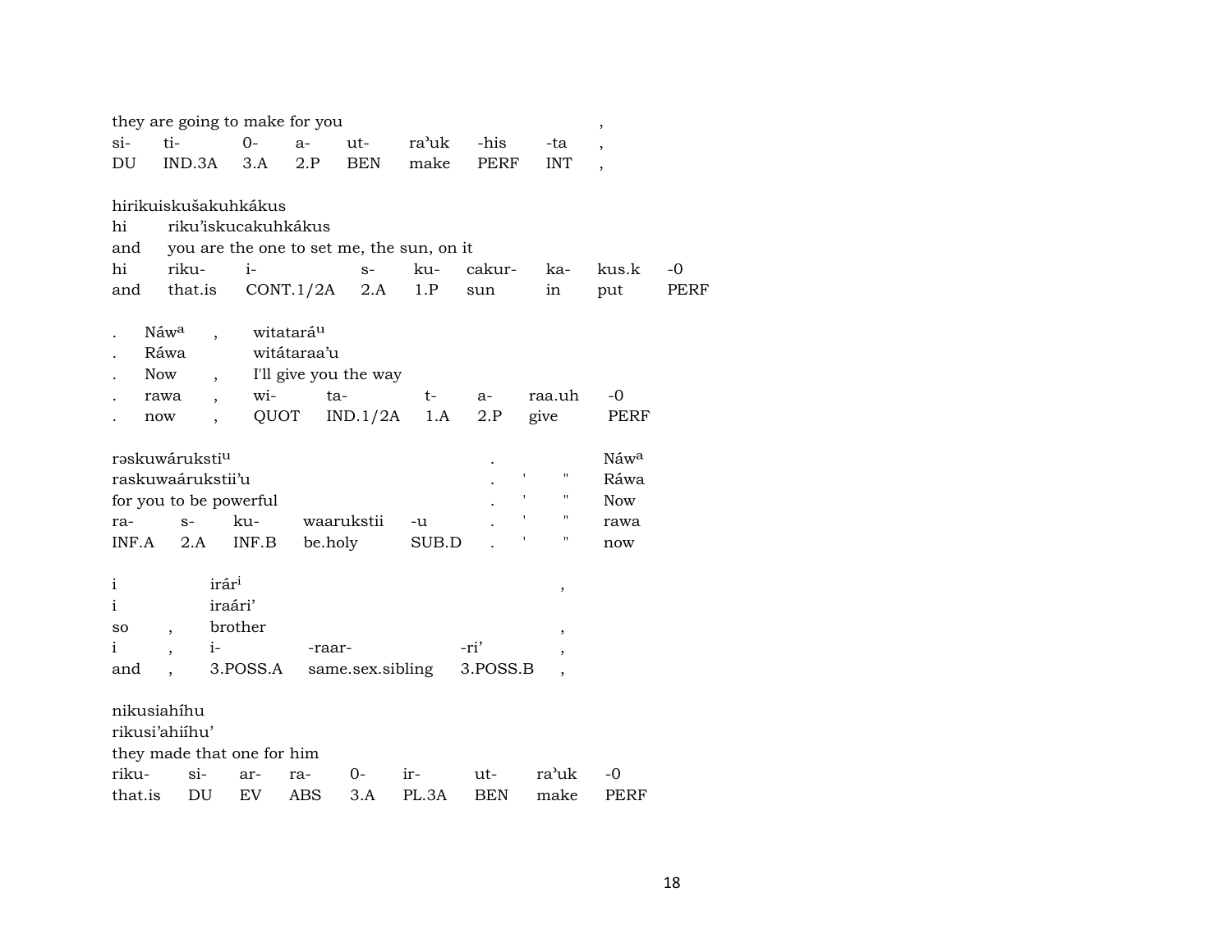| they are going to make for you | | | | | | | , |
|---|---|---|---|---|---|---|---|
| si- | ti- | 0- | a- | ut- | ra'uk | -his | -ta | ,
| DU | IND.3A | 3.A | 2.P | BEN | make | PERF | INT | ,

hirikuiskušakuhkákus
hi riku'iskucakuhkákus
and you are the one to set me, the sun, on it

| hi | riku- | i- | s- | ku- | cakur- | ka- | kus.k | -0 |
|---|---|---|---|---|---|---|---|---|
| and | that.is | CONT.1/2A | 2.A | 1.P | sun | in | put | PERF |

| . | Náw[a] | , | witatará[u] | | | | |
|---|---|---|---|---|---|---|---|
| . | Ráwa | | witátaraa'u | | | | |
| . | Now | , | I'll give you the way | | | | |
| . | rawa | , | wi- | ta- | t- | a- | raa.uh | -0 |
| . | now | , | QUOT | IND.1/2A | 1.A | 2.P | give | PERF |

| rəskuwárukstiu | | | | | . | | | Náw[a] |
|---|---|---|---|---|---|---|---|---|
| raskuwaárukstii'u | | | | | . | ' | " | Ráwa |
| for you to be powerful | | | | | . | ' | " | Now |
| ra- | s- | ku- | waarukstii | -u | . | ' | " | rawa |
| INF.A | 2.A | INF.B | be.holy | SUB.D | . | ' | " | now |

| i | | irár[i] | | | , |
|---|---|---|---|---|---|
| i | | iraári' | | | |
| so | , | brother | | | , |
| i | , | i- | -raar- | -ri' | , |
| and | , | 3.POSS.A | same.sex.sibling | 3.POSS.B | , |

nikusiahíhu
rikusi'ahiíhu'
they made that one for him

| riku- | si- | ar- | ra- | 0- | ir- | ut- | ra'uk | -0 |
|---|---|---|---|---|---|---|---|---|
| that.is | DU | EV | ABS | 3.A | PL.3A | BEN | make | PERF |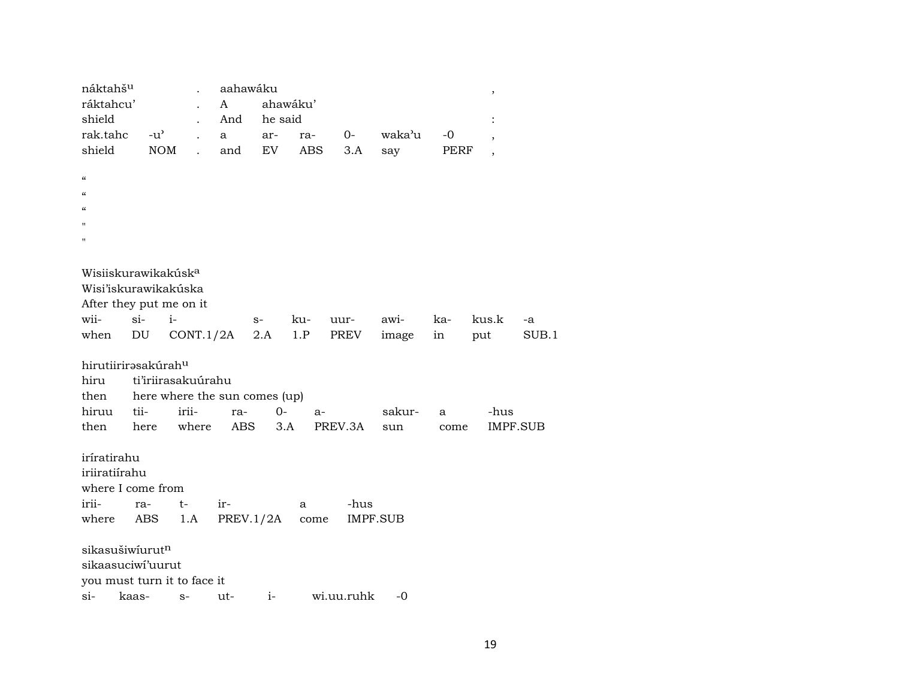náktahš$^{u}$ . aahawáku ,

ráktahcu' . A ahawáku'

shield . And he said :

| rak.tahc | -u' | . | a | ar- | ra- | 0- | waka'u | -0 | , |
|---|---|---|---|---|---|---|---|---|---|
| shield | NOM | . | and | EV | ABS | 3.A | say | PERF | , |

"

"

"

"

"

Wisiiskurawikakúsk$^{a}$

Wisi'iskurawikakúska

After they put me on it

| wii- | si- | i- | s- | ku- | uur- | awi- | ka- | kus.k | -a |
|---|---|---|---|---|---|---|---|---|---|
| when | DU | CONT.1/2A | 2.A | 1.P | PREV | image | in | put | SUB.1 |

hirutiirirəsakúrah$^{u}$

hiru ti'iriirasakuúrahu

then here where the sun comes (up)

| hiruu | tii- | irii- | ra- | 0- | a- | sakur- | a | -hus |
|---|---|---|---|---|---|---|---|---|
| then | here | where | ABS | 3.A | PREV.3A | sun | come | IMPF.SUB |

iríratirahu

iriiratiírahu

where I come from

| irii- | ra- | t- | ir- | a | -hus |
|---|---|---|---|---|---|
| where | ABS | 1.A | PREV.1/2A | come | IMPF.SUB |

sikasušiwíurut$^{n}$

sikaasuciwí'uurut

you must turn it to face it

| si- | kaas- | s- | ut- | i- | wi.uu.ruhk | -0 |
|---|---|---|---|---|---|---|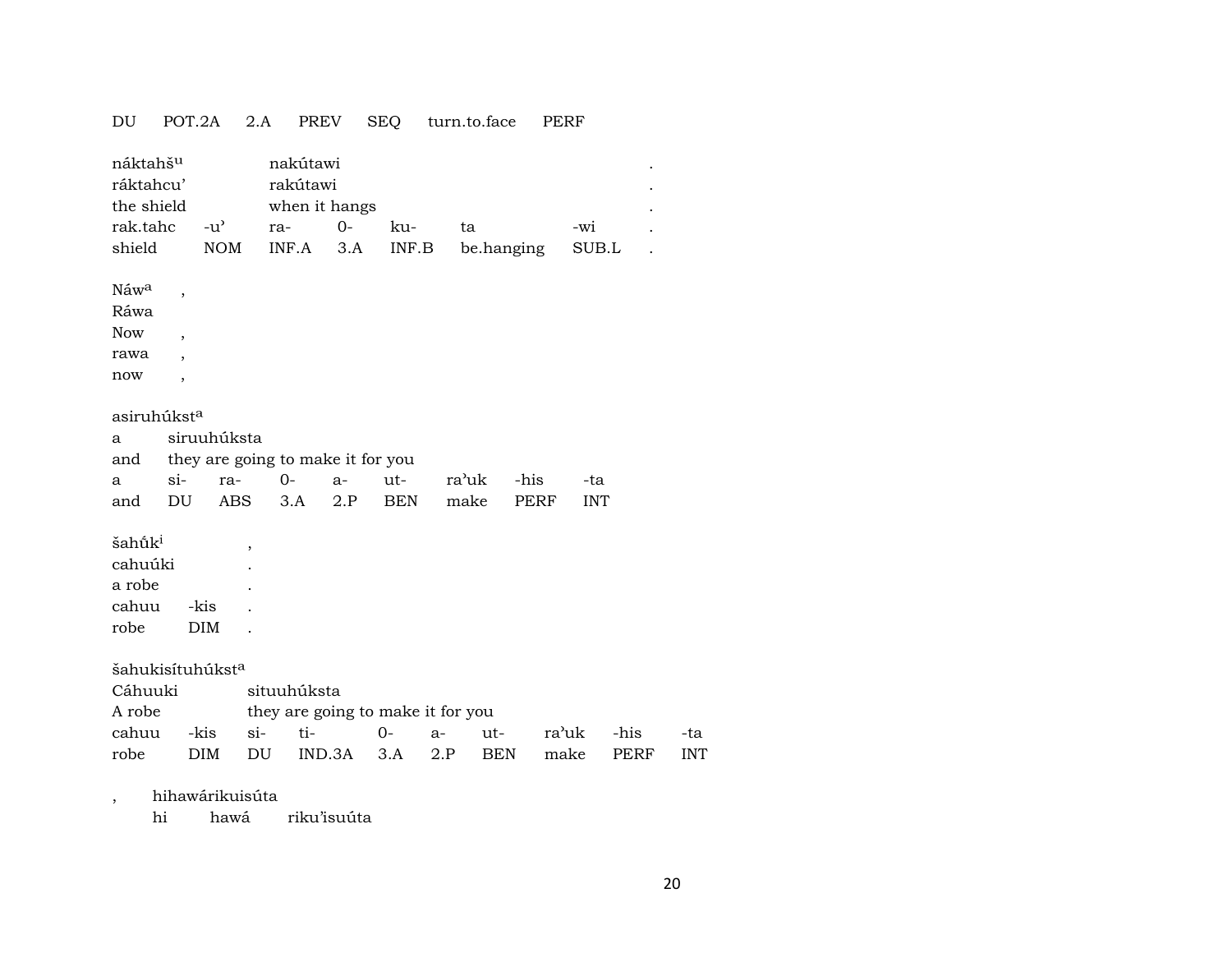DU POT.2A 2.A PREV SEQ turn.to.face PERF

| náktahš[u] | | nakútawi | | | | | . |
|---|---|---|---|---|---|---|---|
| ráktahcu' | | rakútawi | | | | | . |
| the shield | | when it hangs | | | | | . |
| rak.tahc | -u' | ra- | 0- | ku- | ta | -wi | . |
| shield | NOM | INF.A | 3.A | INF.B | be.hanging | SUB.L | . |

Náw[a] ,
Ráwa
Now ,
rawa ,
now ,

asiruhúkst[a]

| a | siruuhúksta | | | | | | | |
|---|---|---|---|---|---|---|---|---|
| and | they are going to make it for you | | | | | | | |
| a | si- | ra- | 0- | a- | ut- | ra'uk | -his | -ta |
| and | DU | ABS | 3.A | 2.P | BEN | make | PERF | INT |

| šahṹk[i] | | , |
|---|---|---|
| cahuúki | | . |
| a robe | | . |
| cahuu | -kis | . |
| robe | DIM | . |

šahukisítuhúkst[a]

| Cáhuuki | | situuhúksta | | | | | | | |
|---|---|---|---|---|---|---|---|---|---|
| A robe | | they are going to make it for you | | | | | | | |
| cahuu | -kis | si- | ti- | 0- | a- | ut- | ra'uk | -his | -ta |
| robe | DIM | DU | IND.3A | 3.A | 2.P | BEN | make | PERF | INT |

, hihawárikuisúta
hi hawá riku'isuúta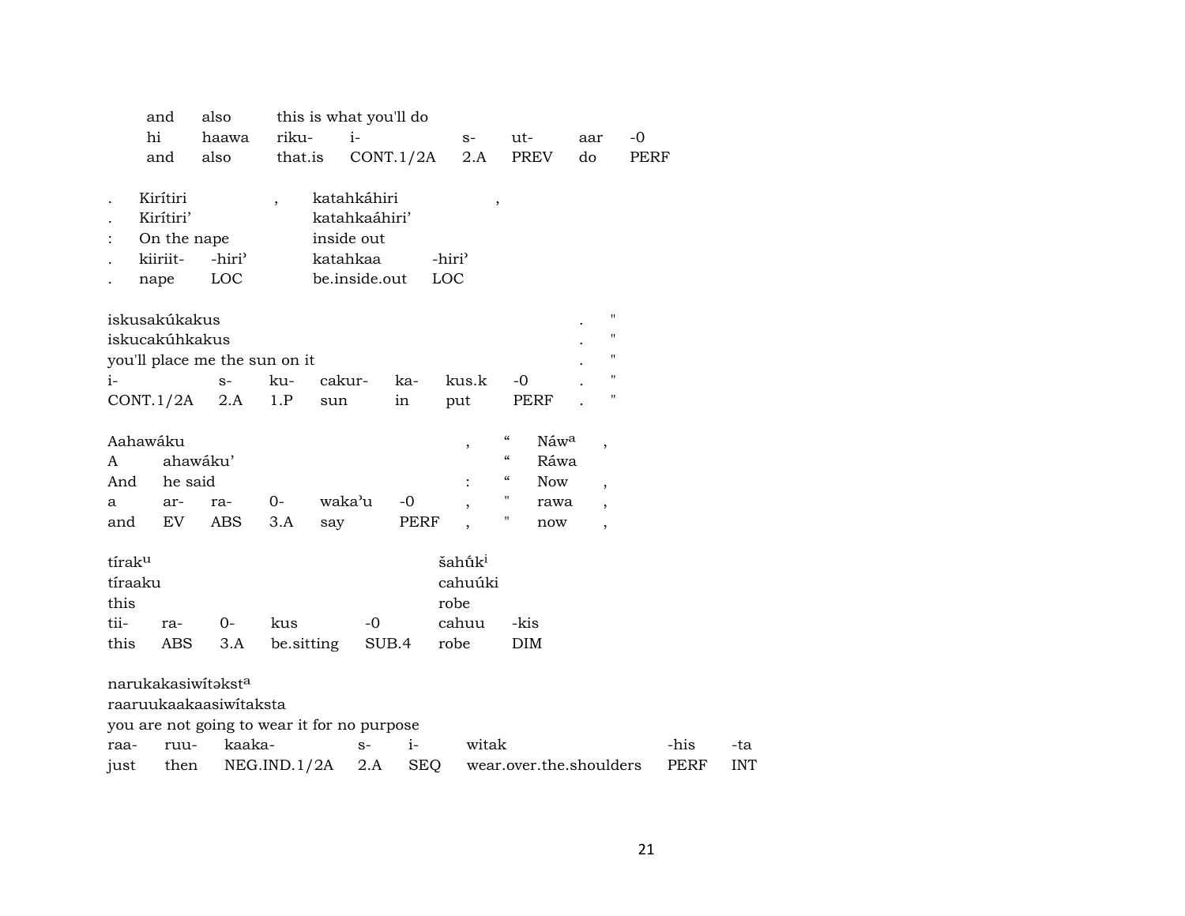| | | | | | | | |
|---|---|---|---|---|---|---|---|
| and | also | this is what you'll do | | | | | |
| hi | haawa | riku- | i- | s- | ut- | aar | -0 |
| and | also | that.is | CONT.1/2A | 2.A | PREV | do | PERF |

| | | | | | |
|---|---|---|---|---|---|
| . | Kirítiri | | , | katahkáhiri | , |
| . | Kirítiri’ | | | katahkaáhiri’ | |
| : | On the nape | | | inside out | |
| . | kiiriit- | -hiri’ | | katahkaa | -hiri’ |
| . | nape | LOC | | be.inside.out | LOC |

| | | | | | | | | |
|---|---|---|---|---|---|---|---|---|
| iskusakúkakus | | | | | | | . | " |
| iskucakúhkakus | | | | | | | . | " |
| you'll place me the sun on it | | | | | | | . | " |
| i- | s- | ku- | cakur- | ka- | kus.k | -0 | . | " |
| CONT.1/2A | 2.A | 1.P | sun | in | put | PERF | . | " |

| | | | | | | | | | |
|---|---|---|---|---|---|---|---|---|---|
| Aahawáku | | | | | | , | “ | Náwa | , |
| A | ahawáku’ | | | | | | “ | Ráwa | |
| And | he said | | | | | : | “ | Now | , |
| a | ar- | ra- | 0- | waka’u | -0 | , | " | rawa | , |
| and | EV | ABS | 3.A | say | PERF | , | " | now | , |

| | | | | | | |
|---|---|---|---|---|---|---|
| tíraku | | | | | šahúki | |
| tíraaku | | | | | cahuúki | |
| this | | | | | robe | |
| tii- | ra- | 0- | kus | -0 | cahuu | -kis |
| this | ABS | 3.A | be.sitting | SUB.4 | robe | DIM |

| | | | | | | | |
|---|---|---|---|---|---|---|---|
| narukakasiwítəksta | | | | | | | |
| raaruukaakaasiwítaksta | | | | | | | |
| you are not going to wear it for no purpose | | | | | | | |
| raa- | ruu- | kaaka- | s- | i- | witak | -his | -ta |
| just | then | NEG.IND.1/2A | 2.A | SEQ | wear.over.the.shoulders | PERF | INT |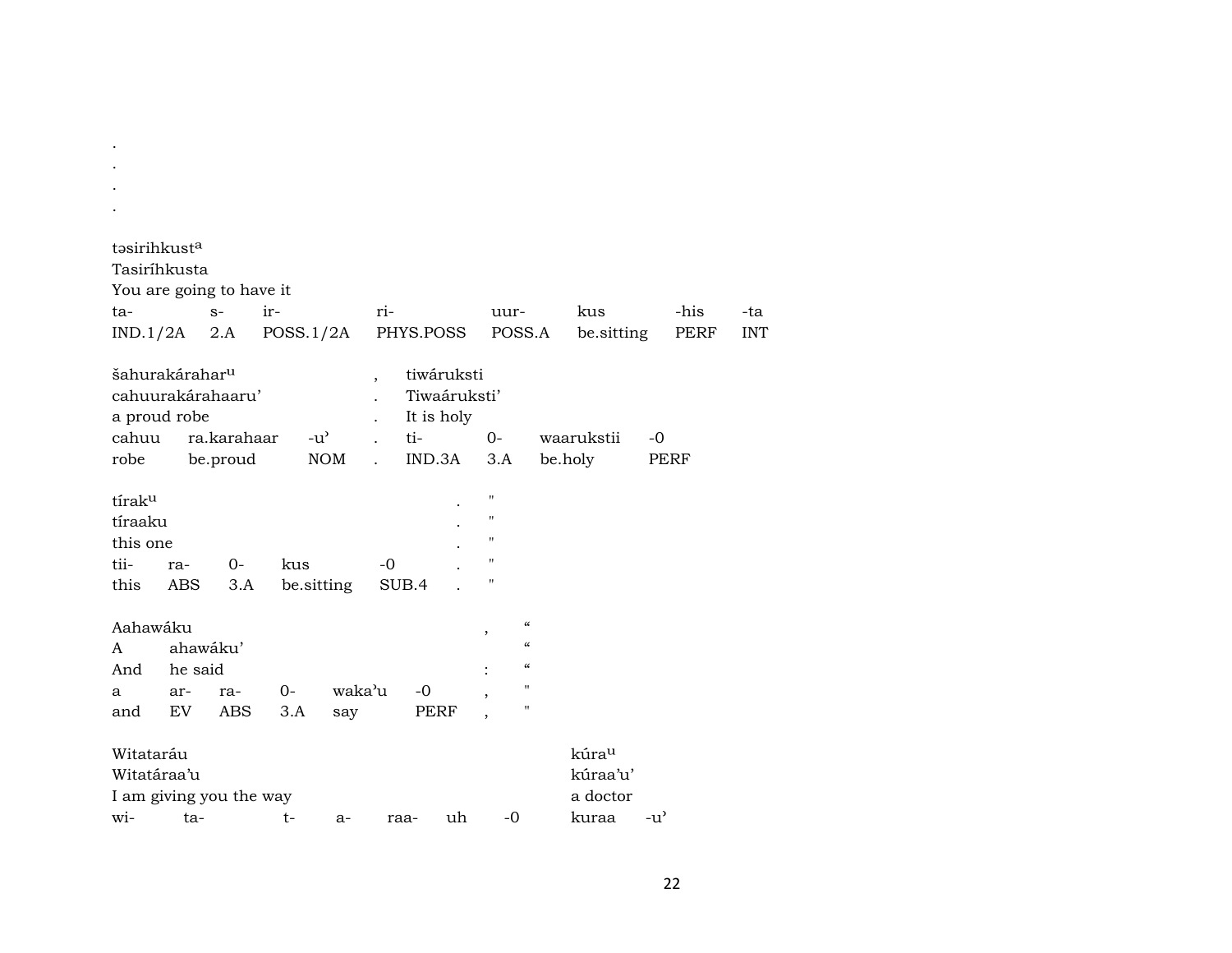.
.
.
.

təsirihkust[a]
Tasiríhkusta
You are going to have it

| ta- | s- | ir- | ri- | uur- | kus | -his | -ta |
|---|---|---|---|---|---|---|---|
| IND.1/2A | 2.A | POSS.1/2A | PHYS.POSS | POSS.A | be.sitting | PERF | INT |

šahurakárahar[u] , tiwáruksti
cahuurakárahaaru' . Tiwaáruksti'
a proud robe . It is holy

| cahuu | ra.karahaar | -u' | . | ti- | 0- | waarukstii | -0 |
|---|---|---|---|---|---|---|---|
| robe | be.proud | NOM | . | IND.3A | 3.A | be.holy | PERF |

tírak[u] . "
tíraaku . "
this one . "

| tii- | ra- | 0- | kus | -0 | . | " |
|---|---|---|---|---|---|---|
| this | ABS | 3.A | be.sitting | SUB.4 | . | " |

Aahawáku , “
A ahawáku' “
And he said : “

| a | ar- | ra- | 0- | waka'u | -0 | , | " |
|---|---|---|---|---|---|---|---|
| and | EV | ABS | 3.A | say | PERF | , | " |

Witataráu kúra[u]
Witatáraa'u kúraa'u'
I am giving you the way a doctor

| wi- | ta- | t- | a- | raa- | uh | -0 | kuraa | -u' |
|---|---|---|---|---|---|---|---|---|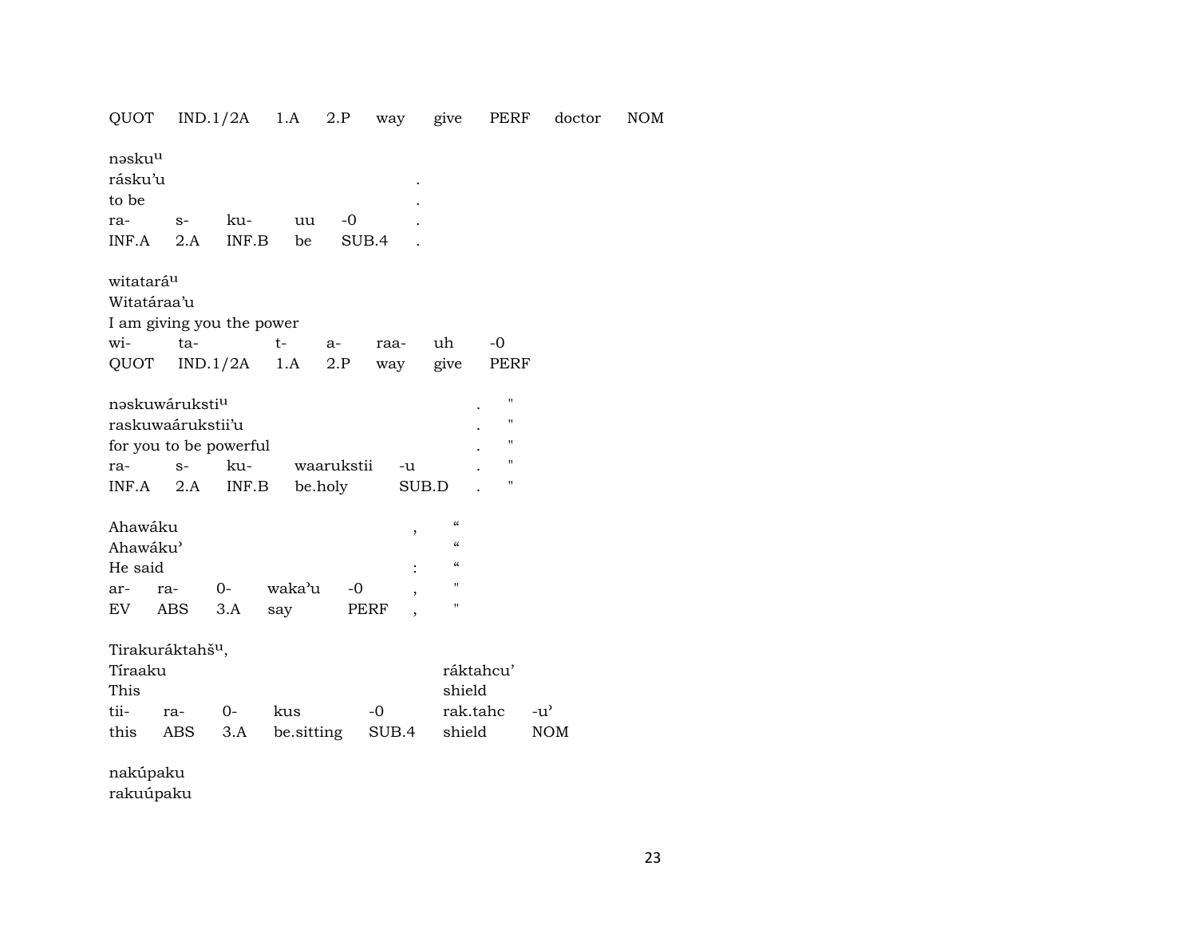QUOT IND.1/2A 1.A 2.P way give PERF doctor NOM

nəskuᵘ
rásku'u .
to be .
ra- s- ku- uu -0 .
INF.A 2.A INF.B be SUB.4 .

witataráᵘ
Witatáraa'u
I am giving you the power
wi- ta- t- a- raa- uh -0
QUOT IND.1/2A 1.A 2.P way give PERF

nəskuwáruksti ᵘ . "
raskuwaárukstii'u . "
for you to be powerful . "
ra- s- ku- waarukstii -u . "
INF.A 2.A INF.B be.holy SUB.D . "

Ahawáku , "
Ahawáku' "
He said : "
ar- ra- 0- waka'u -0 , "
EV ABS 3.A say PERF , "

Tirakuráktahšᵘ,
Tíraaku ráktahcu'
This shield
tii- ra- 0- kus -0 rak.tahc -u'
this ABS 3.A be.sitting SUB.4 shield NOM

nakúpaku
rakuúpaku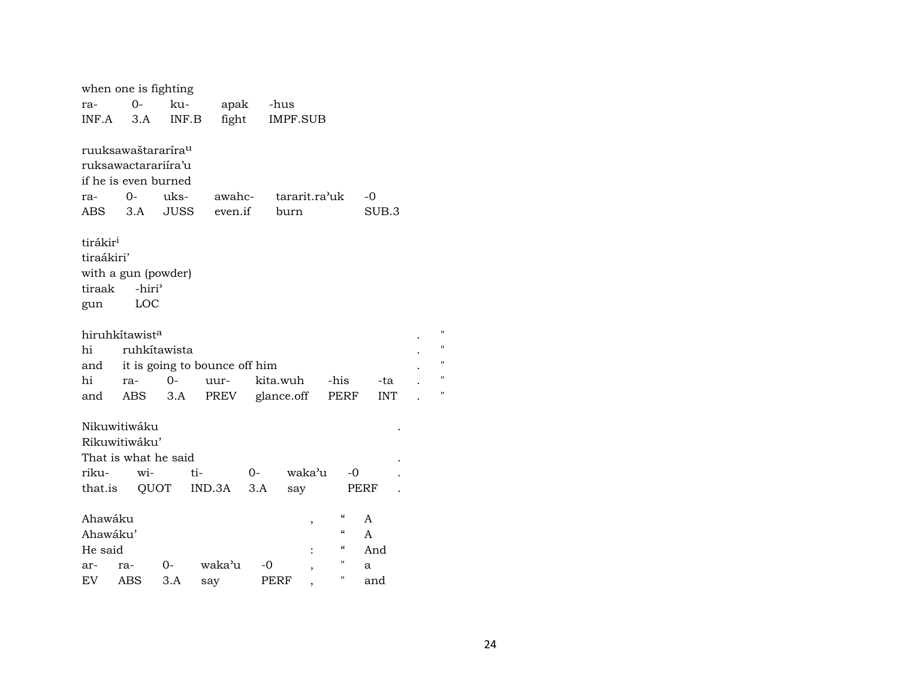when one is fighting

| ra- | 0- | ku- | apak | -hus |
|---|---|---|---|---|
| INF.A | 3.A | INF.B | fight | IMPF.SUB |

ruuksawaštararíra[u]
ruksawactarariíra'u
if he is even burned

| ra- | 0- | uks- | awahc- | tararit.ra'uk | -0 |
|---|---|---|---|---|---|
| ABS | 3.A | JUSS | even.if | burn | SUB.3 |

tirákir[i]
tiraákiri'
with a gun (powder)

| tiraak | -hiri' |
|---|---|
| gun | LOC |

hiruhkítawist[a] . "
hi ruhkítawista . "
and it is going to bounce off him . "

| hi | ra- | 0- | uur- | kita.wuh | -his | -ta | . | " |
|---|---|---|---|---|---|---|---|---|
| and | ABS | 3.A | PREV | glance.off | PERF | INT | . | " |

Nikuwitiwáku .
Rikuwitiwáku'
That is what he said .

| riku- | wi- | ti- | 0- | waka'u | -0 | . |
|---|---|---|---|---|---|---|
| that.is | QUOT | IND.3A | 3.A | say | PERF | . |

Ahawáku , " A
Ahawáku' " A
He said : " And

| ar- | ra- | 0- | waka'u | -0 | , | " | a |
|---|---|---|---|---|---|---|---|
| EV | ABS | 3.A | say | PERF | , | " | and |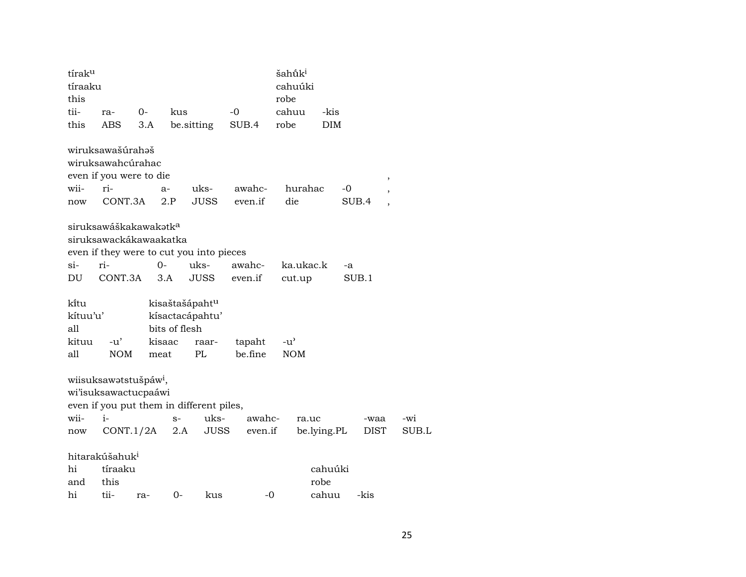| tírak^u | | | | | šahṹk^i | |
|---|---|---|---|---|---|---|
| tíraaku | | | | | cahuúki | |
| this | | | | | robe | |
| tii- | ra- | 0- | kus | -0 | cahuu | -kis |
| this | ABS | 3.A | be.sitting | SUB.4 | robe | DIM |

| wiruksawašúrahəš | | | | | | | |
|---|---|---|---|---|---|---|---|
| wiruksawahcúrahac | | | | | | | |
| even if you were to die | | | | | | | , |
| wii- | ri- | a- | uks- | awahc- | hurahac | -0 | , |
| now | CONT.3A | 2.P | JUSS | even.if | die | SUB.4 | , |

| siruksawáškakawakətk^a | | | | | | |
|---|---|---|---|---|---|---|
| siruksawackákawaakatka | | | | | | |
| even if they were to cut you into pieces | | | | | | |
| si- | ri- | 0- | uks- | awahc- | ka.ukac.k | -a |
| DU | CONT.3A | 3.A | JUSS | even.if | cut.up | SUB.1 |

| kĩtu | | kisaštašápaht^u | | | |
|---|---|---|---|---|---|
| kítuu'u' | | kísactacápahtu' | | | |
| all | | bits of flesh | | | |
| kituu | -u' | kisaac | raar- | tapaht | -u' |
| all | NOM | meat | PL | be.fine | NOM |

| wiisuksawətstušpáw^i, | | | | | | | |
|---|---|---|---|---|---|---|---|
| wi'isuksawactucpaáwi | | | | | | | |
| even if you put them in different piles, | | | | | | | |
| wii- | i- | s- | uks- | awahc- | ra.uc | -waa | -wi |
| now | CONT.1/2A | 2.A | JUSS | even.if | be.lying.PL | DIST | SUB.L |

| hitarakúšahuk^i | | | | | | |
|---|---|---|---|---|---|---|
| hi | tíraaku | | | | cahuúki | |
| and | this | | | | robe | |
| hi | tii- | ra- | 0- | kus | -0 | cahuu | -kis |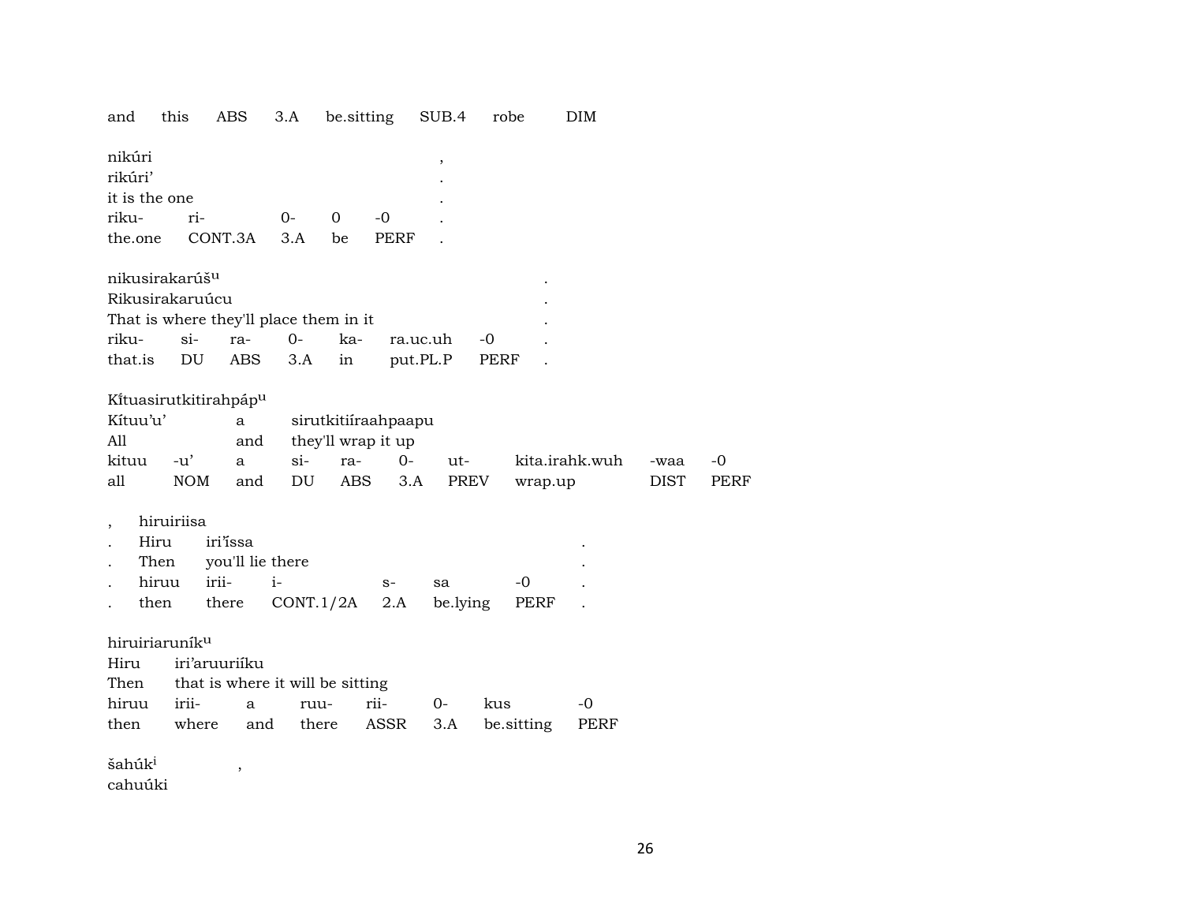and this ABS 3.A be.sitting SUB.4 robe DIM

nikúri ,
rikúri' .
it is the one .
riku- ri- 0- 0 -0 .
the.one CONT.3A 3.A be PERF .

nikusirakarúš[u] .
Rikusirakaruúcu .
That is where they'll place them in it .
riku- si- ra- 0- ka- ra.uc.uh -0 .
that.is DU ABS 3.A in put.PL.P PERF .

Kĩtuasirutkitirahpáp[u]
Kítuu'u' a sirutkitiíraahpaapu
All and they'll wrap it up
kituu -u' a si- ra- 0- ut- kita.irahk.wuh -waa -0
all NOM and DU ABS 3.A PREV wrap.up DIST PERF

, hiruiriisa
. Hiru iri'ĭssa .
. Then you'll lie there .
. hiruu irii- i- s- sa -0 .
. then there CONT.1/2A 2.A be.lying PERF .

hiruiriaruník[u]
Hiru iri'aruuriíku
Then that is where it will be sitting
hiruu irii- a ruu- rii- 0- kus -0
then where and there ASSR 3.A be.sitting PERF

šahúk[i] ,
cahuúki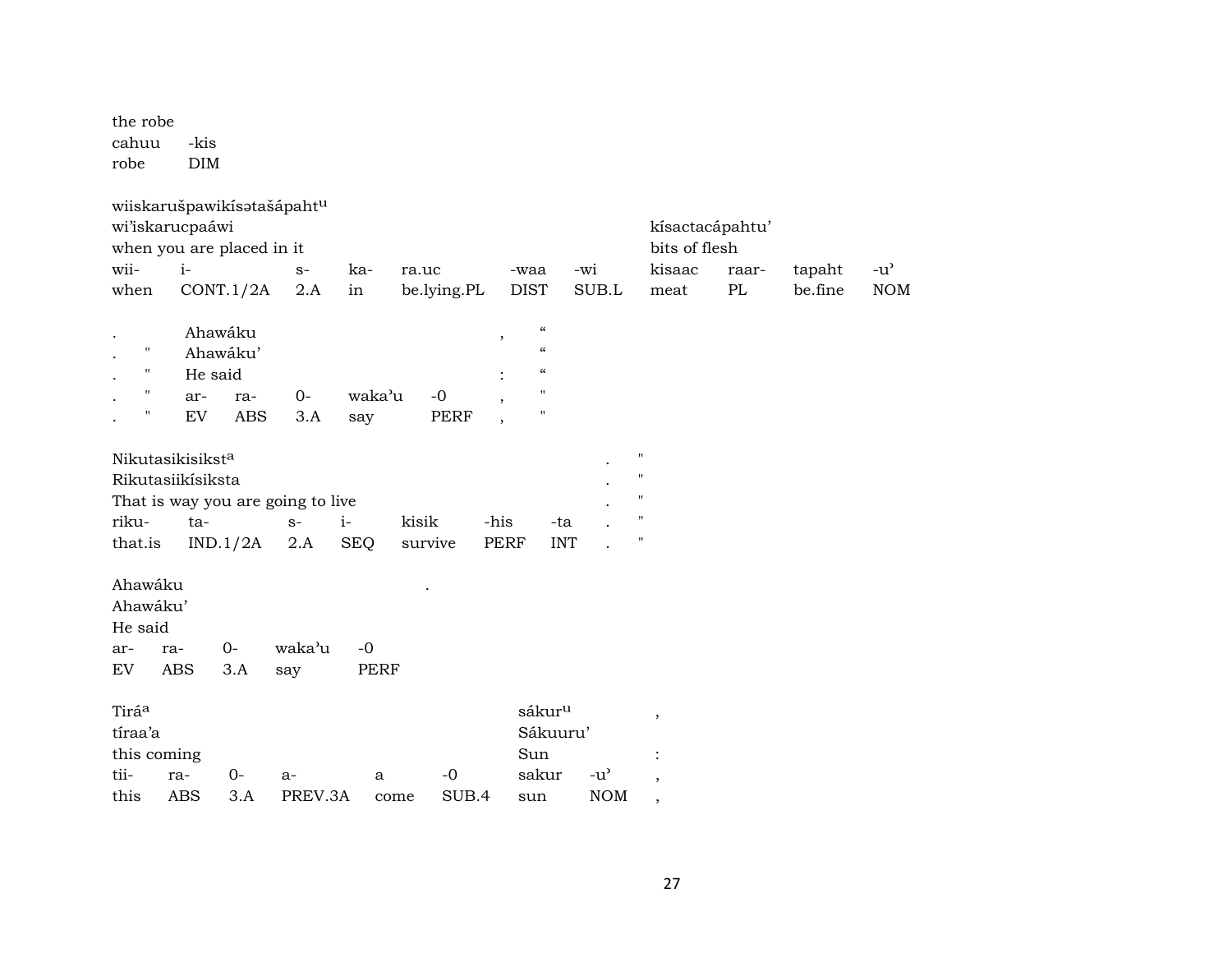the robe
cahuu -kis
robe DIM

| wiiskarušpawikísətašápahtᵘ | | | | | | | | | | | |
|---|---|---|---|---|---|---|---|---|---|---|---|
| wi'iskarucpaáwi | | | | | | | kísactacápahtu' | | | |
| when you are placed in it | | | | | | | bits of flesh | | | |
| wii- | i- | s- | ka- | ra.uc | -waa | -wi | kisaac | raar- | tapaht | -u' |
| when | CONT.1/2A | 2.A | in | be.lying.PL | DIST | SUB.L | meat | PL | be.fine | NOM |

| . | | Ahawáku | | | | | , | “ |
|---|---|---|---|---|---|---|---|---|
| . | " | Ahawáku' | | | | | | “ |
| . | " | He said | | | | | : | “ |
| . | " | ar- | ra- | 0- | waka'u | -0 | , | " |
| . | " | EV | ABS | 3.A | say | PERF | , | " |

| Nikutasikisikstᵃ | | | | | | | . | " |
|---|---|---|---|---|---|---|---|---|
| Rikutasiikísiksta | | | | | | | . | " |
| That is way you are going to live | | | | | | | . | " |
| riku- | ta- | s- | i- | kisik | -his | -ta | . | " |
| that.is | IND.1/2A | 2.A | SEQ | survive | PERF | INT | . | " |

| Ahawáku | | | | | . |
|---|---|---|---|---|---|
| Ahawáku' | | | | | |
| He said | | | | | |
| ar- | ra- | 0- | waka'u | -0 | |
| EV | ABS | 3.A | say | PERF | |

| Tiráᵃ | | | | | | sákurᵘ | | , |
|---|---|---|---|---|---|---|---|---|
| tíraa'a | | | | | | Sákuuru' | | |
| this coming | | | | | | Sun | | : |
| tii- | ra- | 0- | a- | a | -0 | sakur | -u' | , |
| this | ABS | 3.A | PREV.3A | come | SUB.4 | sun | NOM | , |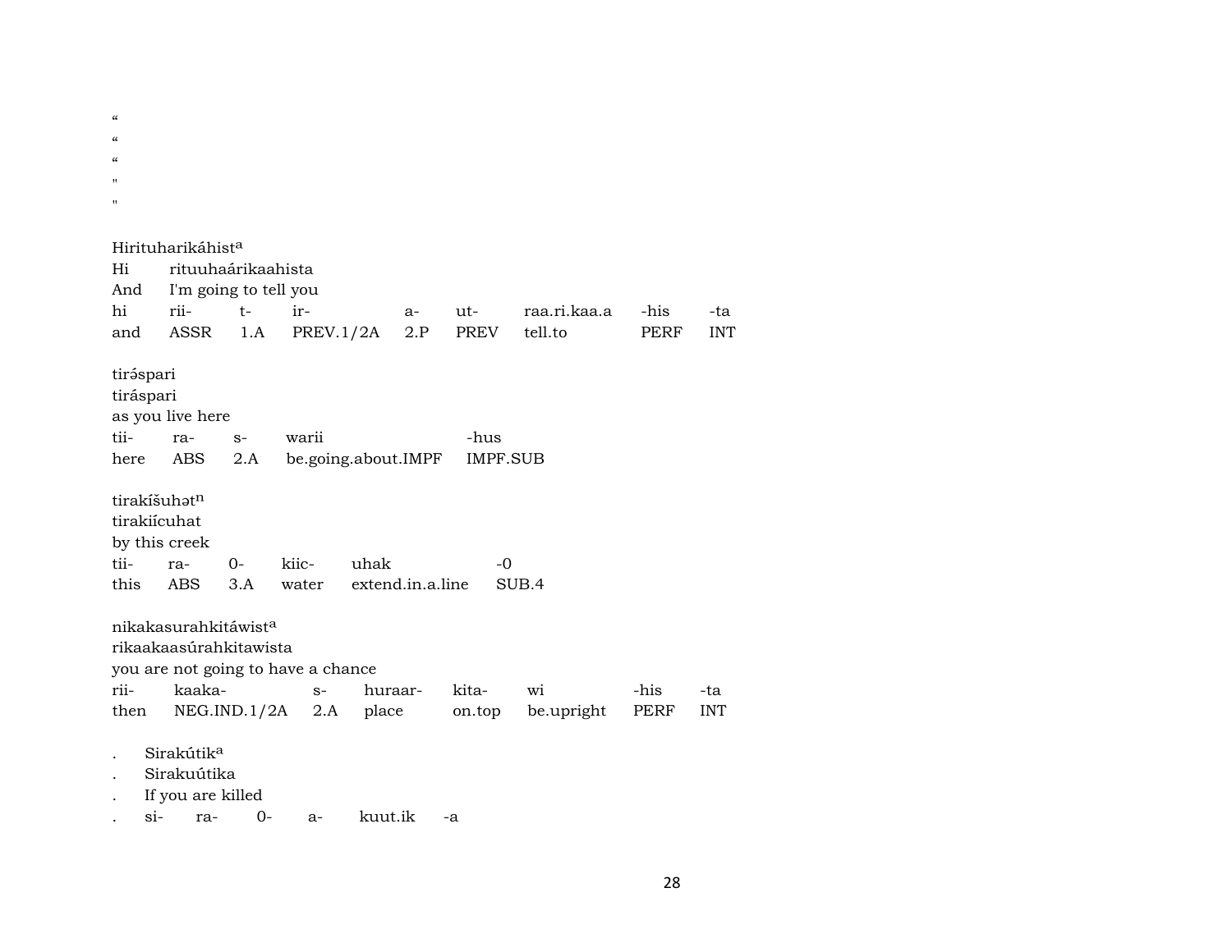"
"
"
"
"

Hirituharikáhist[a]
Hi rituuhaárikaahista
And I'm going to tell you

| hi | rii- | t- | ir- | a- | ut- | raa.ri.kaa.a | -his | -ta |
|---|---|---|---|---|---|---|---|---|
| and | ASSR | 1.A | PREV.1/2A | 2.P | PREV | tell.to | PERF | INT |

tiráspari
tiráspari
as you live here

| tii- | ra- | s- | warii | -hus |
|---|---|---|---|---|
| here | ABS | 2.A | be.going.about.IMPF | IMPF.SUB |

tirakíšuhət[n]
tirakiícuhat
by this creek

| tii- | ra- | 0- | kiic- | uhak | -0 |
|---|---|---|---|---|---|
| this | ABS | 3.A | water | extend.in.a.line | SUB.4 |

nikakasurahkitáwist[a]
rikaakaasúrahkitawista
you are not going to have a chance

| rii- | kaaka- | s- | huraar- | kita- | wi | -his | -ta |
|---|---|---|---|---|---|---|---|
| then | NEG.IND.1/2A | 2.A | place | on.top | be.upright | PERF | INT |

. Sirakútik[a]
. Sirakuútika
. If you are killed

| . | si- | ra- | 0- | a- | kuut.ik | -a |
|---|---|---|---|---|---|---|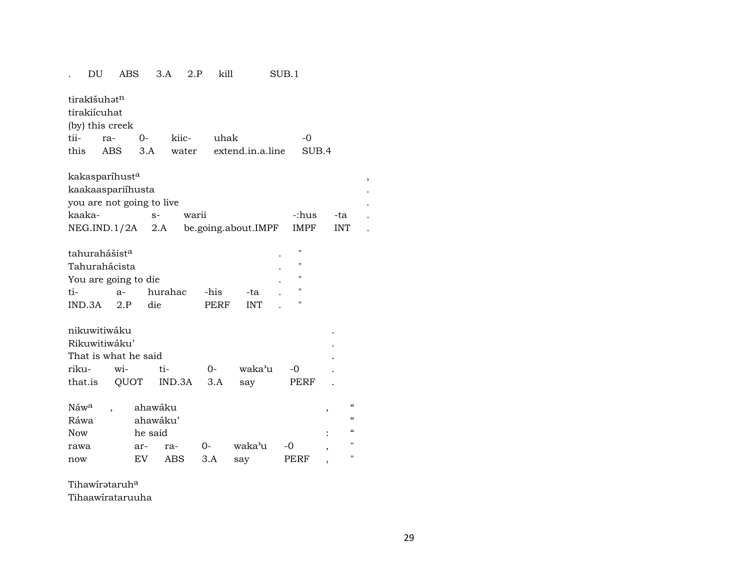| . | DU | ABS | 3.A | 2.P | kill | SUB.1 |
|---|---|---|---|---|---|---|

tirakīšuhət[n]
tirakiícuhat
(by) this creek

| tii- | ra- | 0- | kiic- | uhak | -0 |
|---|---|---|---|---|---|
| this | ABS | 3.A | water | extend.in.a.line | SUB.4 |

kakasparíhust[a] ,
kaakaaspariíhusta .
you are not going to live .

| kaaka- | s- | warii | -:hus | -ta | . |
|---|---|---|---|---|---|
| NEG.IND.1/2A | 2.A | be.going.about.IMPF | IMPF | INT | . |

tahuraháši̇st[a] . "
Tahurahácista . "
You are going to die . "

| ti- | a- | hurahac | -his | -ta | . | " |
|---|---|---|---|---|---|---|
| IND.3A | 2.P | die | PERF | INT | . | " |

nikuwitiwáku .
Rikuwitiwáku' .
That is what he said .

| riku- | wi- | ti- | 0- | waka'u | -0 | . |
|---|---|---|---|---|---|---|
| that.is | QUOT | IND.3A | 3.A | say | PERF | . |

Náw[a] , ahawáku , "
Ráwa ahawáku' "
Now he said : "

| rawa | ar- | ra- | 0- | waka'u | -0 | , | " |
|---|---|---|---|---|---|---|---|
| now | EV | ABS | 3.A | say | PERF | , | " |

Tihawírətaruh[a]
Tihaawírataruuha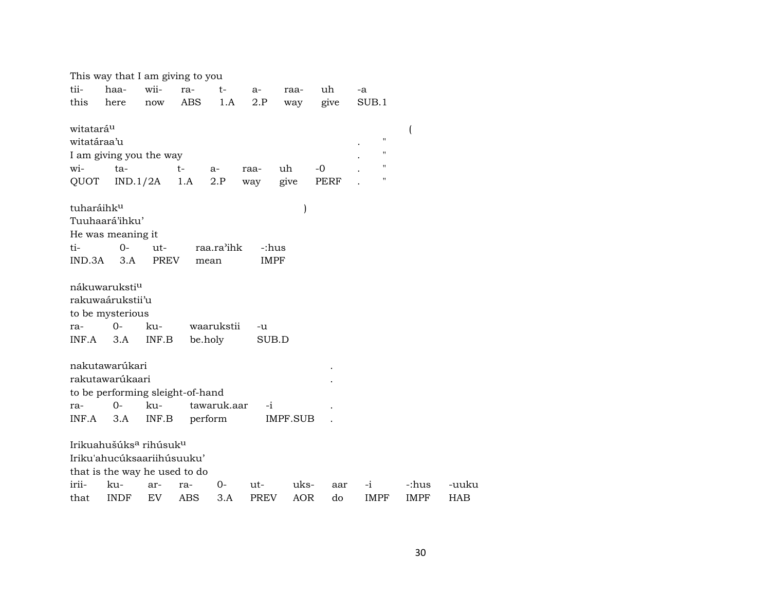This way that I am giving to you

| tii- | haa- | wii- | ra- | t- | a- | raa- | uh | -a |
|---|---|---|---|---|---|---|---|---|
| this | here | now | ABS | 1.A | 2.P | way | give | SUB.1 |

witatará$^{u}$ (

witatáraa'u . "

I am giving you the way . "

| wi- | ta- | t- | a- | raa- | uh | -0 | . | " |
|---|---|---|---|---|---|---|---|---|
| QUOT | IND.1/2A | 1.A | 2.P | way | give | PERF | . | " |

tuharáihk$^{u}$ )

Tuuhaará'ihku'

He was meaning it

| ti- | 0- | ut- | raa.ra'ihk | -:hus |
|---|---|---|---|---|
| IND.3A | 3.A | PREV | mean | IMPF |

nákuwaruksti$^{u}$

rakuwaárukstii'u

to be mysterious

| ra- | 0- | ku- | waarukstii | -u |
|---|---|---|---|---|
| INF.A | 3.A | INF.B | be.holy | SUB.D |

nakutawarúkari .

rakutawarúkaari .

to be performing sleight-of-hand .

| ra- | 0- | ku- | tawaruk.aar | -i | . |
|---|---|---|---|---|---|
| INF.A | 3.A | INF.B | perform | IMPF.SUB | . |

Irikuahušúks$^{a}$ rihúsuk$^{u}$

Iriku'ahucúksaariihúsuuku'

that is the way he used to do

| irii- | ku- | ar- | ra- | 0- | ut- | uks- | aar | -i | -:hus | -uuku |
|---|---|---|---|---|---|---|---|---|---|---|
| that | INDF | EV | ABS | 3.A | PREV | AOR | do | IMPF | IMPF | HAB |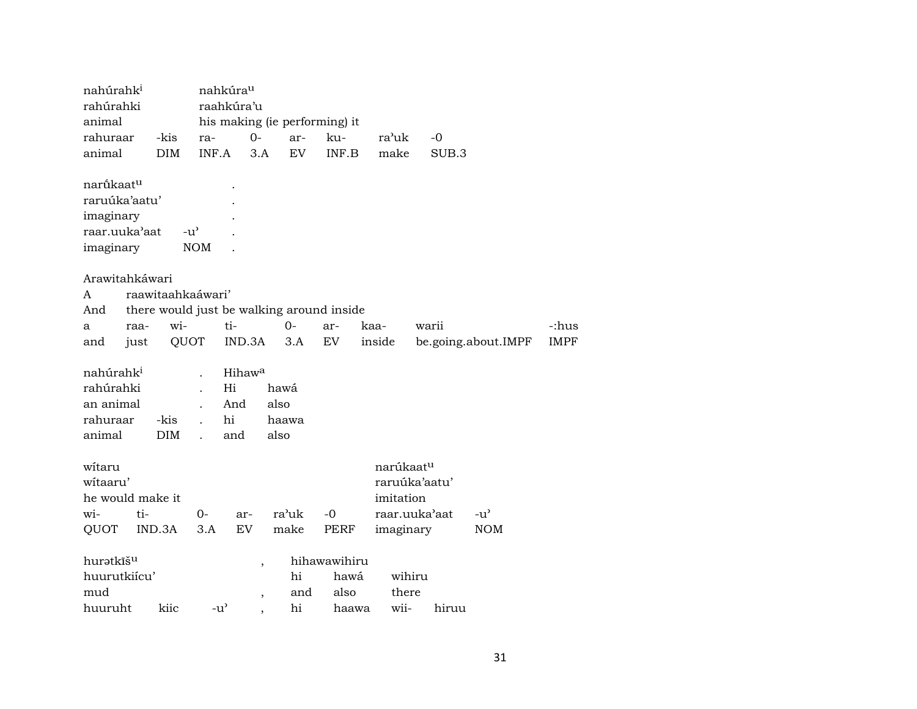| nahúrahk[i] | | nahkúra[u] | | | | | |
|---|---|---|---|---|---|---|---|
| rahúrahki | | raahkúra'u | | | | | |
| animal | | his making (ie performing) it | | | | | |
| rahuraar | -kis | ra- | 0- | ar- | ku- | ra'uk | -0 |
| animal | DIM | INF.A | 3.A | EV | INF.B | make | SUB.3 |

| narúkaat[u] | | . |
|---|---|---|
| raruúka'aatu' | | . |
| imaginary | | . |
| raar.uuka'aat | -u' | . |
| imaginary | NOM | . |

| Arawitahkáwari | | | | | | | | |
|---|---|---|---|---|---|---|---|---|
| A | raawitaahkaáwari' | | | | | | | |
| And | there would just be walking around inside | | | | | | | |
| a | raa- | wi- | ti- | 0- | ar- | kaa- | warii | -:hus |
| and | just | QUOT | IND.3A | 3.A | EV | inside | be.going.about.IMPF | IMPF |

| nahúrahk[i] | | . | Hihaw[a] | |
|---|---|---|---|---|
| rahúrahki | | . | Hi | hawá |
| an animal | | . | And | also |
| rahuraar | -kis | . | hi | haawa |
| animal | DIM | . | and | also |

| wítaru | | | | | | narúkaat[u] | |
|---|---|---|---|---|---|---|---|
| wítaaru' | | | | | | raruúka'aatu' | |
| he would make it | | | | | | imitation | |
| wi- | ti- | 0- | ar- | ra'uk | -0 | raar.uuka'aat | -u' |
| QUOT | IND.3A | 3.A | EV | make | PERF | imaginary | NOM |

| hurətkĩš[u] | | | , | hihawawihiru | | | |
|---|---|---|---|---|---|---|---|
| huurutkiícu' | | | | hi | hawá | wihiru | |
| mud | | | , | and | also | there | |
| huuruht | kiic | -u' | , | hi | haawa | wii- | hiruu |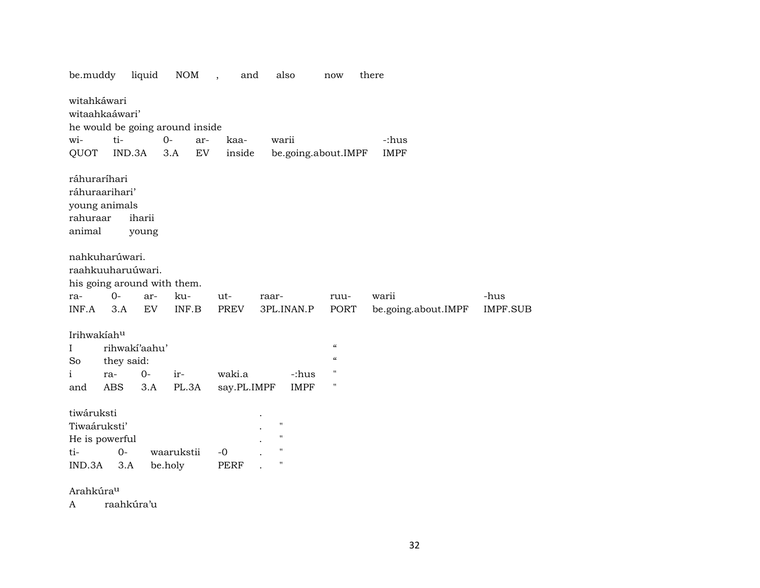be.muddy liquid NOM , and also now there

witahkáwari
witaahkaáwari'
he would be going around inside

| wi- | ti- | 0- | ar- | kaa- | warii | -:hus |
|---|---|---|---|---|---|---|
| QUOT | IND.3A | 3.A | EV | inside | be.going.about.IMPF | IMPF |

ráhuraríhari
ráhuraarihari'
young animals

| rahuraar | iharii |
|---|---|
| animal | young |

nahkuharúwari.
raahkuuharuúwari.
his going around with them.

| ra- | 0- | ar- | ku- | ut- | raar- | ruu- | warii | -hus |
|---|---|---|---|---|---|---|---|---|
| INF.A | 3.A | EV | INF.B | PREV | 3PL.INAN.P | PORT | be.going.about.IMPF | IMPF.SUB |

Irihwakíah^u^

| I | rihwakí'aahu' | | | | | " |
|---|---|---|---|---|---|---|
| So | they said: | | | | | " |
| i | ra- | 0- | ir- | waki.a | -:hus | " |
| and | ABS | 3.A | PL.3A | say.PL.IMPF | IMPF | " |

tiwáruksti .
Tiwaáruksti' . "
He is powerful . "

| ti- | 0- | waarukstii | -0 | . | " |
|---|---|---|---|---|---|
| IND.3A | 3.A | be.holy | PERF | . | " |

Arahkúra^u^
A raahkúra'u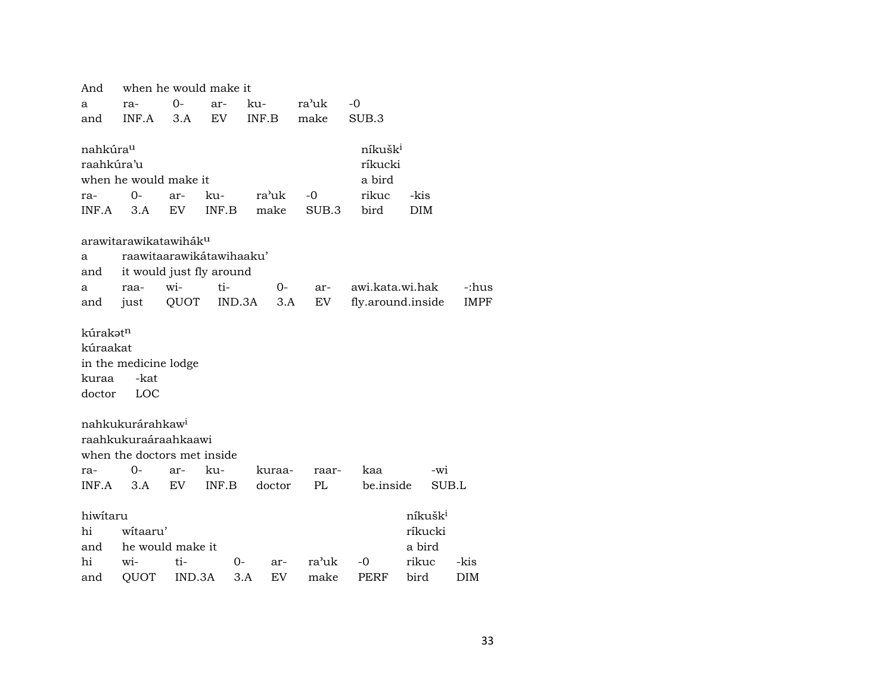| And | when he would make it | | | | | |
|---|---|---|---|---|---|---|
| a | ra- | 0- | ar- | ku- | ra'uk | -0 |
| and | INF.A | 3.A | EV | INF.B | make | SUB.3 |

| nahkúra$^{u}$ | | | | | | níkušk$^{i}$ | |
|---|---|---|---|---|---|---|---|
| raahkúra'u | | | | | | ríkucki | |
| when he would make it | | | | | | a bird | |
| ra- | 0- | ar- | ku- | ra'uk | -0 | rikuc | -kis |
| INF.A | 3.A | EV | INF.B | make | SUB.3 | bird | DIM |

| arawitarawikatawihák$^{u}$ | | | | | | | |
|---|---|---|---|---|---|---|---|
| a | raawitaarawikátawihaaku' | | | | | | |
| and | it would just fly around | | | | | | |
| a | raa- | wi- | ti- | 0- | ar- | awi.kata.wi.hak | -:hus |
| and | just | QUOT | IND.3A | 3.A | EV | fly.around.inside | IMPF |

| kúrakət$^{n}$ | |
|---|---|
| kúraakat | |
| in the medicine lodge | |
| kuraa | -kat |
| doctor | LOC |

| nahkukurárahkaw$^{i}$ | | | | | | | |
|---|---|---|---|---|---|---|---|
| raahkukuraáraahkaawi | | | | | | | |
| when the doctors met inside | | | | | | | |
| ra- | 0- | ar- | ku- | kuraa- | raar- | kaa | -wi |
| INF.A | 3.A | EV | INF.B | doctor | PL | be.inside | SUB.L |

| hiwítaru | | | | | | | níkušk$^{i}$ | |
|---|---|---|---|---|---|---|---|---|
| hi | wítaaru' | | | | | | ríkucki | |
| and | he would make it | | | | | | a bird | |
| hi | wi- | ti- | 0- | ar- | ra'uk | -0 | rikuc | -kis |
| and | QUOT | IND.3A | 3.A | EV | make | PERF | bird | DIM |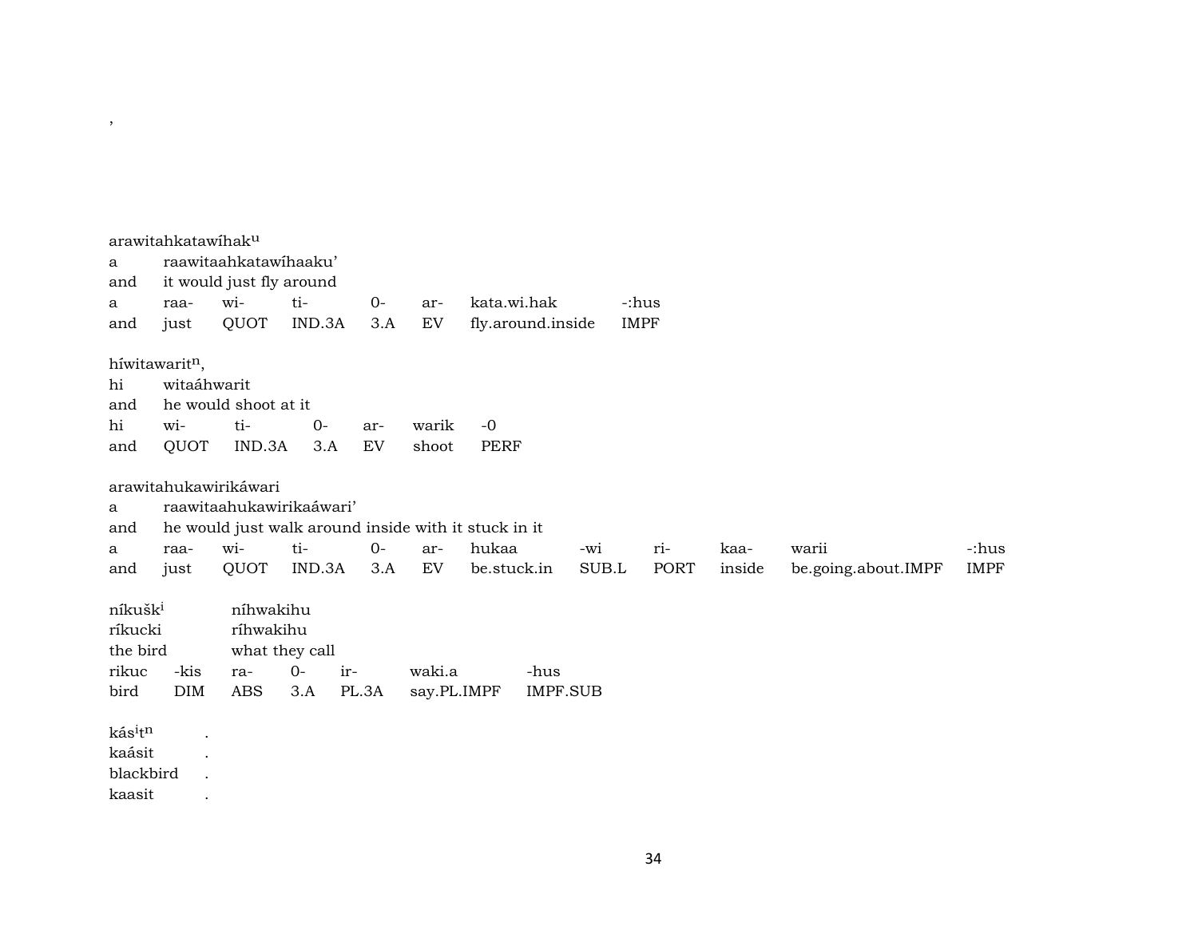,

arawitahkatawíhak$^{u}$
a raawitaahkatawíhaaku'
and it would just fly around

| a | raa- | wi- | ti- | 0- | ar- | kata.wi.hak | -:hus |
|---|---|---|---|---|---|---|---|
| and | just | QUOT | IND.3A | 3.A | EV | fly.around.inside | IMPF |

híwitawarit$^{n}$,
hi witaáhwarit
and he would shoot at it

| hi | wi- | ti- | 0- | ar- | warik | -0 |
|---|---|---|---|---|---|---|
| and | QUOT | IND.3A | 3.A | EV | shoot | PERF |

arawitahukawirikáwari
a raawitaahukawirikaáwari'
and he would just walk around inside with it stuck in it

| a | raa- | wi- | ti- | 0- | ar- | hukaa | -wi | ri- | kaa- | warii | -:hus |
|---|---|---|---|---|---|---|---|---|---|---|---|
| and | just | QUOT | IND.3A | 3.A | EV | be.stuck.in | SUB.L | PORT | inside | be.going.about.IMPF | IMPF |

níkušk$^{i}$ níhwakihu
ríkucki ríhwakihu
the bird what they call

| rikuc | -kis | ra- | 0- | ir- | waki.a | -hus |
|---|---|---|---|---|---|---|
| bird | DIM | ABS | 3.A | PL.3A | say.PL.IMPF | IMPF.SUB |

kás$^{i}$t$^{n}$ .
kaásit .
blackbird .
kaasit .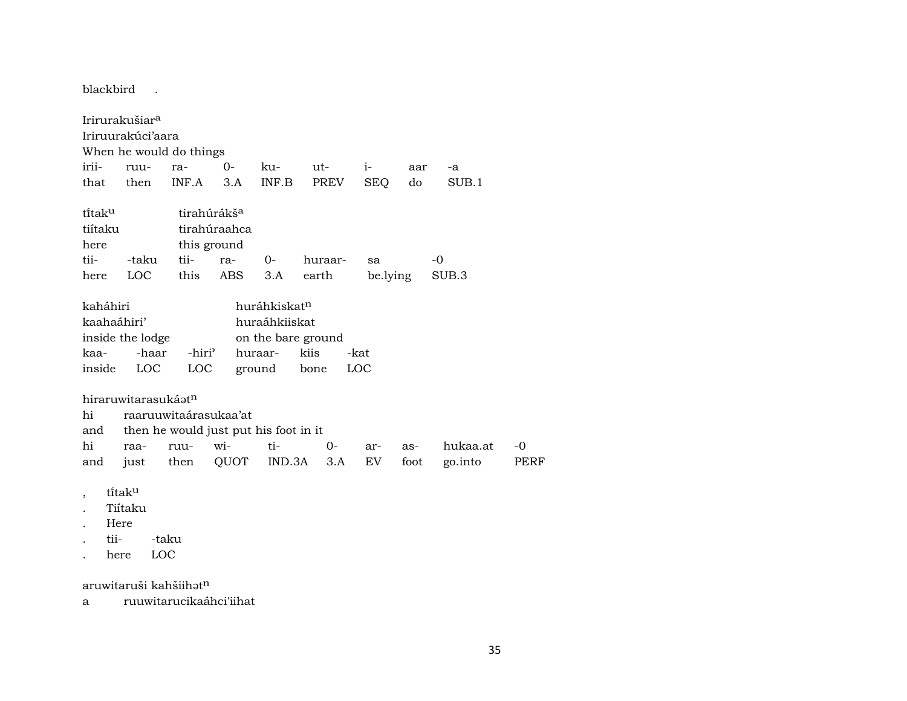blackbird .

Irirurakušiar[a]
Iriruurakúci'aara
When he would do things

| irii- | ruu- | ra- | 0- | ku- | ut- | i- | aar | -a |
|---|---|---|---|---|---|---|---|---|
| that | then | INF.A | 3.A | INF.B | PREV | SEQ | do | SUB.1 |

tı̆́tak[u] tirahúrákš[a]
tiítaku tirahúraahca
here this ground

| tii- | -taku | tii- | ra- | 0- | huraar- | sa | -0 |
|---|---|---|---|---|---|---|---|
| here | LOC | this | ABS | 3.A | earth | be.lying | SUB.3 |

kaháhiri huráhkiskat[n]
kaahaáhiri' huraáhkiiskat
inside the lodge on the bare ground

| kaa- | -haar | -hiri' | huraar- | kiis | -kat |
|---|---|---|---|---|---|
| inside | LOC | LOC | ground | bone | LOC |

hiraruwitarasukáət[n]
hi raaruuwitaárasukaa'at
and then he would just put his foot in it

| hi | raa- | ruu- | wi- | ti- | 0- | ar- | as- | hukaa.at | -0 |
|---|---|---|---|---|---|---|---|---|---|
| and | just | then | QUOT | IND.3A | 3.A | EV | foot | go.into | PERF |

, tı̆́tak[u]
. Tiítaku
. Here
. tii- -taku
. here LOC

aruwitaruši kahšiihət[n]
a ruuwitarucikaáhci'iihat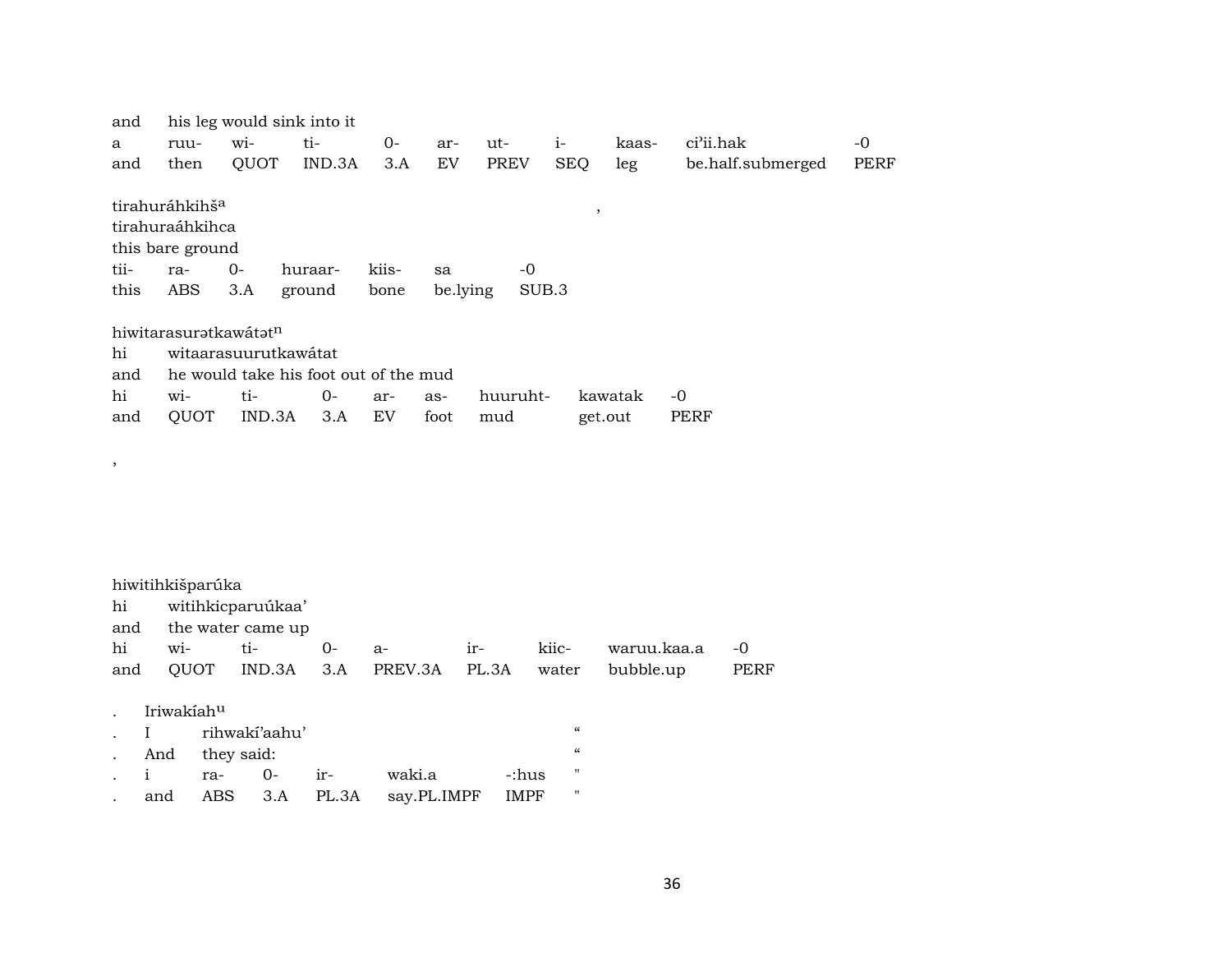and his leg would sink into it

| a | ruu- | wi- | ti- | 0- | ar- | ut- | i- | kaas- | ci'ii.hak | -0 |
|---|---|---|---|---|---|---|---|---|---|---|
| and | then | QUOT | IND.3A | 3.A | EV | PREV | SEQ | leg | be.half.submerged | PERF |

tirahuráhkihš$^{a}$ ,

tirahuraáhkihca

this bare ground

| tii- | ra- | 0- | huraar- | kiis- | sa | -0 |
|---|---|---|---|---|---|---|
| this | ABS | 3.A | ground | bone | be.lying | SUB.3 |

hiwitarasurətkawátət$^{n}$

hi witaarasuurutkawátat

and he would take his foot out of the mud

| hi | wi- | ti- | 0- | ar- | as- | huuruht- | kawatak | -0 |
|---|---|---|---|---|---|---|---|---|
| and | QUOT | IND.3A | 3.A | EV | foot | mud | get.out | PERF |

,

hiwitihkišparúka

hi witihkicparuúkaa'

and the water came up

| hi | wi- | ti- | 0- | a- | ir- | kiic- | waruu.kaa.a | -0 |
|---|---|---|---|---|---|---|---|---|
| and | QUOT | IND.3A | 3.A | PREV.3A | PL.3A | water | bubble.up | PERF |

. Iriwakíah$^{u}$

. I rihwakí'aahu' “

. And they said: “

| . | i | ra- | 0- | ir- | waki.a | -:hus | " |
|---|---|---|---|---|---|---|---|
| . | and | ABS | 3.A | PL.3A | say.PL.IMPF | IMPF | " |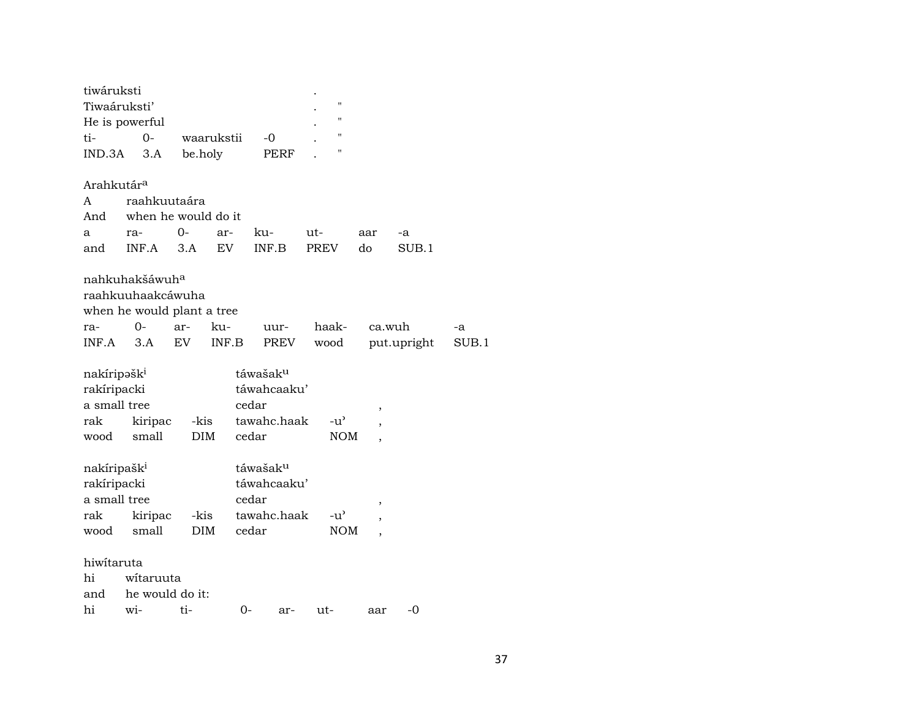tiwáruksti .
Tiwaáruksti' . "
He is powerful . "

| ti- | 0- | waarukstii | -0 | . | " |
|---|---|---|---|---|---|
| IND.3A | 3.A | be.holy | PERF | . | " |

Arahkutár[a]
A raahkuutaára
And when he would do it

| a | ra- | 0- | ar- | ku- | ut- | aar | -a |
|---|---|---|---|---|---|---|---|
| and | INF.A | 3.A | EV | INF.B | PREV | do | SUB.1 |

nahkuhakšáwuh[a]
raahkuuhaakcáwuha
when he would plant a tree

| ra- | 0- | ar- | ku- | uur- | haak- | ca.wuh | -a |
|---|---|---|---|---|---|---|---|
| INF.A | 3.A | EV | INF.B | PREV | wood | put.upright | SUB.1 |

nakíripəšk[i] táwašak[u]
rakíripacki táwahcaaku'
a small tree cedar ,

| rak | kiripac | -kis | tawahc.haak | -u' | , |
|---|---|---|---|---|---|
| wood | small | DIM | cedar | NOM | , |

nakíripašk[i] táwašak[u]
rakíripacki táwahcaaku'
a small tree cedar ,

| rak | kiripac | -kis | tawahc.haak | -u' | , |
|---|---|---|---|---|---|
| wood | small | DIM | cedar | NOM | , |

hiwítaruta
hi wítaruuta
and he would do it:

| hi | wi- | ti- | 0- | ar- | ut- | aar | -0 |
|---|---|---|---|---|---|---|---|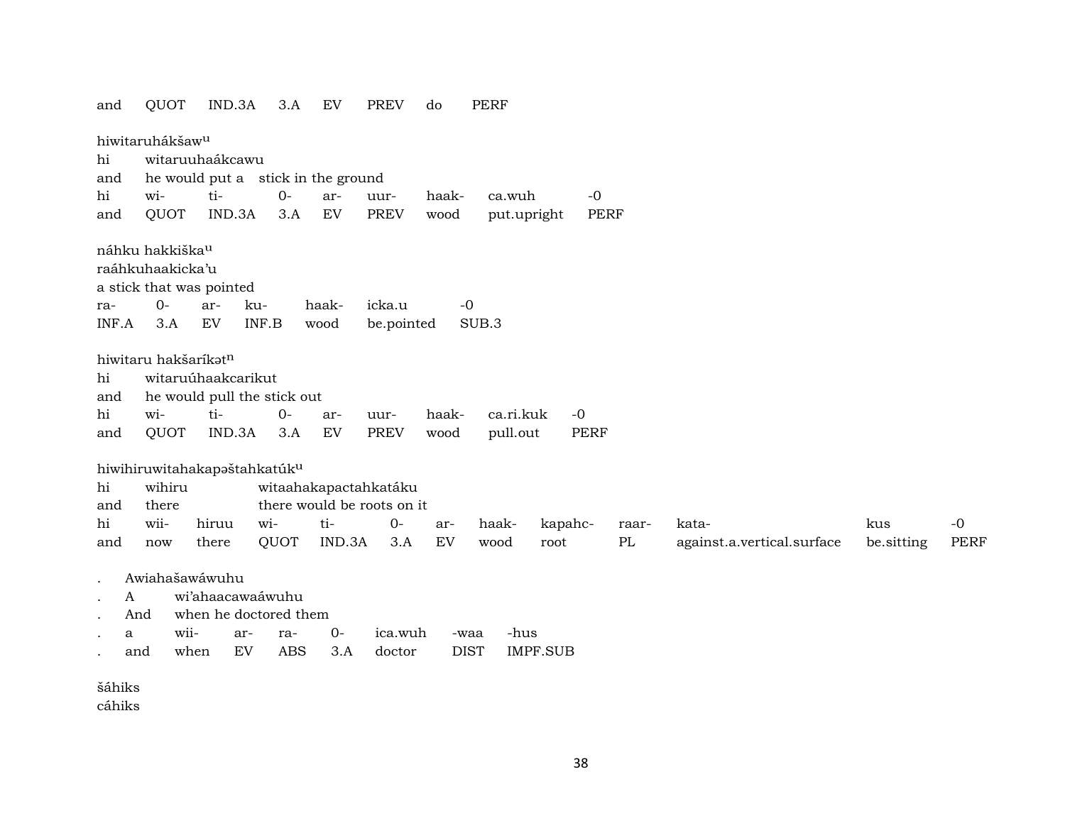and QUOT IND.3A 3.A EV PREV do PERF

hiwitaruhákšaw^u
hi witaruuhaákcawu
and he would put a stick in the ground

| hi | wi- | ti- | 0- | ar- | uur- | haak- | ca.wuh | -0 |
|---|---|---|---|---|---|---|---|---|
| and | QUOT | IND.3A | 3.A | EV | PREV | wood | put.upright | PERF |

náhku hakkiška^u
raáhkuhaakicka'u
a stick that was pointed

| ra- | 0- | ar- | ku- | haak- | icka.u | -0 |
|---|---|---|---|---|---|---|
| INF.A | 3.A | EV | INF.B | wood | be.pointed | SUB.3 |

hiwitaru hakšaríkət^n
hi witaruúhaakcarikut
and he would pull the stick out

| hi | wi- | ti- | 0- | ar- | uur- | haak- | ca.ri.kuk | -0 |
|---|---|---|---|---|---|---|---|---|
| and | QUOT | IND.3A | 3.A | EV | PREV | wood | pull.out | PERF |

hiwihiruwitahakapəštahkatúk^u
hi wihiru witaahakapactahkatáku
and there there would be roots on it

| hi | wii- | hiruu | wi- | ti- | 0- | ar- | haak- | kapahc- | raar- | kata- | kus | -0 |
|---|---|---|---|---|---|---|---|---|---|---|---|---|
| and | now | there | QUOT | IND.3A | 3.A | EV | wood | root | PL | against.a.vertical.surface | be.sitting | PERF |

. Awiahašawáwuhu
. A wi'ahaacawaáwuhu
. And when he doctored them

| . | a | wii- | ar- | ra- | 0- | ica.wuh | -waa | -hus |
|---|---|---|---|---|---|---|---|---|
| . | and | when | EV | ABS | 3.A | doctor | DIST | IMPF.SUB |

šáhiks
cáhiks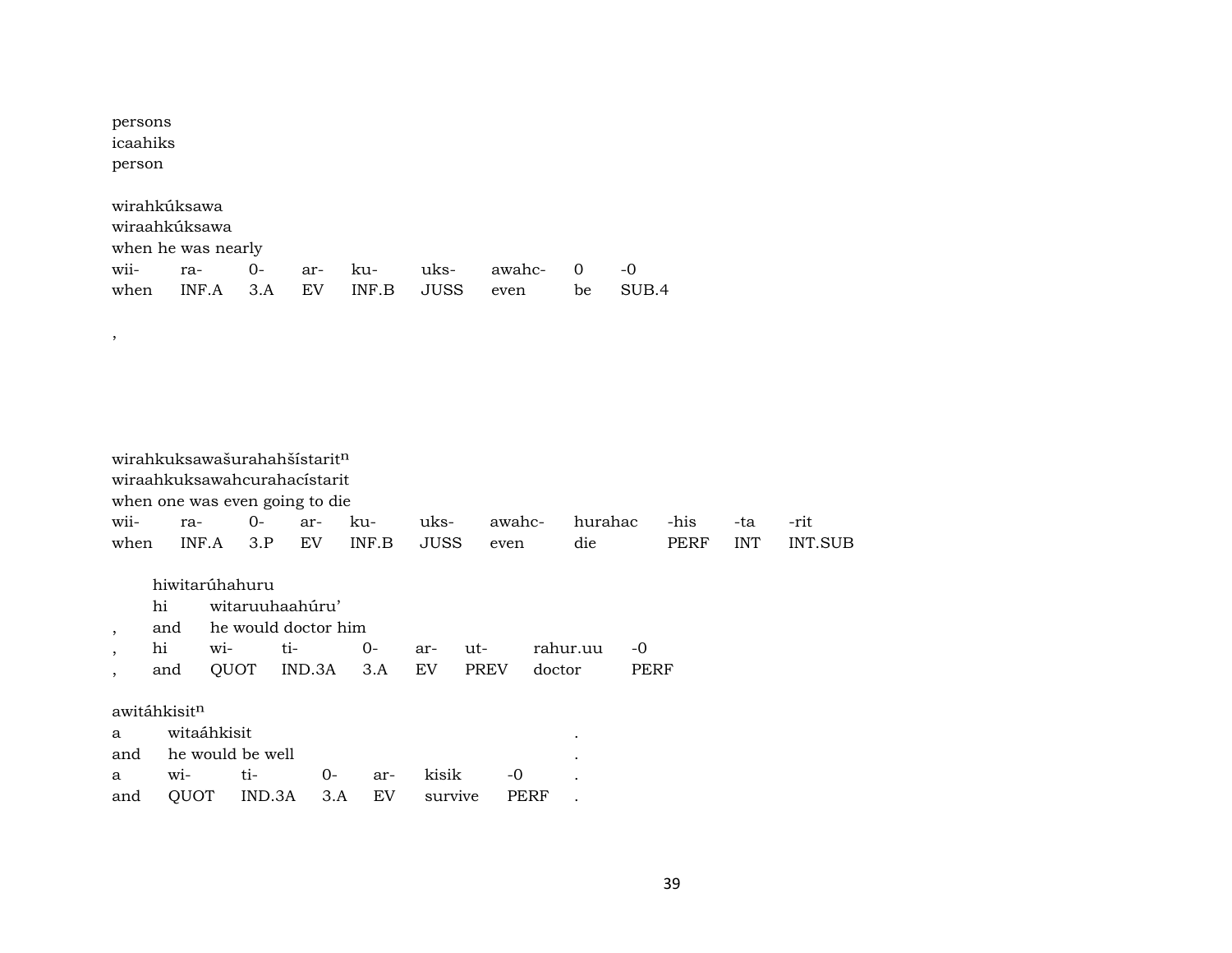persons
icaahiks
person

wirahkúksawa
wiraahkúksawa
when he was nearly

| wii- | ra- | 0- | ar- | ku- | uks- | awahc- | 0 | -0 |
|---|---|---|---|---|---|---|---|---|
| when | INF.A | 3.A | EV | INF.B | JUSS | even | be | SUB.4 |

,

wirahkuksawašurahahšístarit$^{n}$
wiraahkuksawahcurahacístarit
when one was even going to die

| wii- | ra- | 0- | ar- | ku- | uks- | awahc- | hurahac | -his | -ta | -rit |
|---|---|---|---|---|---|---|---|---|---|---|
| when | INF.A | 3.P | EV | INF.B | JUSS | even | die | PERF | INT | INT.SUB |

hiwitarúhahuru

| | hi | witaruuhaahúru’ | | | | | | |
|---|---|---|---|---|---|---|---|---|
| , | and | he would doctor him | | | | | | |
| , | hi | wi- | ti- | 0- | ar- | ut- | rahur.uu | -0 |
| , | and | QUOT | IND.3A | 3.A | EV | PREV | doctor | PERF |

awitáhkisit$^{n}$

| a | witaáhkisit | | | | | | . |
|---|---|---|---|---|---|---|---|
| and | he would be well | | | | | | . |
| a | wi- | ti- | 0- | ar- | kisik | -0 | . |
| and | QUOT | IND.3A | 3.A | EV | survive | PERF | . |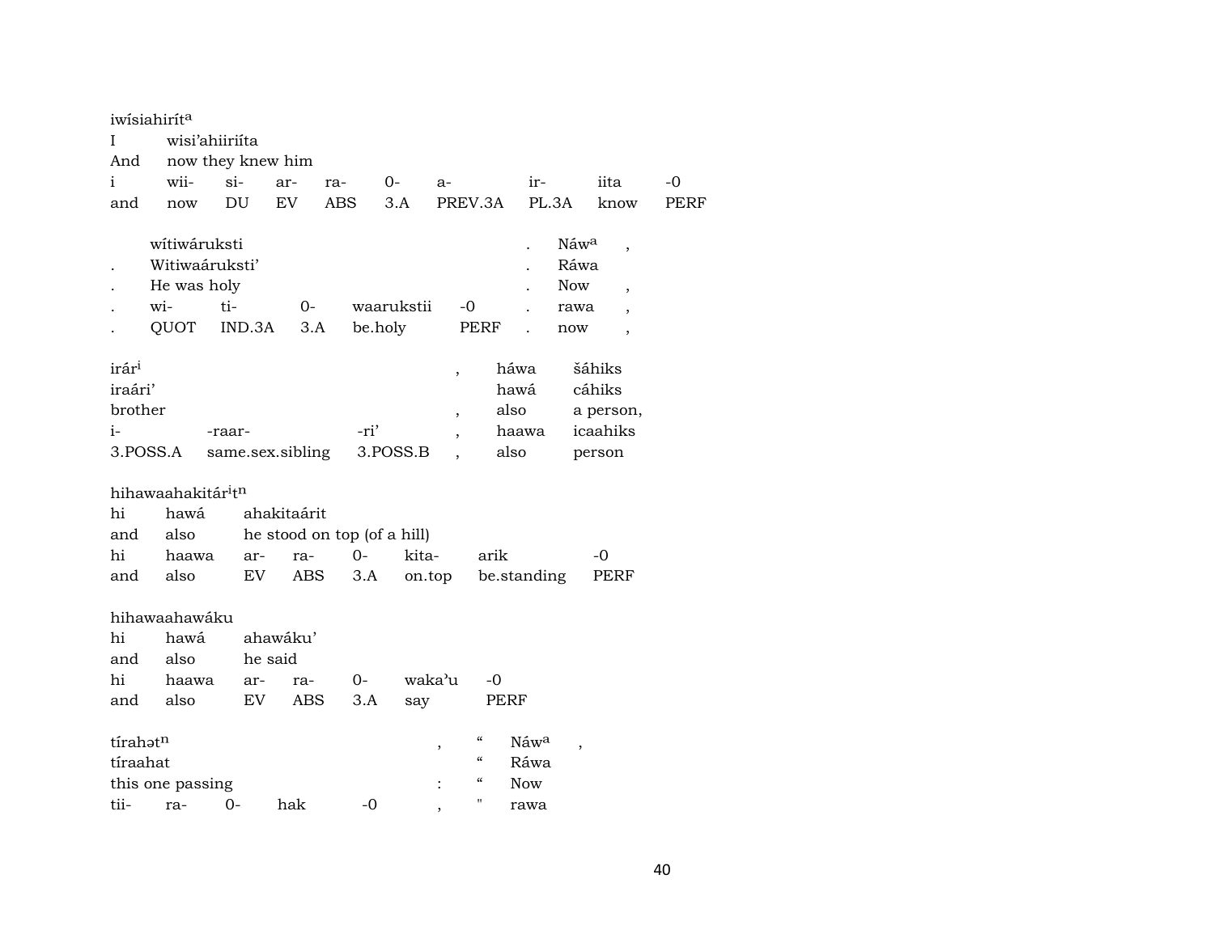iwísiahirít^a

| I | wisi'ahiiriíta | | | | | | | |
|---|---|---|---|---|---|---|---|---|
| And | now they knew him | | | | | | | |
| i | wii- | si- | ar- | ra- | 0- | a- | ir- | iita | -0 |
| and | now | DU | EV | ABS | 3.A | PREV.3A | PL.3A | know | PERF |

| | wítiwáruksti | | | | | . | Náw^a | , |
|---|---|---|---|---|---|---|---|---|
| . | Witiwaáruksti' | | | | | . | Ráwa | |
| . | He was holy | | | | | . | Now | , |
| . | wi- | ti- | 0- | waarukstii | -0 | . | rawa | , |
| . | QUOT | IND.3A | 3.A | be.holy | PERF | . | now | , |

| irár^i | | | , | háwa | šáhiks |
|---|---|---|---|---|---|
| iraári' | | | | hawá | cáhiks |
| brother | | | , | also | a person, |
| i- | -raar- | -ri' | , | haawa | icaahiks |
| 3.POSS.A | same.sex.sibling | 3.POSS.B | , | also | person |

hihawaahakitár^it^n

| hi | hawá | ahakitaárit | | | | | |
|---|---|---|---|---|---|---|---|
| and | also | he stood on top (of a hill) | | | | | |
| hi | haawa | ar- | ra- | 0- | kita- | arik | -0 |
| and | also | EV | ABS | 3.A | on.top | be.standing | PERF |

hihawaahawáku

| hi | hawá | ahawáku' | | | | |
|---|---|---|---|---|---|---|
| and | also | he said | | | | |
| hi | haawa | ar- | ra- | 0- | waka'u | -0 |
| and | also | EV | ABS | 3.A | say | PERF |

| tírahət^n | | | | , | " | Náw^a | , |
|---|---|---|---|---|---|---|---|
| tíraahat | | | | | " | Ráwa | |
| this one passing | | | | : | " | Now | |
| tii- | ra- | 0- | hak | -0 | , | " | rawa |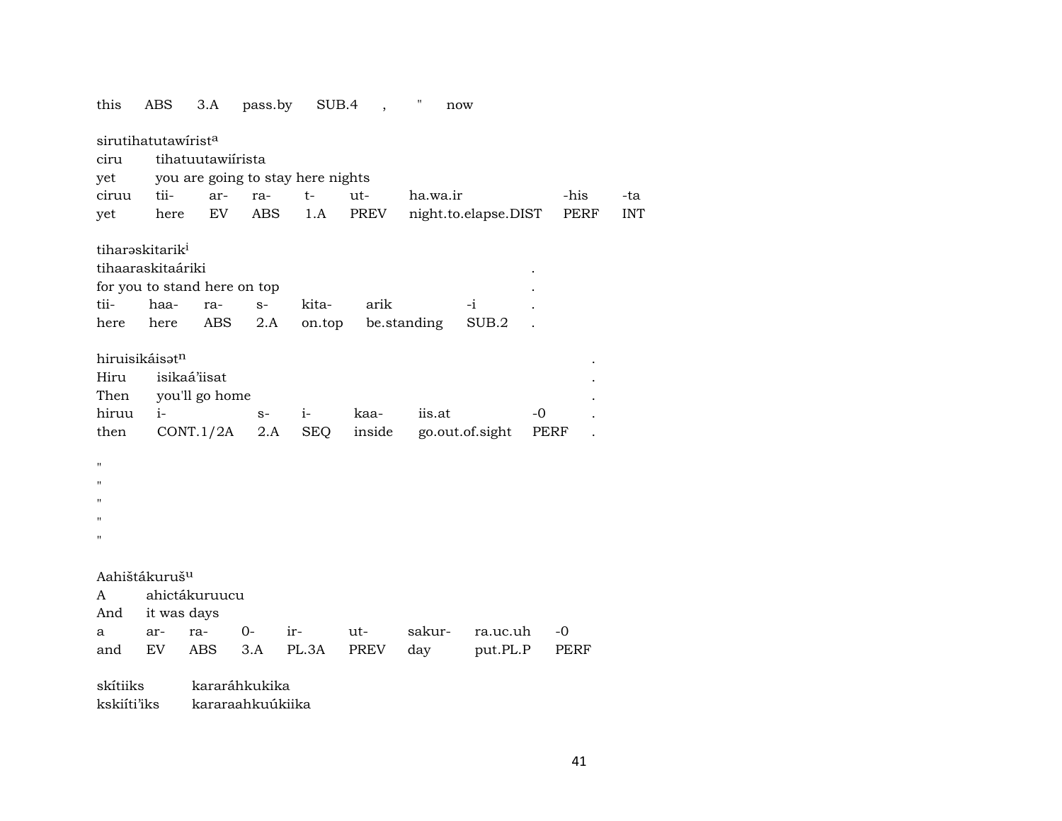this ABS 3.A pass.by SUB.4 , " now

| sirutihatutawírist[a] | | | | | | | | |
|---|---|---|---|---|---|---|---|---|
| ciru | tihatuutawiírista | | | | | | | |
| yet | you are going to stay here nights | | | | | | | |
| ciruu | tii- | ar- | ra- | t- | ut- | ha.wa.ir | -his | -ta |
| yet | here | EV | ABS | 1.A | PREV | night.to.elapse.DIST | PERF | INT |

| tiharəskitarik[i] | | | | | | | |
|---|---|---|---|---|---|---|---|
| tihaaraskitaáriki | | | | | | | . |
| for you to stand here on top | | | | | | | . |
| tii- | haa- | ra- | s- | kita- | arik | -i | . |
| here | here | ABS | 2.A | on.top | be.standing | SUB.2 | . |

| hiruisikáisət[n] | | | | | | | |
|---|---|---|---|---|---|---|---|
| Hiru | isikaá'iisat | | | | | | . |
| Then | you'll go home | | | | | | . |
| hiruu | i- | s- | i- | kaa- | iis.at | -0 | . |
| then | CONT.1/2A | 2.A | SEQ | inside | go.out.of.sight | PERF | . |

"
"
"
"
"

| Aahištákuruš[u] | | | | | | | | |
|---|---|---|---|---|---|---|---|---|
| A | ahictákuruucu | | | | | | | |
| And | it was days | | | | | | | |
| a | ar- | ra- | 0- | ir- | ut- | sakur- | ra.uc.uh | -0 |
| and | EV | ABS | 3.A | PL.3A | PREV | day | put.PL.P | PERF |

skítiiks kararáhkukika
kskiíti'iks kararaahkuúkiika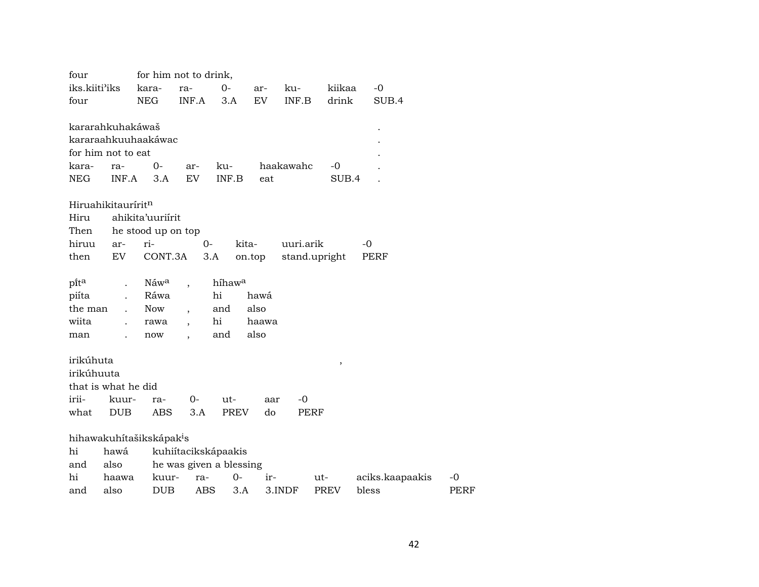four for him not to drink,

| iks.kiiti'iks | kara- | ra- | 0- | ar- | ku- | kiikaa | -0 |
|---|---|---|---|---|---|---|---|
| four | NEG | INF.A | 3.A | EV | INF.B | drink | SUB.4 |

kararahkuhakáwaš .
kararaahkuuhaakáwac .
for him not to eat .

| kara- | ra- | 0- | ar- | ku- | haakawahc | -0 | . |
|---|---|---|---|---|---|---|---|
| NEG | INF.A | 3.A | EV | INF.B | eat | SUB.4 | . |

Hiruahikitauríritⁿ

| Hiru | ahikita'uuriírit |
|---|---|
| Then | he stood up on top |

| hiruu | ar- | ri- | 0- | kita- | uuri.arik | -0 |
|---|---|---|---|---|---|---|
| then | EV | CONT.3A | 3.A | on.top | stand.upright | PERF |

| pítª | . | Náwª | , | híhawª | |
|---|---|---|---|---|---|
| piíta | . | Ráwa | | hi | hawá |
| the man | . | Now | , | and | also |
| wiita | . | rawa | , | hi | haawa |
| man | . | now | , | and | also |

irikúhuta ,
irikúhuuta
that is what he did

| irii- | kuur- | ra- | 0- | ut- | aar | -0 |
|---|---|---|---|---|---|---|
| what | DUB | ABS | 3.A | PREV | do | PERF |

hihawakuhítašikskápakⁱs

| hi | hawá | kuhiítacikskápaakis |
|---|---|---|
| and | also | he was given a blessing |

| hi | haawa | kuur- | ra- | 0- | ir- | ut- | aciks.kaapaakis | -0 |
|---|---|---|---|---|---|---|---|---|
| and | also | DUB | ABS | 3.A | 3.INDF | PREV | bless | PERF |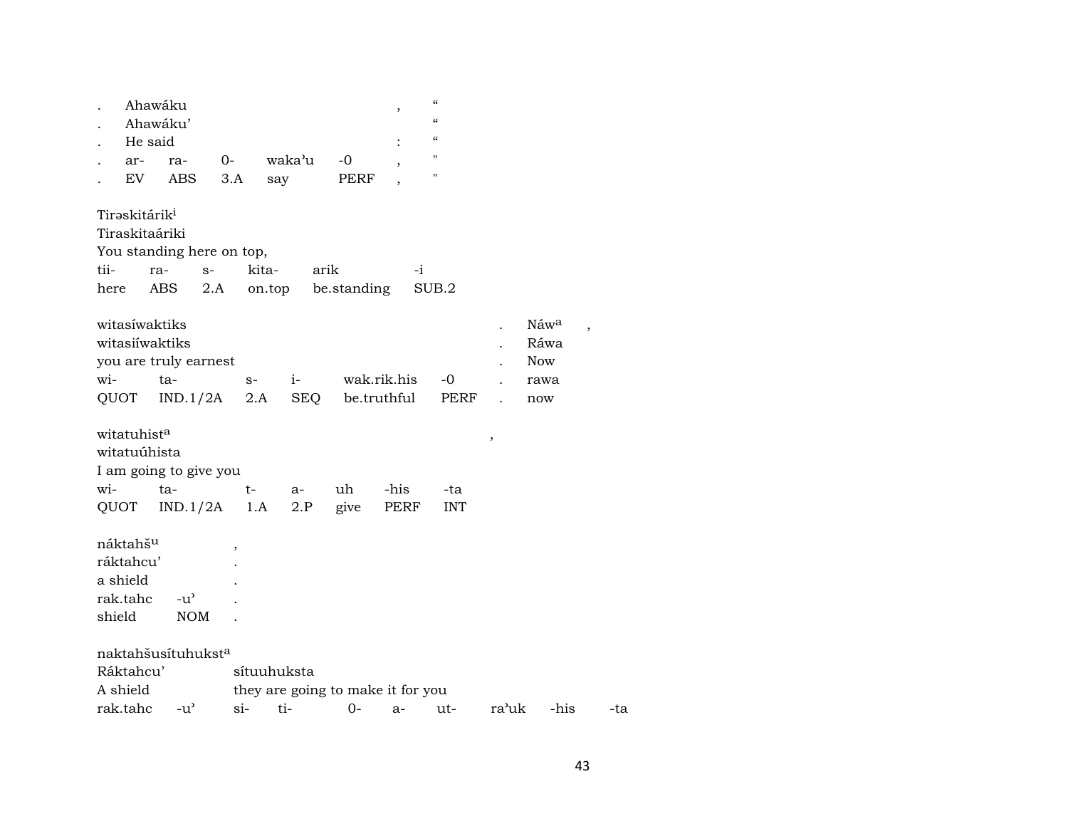| . | Ahawáku | | | | | , | “ |
|---|---|---|---|---|---|---|---|
| . | Ahawáku’ | | | | | | “ |
| . | He said | | | | | : | “ |
| . | ar- | ra- | 0- | waka’u | -0 | , | " |
| . | EV | ABS | 3.A | say | PERF | , | " |

| Tirəskitárik[i] | | | | | |
|---|---|---|---|---|---|
| Tiraskitaáriki | | | | | |
| You standing here on top, | | | | | |
| tii- | ra- | s- | kita- | arik | -i |
| here | ABS | 2.A | on.top | be.standing | SUB.2 |

| witasíwaktiks | | | | | | . | Náw[a] | , |
|---|---|---|---|---|---|---|---|---|
| witasiíwaktiks | | | | | | . | Ráwa | |
| you are truly earnest | | | | | | . | Now | |
| wi- | ta- | s- | i- | wak.rik.his | -0 | . | rawa | |
| QUOT | IND.1/2A | 2.A | SEQ | be.truthful | PERF | . | now | |

| witatuhist[a] | | | | | | | , |
|---|---|---|---|---|---|---|---|
| witatuúhista | | | | | | | |
| I am going to give you | | | | | | | |
| wi- | ta- | t- | a- | uh | -his | -ta | |
| QUOT | IND.1/2A | 1.A | 2.P | give | PERF | INT | |

| náktahš[u] | | , |
|---|---|---|
| ráktahcu’ | | . |
| a shield | | . |
| rak.tahc | -u’ | . |
| shield | NOM | . |

| naktahšusítuhukst[a] | | | | | | | | | |
|---|---|---|---|---|---|---|---|---|---|
| Ráktahcu’ | | sítuuhuksta | | | | | | | |
| A shield | | they are going to make it for you | | | | | | | |
| rak.tahc | -u’ | si- | ti- | 0- | a- | ut- | ra’uk | -his | -ta |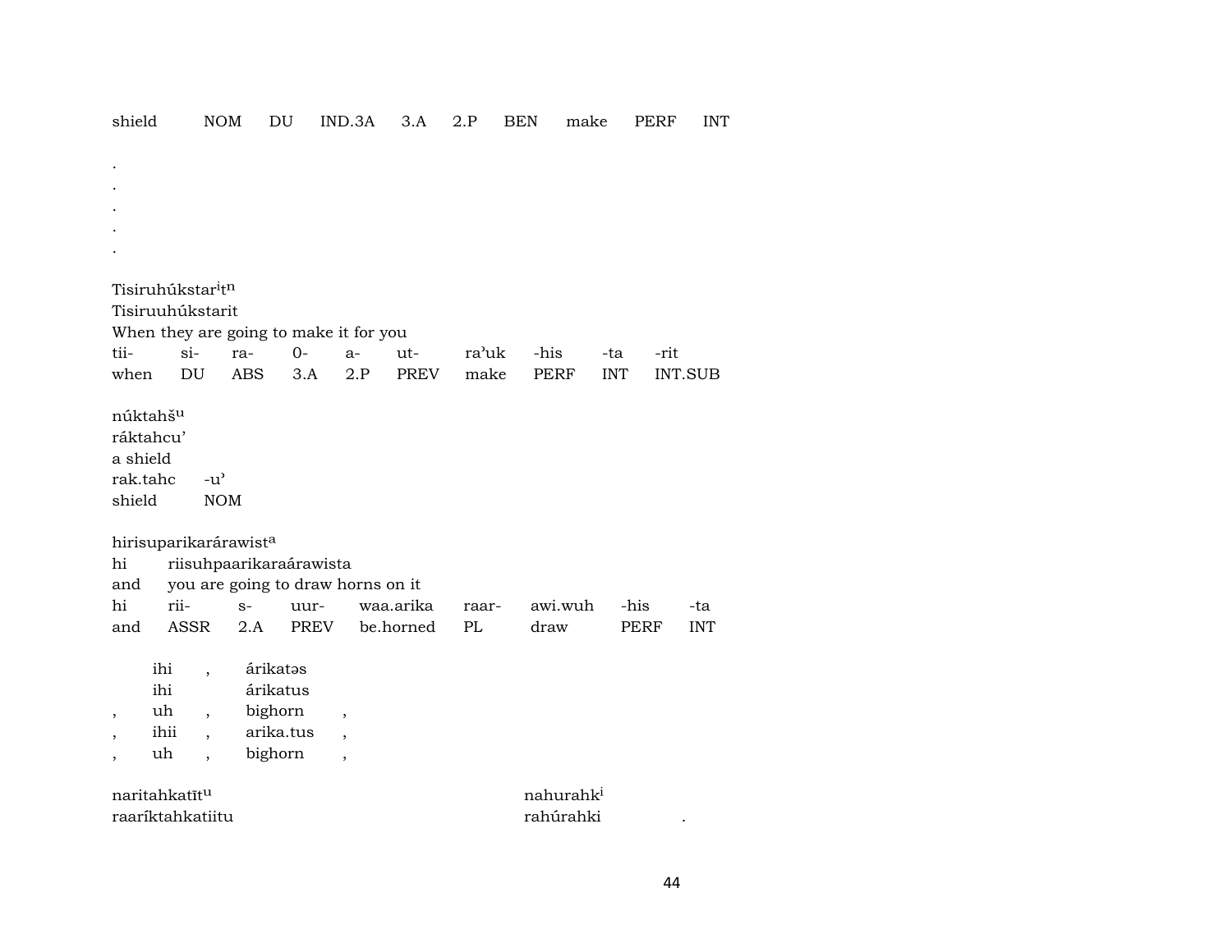shield NOM DU IND.3A 3.A 2.P BEN make PERF INT

.
.
.
.
.

Tisiruhúkstar$^{i}$t$^{n}$
Tisiruuhúkstarit
When they are going to make it for you

| tii- | si- | ra- | 0- | a- | ut- | ra'uk | -his | -ta | -rit |
|---|---|---|---|---|---|---|---|---|---|
| when | DU | ABS | 3.A | 2.P | PREV | make | PERF | INT | INT.SUB |

núktahš$^{u}$
ráktahcu'
a shield

| rak.tahc | -u' |
|---|---|
| shield | NOM |

hirisuparikarárawist$^{a}$

| hi | riisuhpaarikaraárawista |
|---|---|
| and | you are going to draw horns on it |

| hi | rii- | s- | uur- | waa.arika | raar- | awi.wuh | -his | -ta |
|---|---|---|---|---|---|---|---|---|
| and | ASSR | 2.A | PREV | be.horned | PL | draw | PERF | INT |

| | ihi | , | árikatəs | |
|---|---|---|---|---|
| | ihi | | árikatus | |
| , | uh | , | bighorn | , |
| , | ihii | , | arika.tus | , |
| , | uh | , | bighorn | , |

naritahkatīt$^{u}$ nahurahk$^{i}$
raaríktahkatiitu rahúrahki .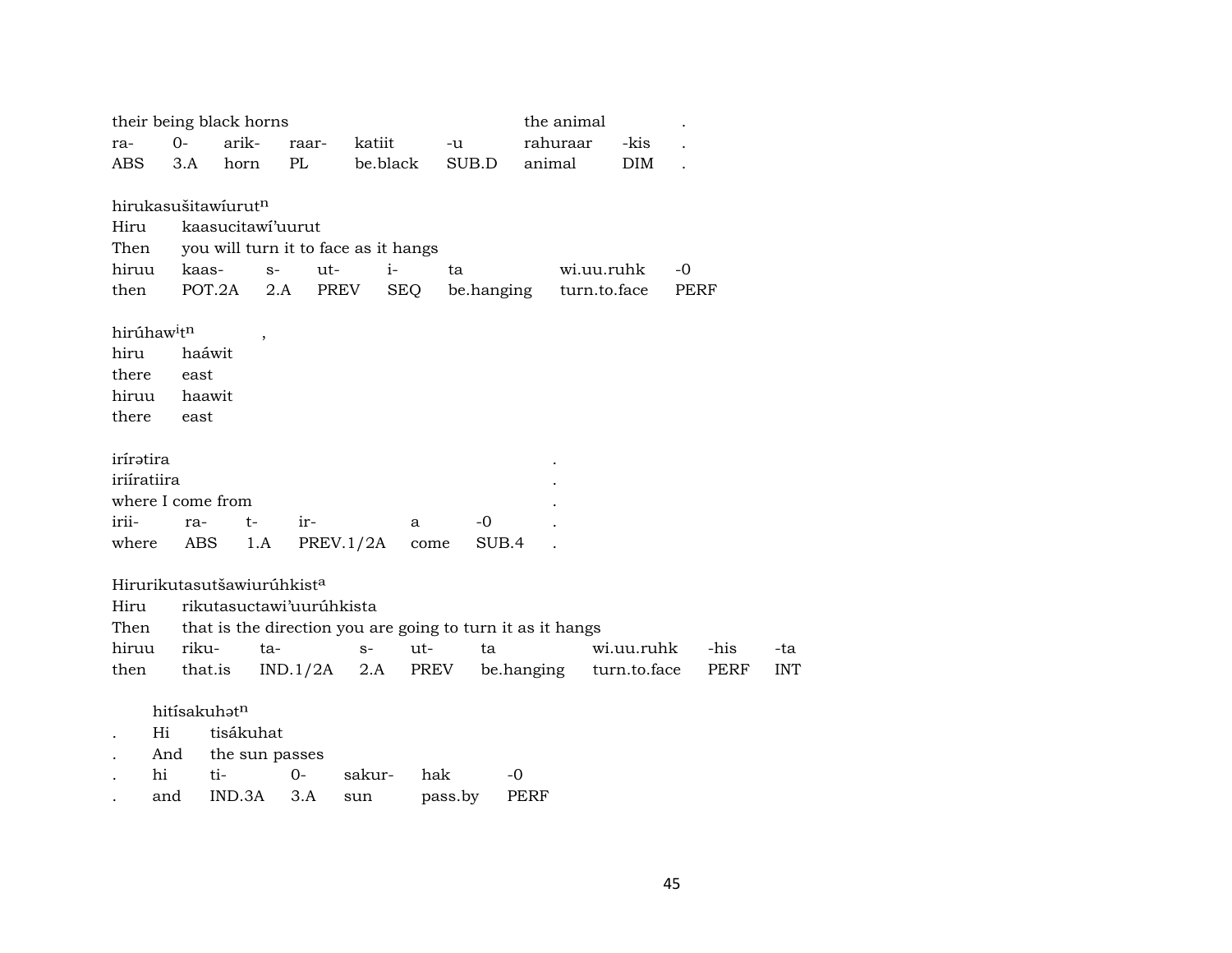| their being black horns | | | | | | the animal | | . |
|---|---|---|---|---|---|---|---|---|
| ra- | 0- | arik- | raar- | katiit | -u | rahuraar | -kis | . |
| ABS | 3.A | horn | PL | be.black | SUB.D | animal | DIM | . |

hirukasušitawíurut$^{n}$

| Hiru | kaasucitawí'uurut | | | | | | |
|---|---|---|---|---|---|---|---|
| Then | you will turn it to face as it hangs | | | | | | |
| hiruu | kaas- | s- | ut- | i- | ta | wi.uu.ruhk | -0 |
| then | POT.2A | 2.A | PREV | SEQ | be.hanging | turn.to.face | PERF |

hirúhaw$^{i}$t$^{n}$ ,

| hiru | haáwit |
|---|---|
| there | east |
| hiruu | haawit |
| there | east |

iríratira .

| iriíratiira | | | | | | . |
|---|---|---|---|---|---|---|
| where I come from | | | | | | . |
| irii- | ra- | t- | ir- | a | -0 | . |
| where | ABS | 1.A | PREV.1/2A | come | SUB.4 | . |

Hirurikutasutšawiurúhkist$^{a}$

| Hiru | rikutasuctawi'uurúhkista | | | | | | | |
|---|---|---|---|---|---|---|---|---|
| Then | that is the direction you are going to turn it as it hangs | | | | | | | |
| hiruu | riku- | ta- | s- | ut- | ta | wi.uu.ruhk | -his | -ta |
| then | that.is | IND.1/2A | 2.A | PREV | be.hanging | turn.to.face | PERF | INT |

hitísakuhət$^{n}$

| . | Hi | tisákuhat | | | | |
|---|---|---|---|---|---|---|
| . | And | the sun passes | | | | |
| . | hi | ti- | 0- | sakur- | hak | -0 |
| . | and | IND.3A | 3.A | sun | pass.by | PERF |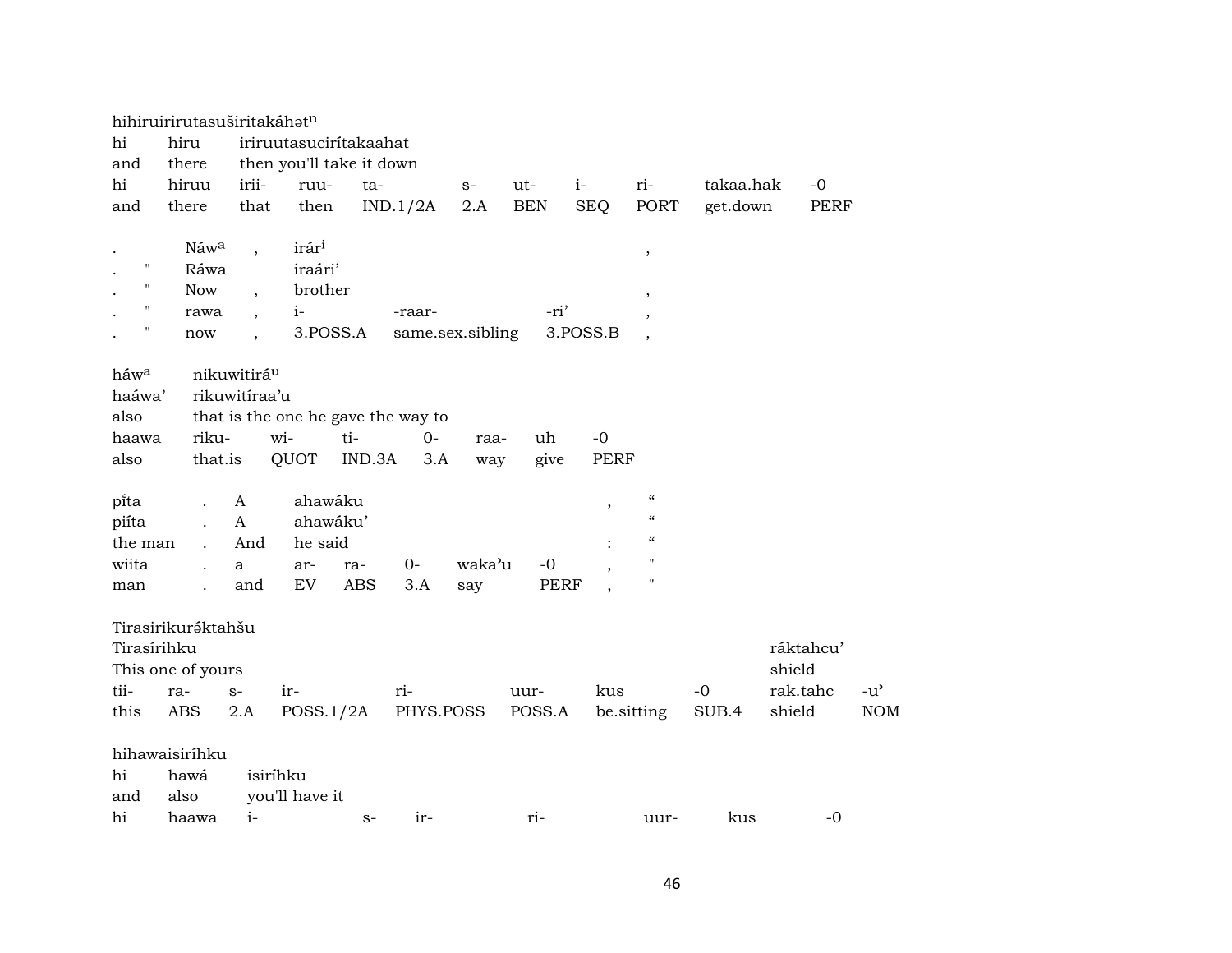hihiruirirutasuširitakáhətn

| hi | hiru | iriruutasucirítakaahat | | | | | | | | |
|---|---|---|---|---|---|---|---|---|---|---|
| and | there | then you'll take it down | | | | | | | | |
| hi | hiruu | irii- | ruu- | ta- | s- | ut- | i- | ri- | takaa.hak | -0 |
| and | there | that | then | IND.1/2A | 2.A | BEN | SEQ | PORT | get.down | PERF |

| . | | Náwa | , | irári | | | , |
|---|---|---|---|---|---|---|---|
| . | " | Ráwa | | iraári' | | | |
| . | " | Now | , | brother | | | , |
| . | " | rawa | , | i- | -raar- | -ri' | , |
| . | " | now | , | 3.POSS.A | same.sex.sibling | 3.POSS.B | , |

| háwa | nikuwitiráu | | | | | | |
|---|---|---|---|---|---|---|---|
| haáwa' | rikuwitíraa'u | | | | | | |
| also | that is the one he gave the way to | | | | | | |
| haawa | riku- | wi- | ti- | 0- | raa- | uh | -0 |
| also | that.is | QUOT | IND.3A | 3.A | way | give | PERF |

| pi̋ta | . | A | ahawáku | | | | | , | " |
|---|---|---|---|---|---|---|---|---|---|
| piíta | . | A | ahawáku' | | | | | | " |
| the man | . | And | he said | | | | | : | " |
| wiita | . | a | ar- | ra- | 0- | waka'u | -0 | , | " |
| man | . | and | EV | ABS | 3.A | say | PERF | , | " |

Tirasirikurə́ktahšu

| Tirasírihku | | | | | | | | ráktahcu' | |
|---|---|---|---|---|---|---|---|---|---|
| This one of yours | | | | | | | | shield | |
| tii- | ra- | s- | ir- | ri- | uur- | kus | -0 | rak.tahc | -u' |
| this | ABS | 2.A | POSS.1/2A | PHYS.POSS | POSS.A | be.sitting | SUB.4 | shield | NOM |

hihawaisiríhku

| hi | hawá | isiríhku | | | | | |
|---|---|---|---|---|---|---|---|
| and | also | you'll have it | | | | | |
| hi | haawa | i- | s- | ir- | ri- | uur- | kus | -0 |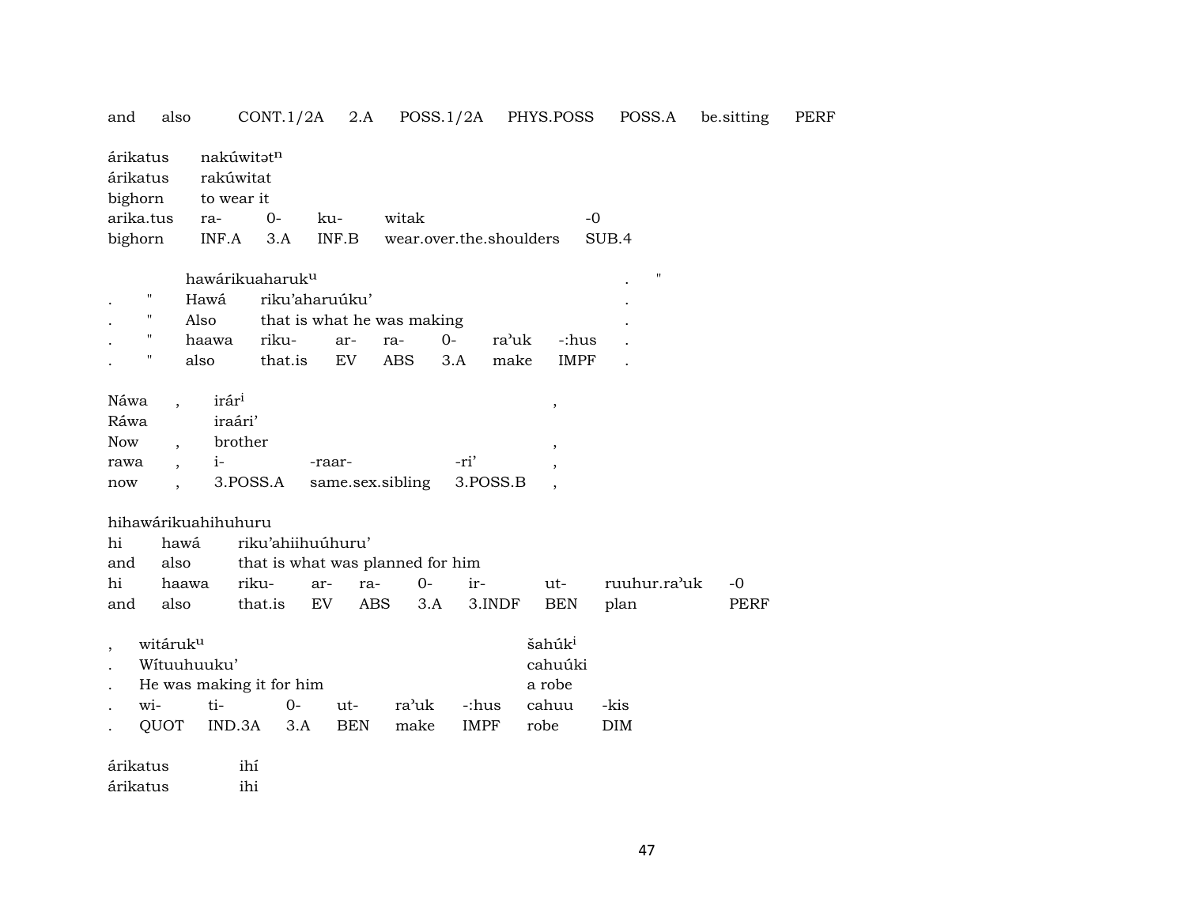and also CONT.1/2A 2.A POSS.1/2A PHYS.POSS POSS.A be.sitting PERF

árikatus nakúwitət$^{n}$
árikatus rakúwitat
bighorn to wear it
arika.tus ra- 0- ku- witak -0
bighorn INF.A 3.A INF.B wear.over.the.shoulders SUB.4

hawárikuaharuk$^{u}$ . "
. " Hawá riku'aharuúku' .
. " Also that is what he was making .
. " haawa riku- ar- ra- 0- ra'uk -:hus .
. " also that.is EV ABS 3.A make IMPF .

Náwa , irár$^{i}$ ,
Ráwa iraári'
Now , brother ,
rawa , i- -raar- -ri' ,
now , 3.POSS.A same.sex.sibling 3.POSS.B ,

hihawárikuahihuhuru
hi hawá riku'ahiihuúhuru'
and also that is what was planned for him
hi haawa riku- ar- ra- 0- ir- ut- ruuhur.ra'uk -0
and also that.is EV ABS 3.A 3.INDF BEN plan PERF

, witáruk$^{u}$ šahúk$^{i}$
. Wítuuhuuku' cahuúki
. He was making it for him a robe
. wi- ti- 0- ut- ra'uk -:hus cahuu -kis
. QUOT IND.3A 3.A BEN make IMPF robe DIM

árikatus ihí
árikatus ihi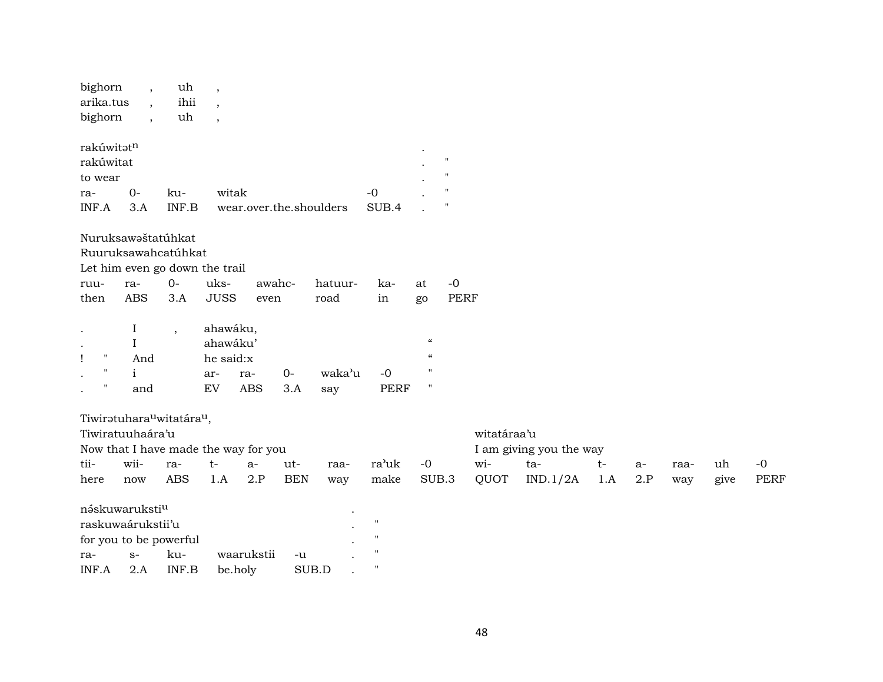| bighorn | , | uh | , |
|---|---|---|---|
| arika.tus | , | ihii | , |
| bighorn | , | uh | , |

| rakúwitət$^{n}$ | | | | | . | |
|---|---|---|---|---|---|---|
| rakúwitat | | | | | . | " |
| to wear | | | | | . | " |
| ra- | 0- | ku- | witak | -0 | . | " |
| INF.A | 3.A | INF.B | wear.over.the.shoulders | SUB.4 | . | " |

| Nuruksawəštatúhkat | | | | | | | | |
|---|---|---|---|---|---|---|---|---|
| Ruuruksawahcatúhkat | | | | | | | | |
| Let him even go down the trail | | | | | | | | |
| ruu- | ra- | 0- | uks- | awahc- | hatuur- | ka- | at | -0 |
| then | ABS | 3.A | JUSS | even | road | in | go | PERF |

| . | | I | , | ahawáku, | | | | | |
|---|---|---|---|---|---|---|---|---|---|
| . | | I | | ahawáku' | | | | | “ |
| ! | " | And | | he said:x | | | | | “ |
| . | " | i | | ar- | ra- | 0- | waka'u | -0 | " |
| . | " | and | | EV | ABS | 3.A | say | PERF | " |

| Tiwirətuhara$^{u}$witatára$^{u}$, | | | | | | | | | | | | | | | | |
|---|---|---|---|---|---|---|---|---|---|---|---|---|---|---|---|---|
| Tiwiratuuhaára'u | | | | | | | | | witatáraa'u | | | | | | | |
| Now that I have made the way for you | | | | | | | | | I am giving you the way | | | | | | | |
| tii- | wii- | ra- | t- | a- | ut- | raa- | ra'uk | -0 | wi- | ta- | t- | a- | raa- | uh | -0 | |
| here | now | ABS | 1.A | 2.P | BEN | way | make | SUB.3 | QUOT | IND.1/2A | 1.A | 2.P | way | give | PERF | |

| nə́skuwaruksti$^{u}$ | | | | | . | |
|---|---|---|---|---|---|---|
| raskuwaárukstii'u | | | | | . | " |
| for you to be powerful | | | | | . | " |
| ra- | s- | ku- | waarukstii | -u | . | " |
| INF.A | 2.A | INF.B | be.holy | SUB.D | . | " |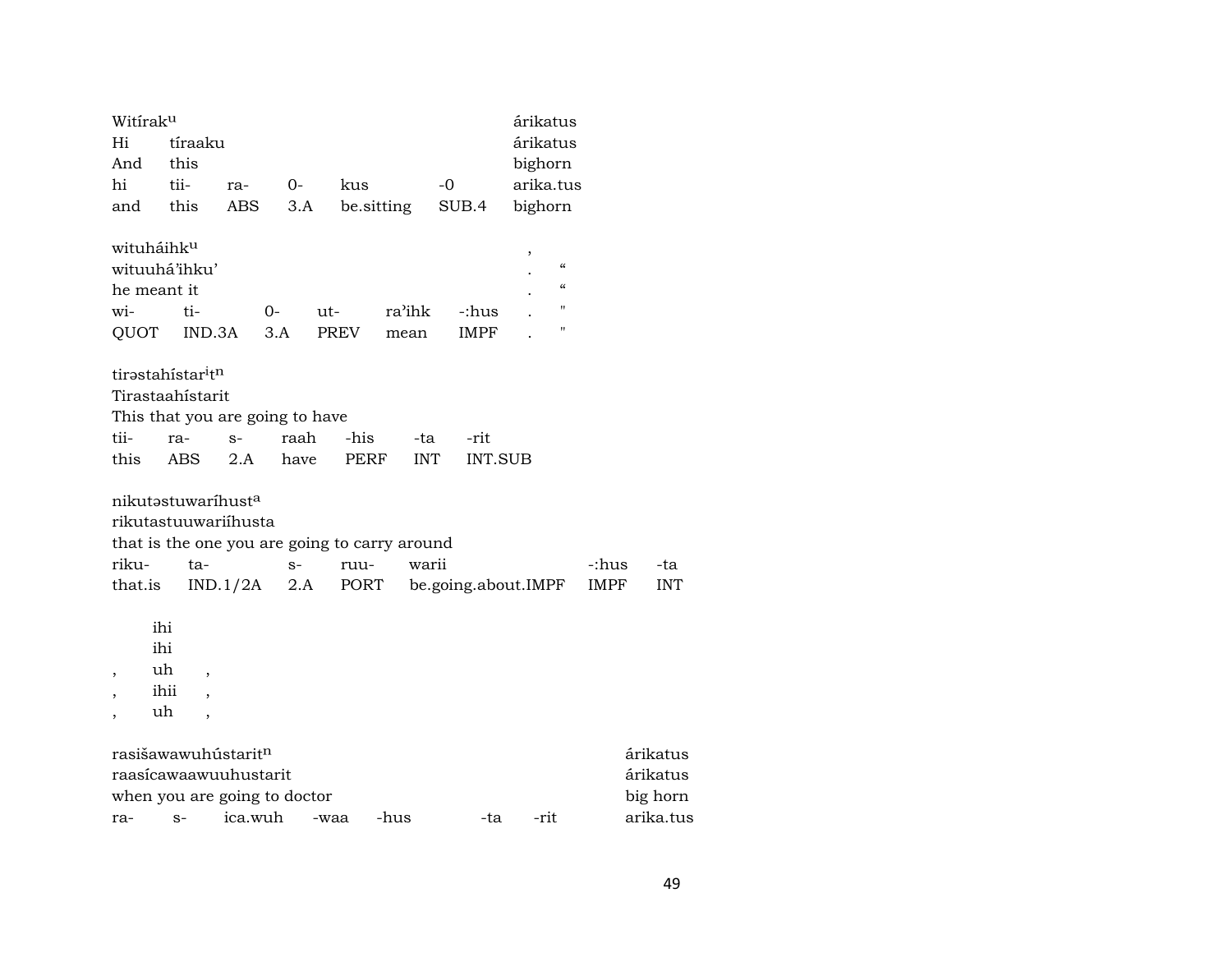| Witírak[u] | | | | | | árikatus |
|---|---|---|---|---|---|---|
| Hi | tíraaku | | | | | árikatus |
| And | this | | | | | bighorn |
| hi | tii- | ra- | 0- | kus | -0 | arika.tus |
| and | this | ABS | 3.A | be.sitting | SUB.4 | bighorn |

| wituháihk[u] | | | | | | , | |
|---|---|---|---|---|---|---|---|
| wituuhá'ihku' | | | | | | . | " |
| he meant it | | | | | | . | " |
| wi- | ti- | 0- | ut- | ra'ihk | -:hus | . | " |
| QUOT | IND.3A | 3.A | PREV | mean | IMPF | . | " |

| tirəstahístar[i]t[n] | | | | | | |
|---|---|---|---|---|---|---|
| Tirastaahístarit | | | | | | |
| This that you are going to have | | | | | | |
| tii- | ra- | s- | raah | -his | -ta | -rit |
| this | ABS | 2.A | have | PERF | INT | INT.SUB |

| nikutəstuwaríhust[a] | | | | | | |
|---|---|---|---|---|---|---|
| rikutastuuwariíhusta | | | | | | |
| that is the one you are going to carry around | | | | | | |
| riku- | ta- | s- | ruu- | warii | -:hus | -ta |
| that.is | IND.1/2A | 2.A | PORT | be.going.about.IMPF | IMPF | INT |

| | ihi | |
|---|---|---|
| | ihi | |
| , | uh | , |
| , | ihii | , |
| , | uh | , |

| rasišawawuhústarit[n] | | | | | | | árikatus |
|---|---|---|---|---|---|---|---|
| raasícawaawuuhustarit | | | | | | | árikatus |
| when you are going to doctor | | | | | | | big horn |
| ra- | s- | ica.wuh | -waa | -hus | -ta | -rit | arika.tus |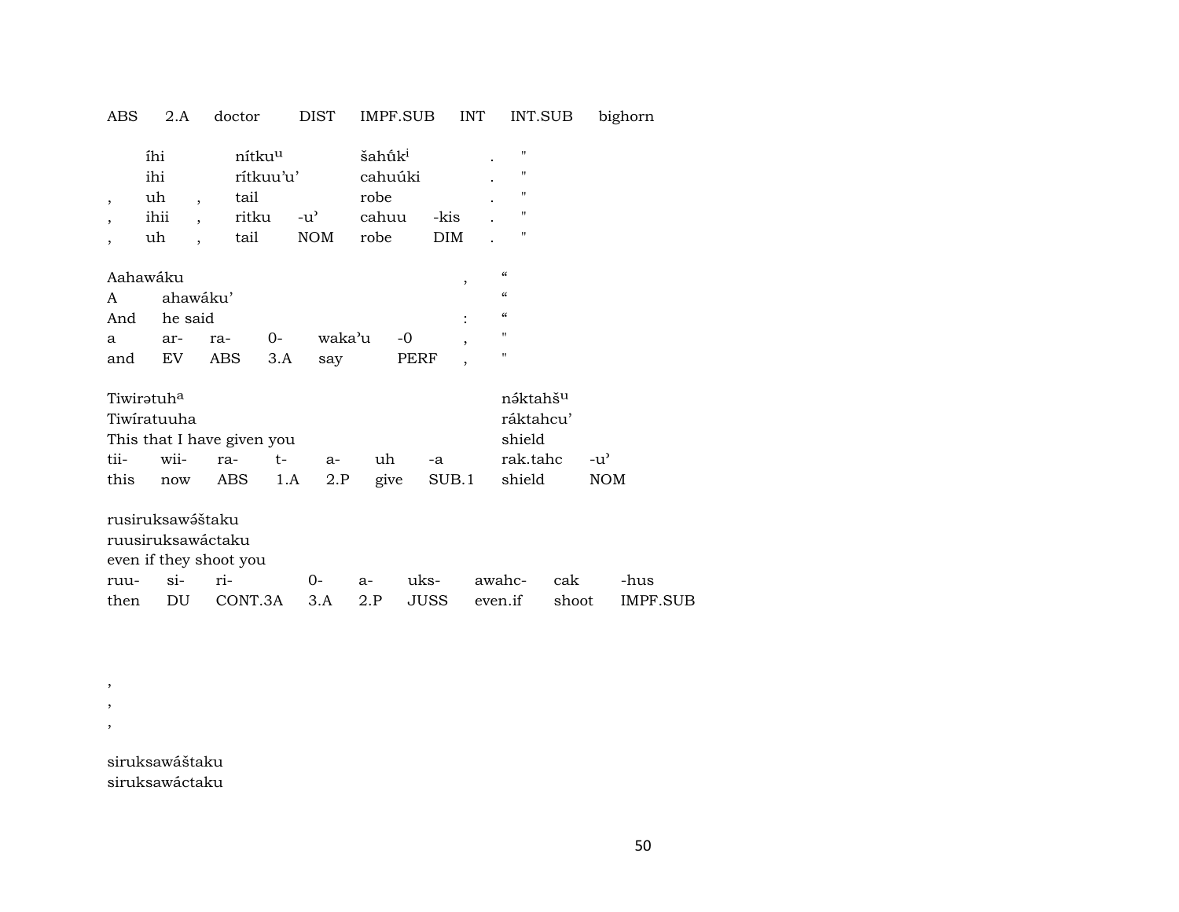ABS 2.A doctor DIST IMPF.SUB INT INT.SUB bighorn

| | | | | | | | |
|---|---|---|---|---|---|---|---|
| | íhi | | nítku$^{u}$ | | šahṹk$^{i}$ | | . | " |
| | ihi | | rítkuu'u' | | cahuúki | | . | " |
| , | uh | , | tail | | robe | | . | " |
| , | ihii | , | ritku | -u' | cahuu | -kis | . | " |
| , | uh | , | tail | NOM | robe | DIM | . | " |

| | | | | | | | |
|---|---|---|---|---|---|---|---|
| Aahawáku | | | | | | , | " |
| A | ahawáku' | | | | | | " |
| And | he said | | | | | : | " |
| a | ar- | ra- | 0- | waka'u | -0 | , | " |
| and | EV | ABS | 3.A | say | PERF | , | " |

| | | | | | | | | |
|---|---|---|---|---|---|---|---|---|
| Tiwirətuh$^{a}$ | | | | | | | nə́ktahš$^{u}$ | |
| Tiwíratuuha | | | | | | | ráktahcu' | |
| This that I have given you | | | | | | | shield | |
| tii- | wii- | ra- | t- | a- | uh | -a | rak.tahc | -u' |
| this | now | ABS | 1.A | 2.P | give | SUB.1 | shield | NOM |

| | | | | | | | | |
|---|---|---|---|---|---|---|---|---|
| rusiruksawə́štaku | | | | | | | | |
| ruusiruksawáctaku | | | | | | | | |
| even if they shoot you | | | | | | | | |
| ruu- | si- | ri- | 0- | a- | uks- | awahc- | cak | -hus |
| then | DU | CONT.3A | 3.A | 2.P | JUSS | even.if | shoot | IMPF.SUB |

,
,
,

siruksawáštaku
siruksawáctaku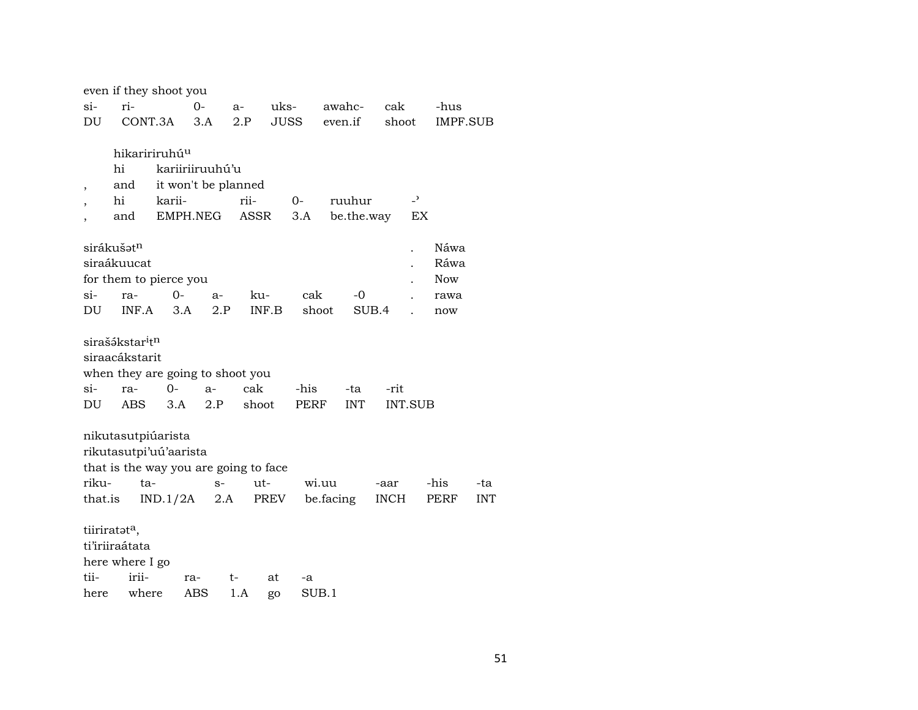even if they shoot you

| si- | ri- | 0- | a- | uks- | awahc- | cak | -hus |
|---|---|---|---|---|---|---|---|
| DU | CONT.3A | 3.A | 2.P | JUSS | even.if | shoot | IMPF.SUB |

hikaririruhúᵘ

| | hi | kariiriiruuhú'u | | | | |
|---|---|---|---|---|---|---|
| , | and | it won't be planned | | | | |
| , | hi | karii- | rii- | 0- | ruuhur | -ʾ |
| , | and | EMPH.NEG | ASSR | 3.A | be.the.way | EX |

sirákušətⁿ . Náwa

siraákuucat . Ráwa

for them to pierce you . Now

| si- | ra- | 0- | a- | ku- | cak | -0 | . | rawa |
|---|---|---|---|---|---|---|---|---|
| DU | INF.A | 3.A | 2.P | INF.B | shoot | SUB.4 | . | now |

sirašə́kstarⁱtⁿ

siraacákstarit

when they are going to shoot you

| si- | ra- | 0- | a- | cak | -his | -ta | -rit |
|---|---|---|---|---|---|---|---|
| DU | ABS | 3.A | 2.P | shoot | PERF | INT | INT.SUB |

nikutasutpiúarista

rikutasutpi'uú'aarista

that is the way you are going to face

| riku- | ta- | s- | ut- | wi.uu | -aar | -his | -ta |
|---|---|---|---|---|---|---|---|
| that.is | IND.1/2A | 2.A | PREV | be.facing | INCH | PERF | INT |

tiiriratətᵃ,

ti'iriiraátata

here where I go

| tii- | irii- | ra- | t- | at | -a |
|---|---|---|---|---|---|
| here | where | ABS | 1.A | go | SUB.1 |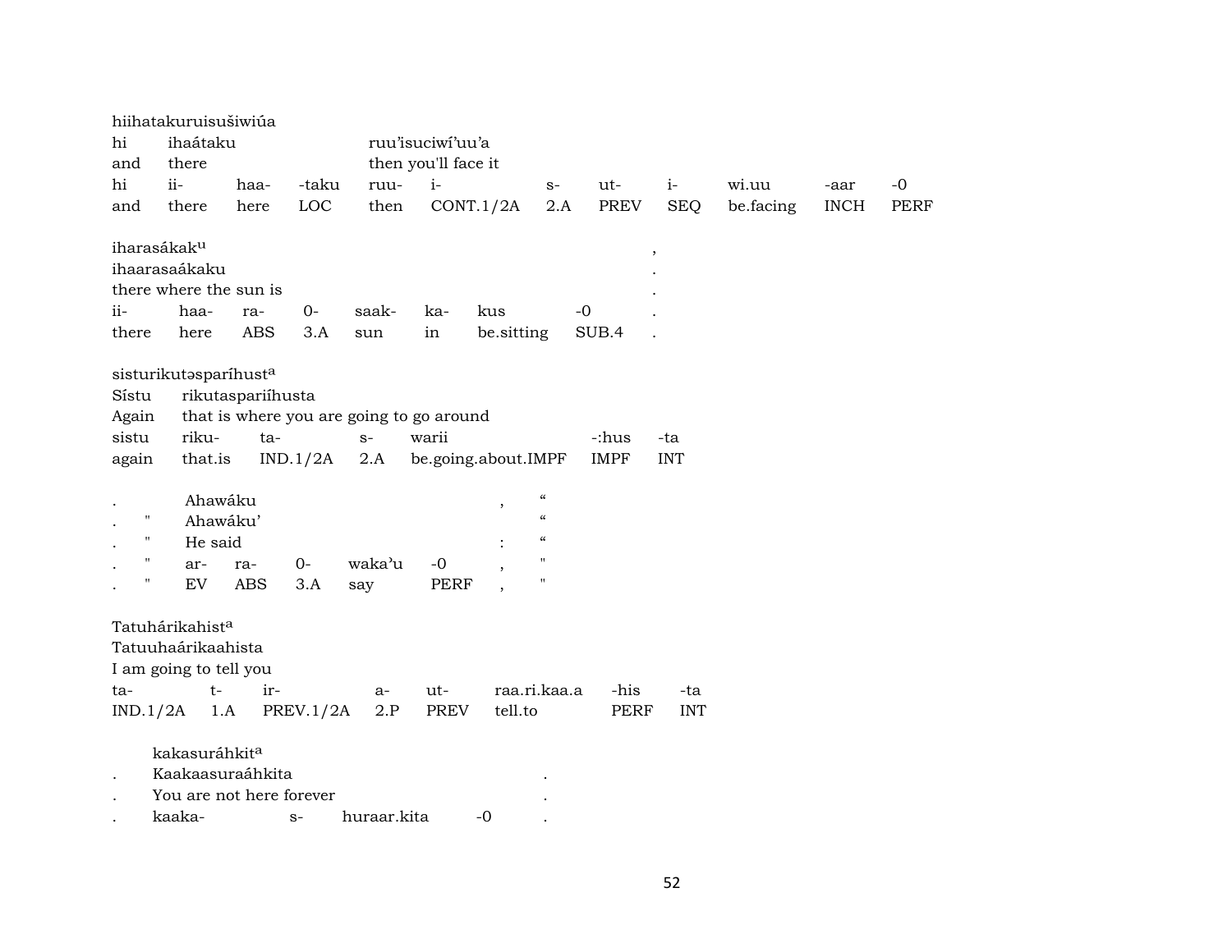hiihatakuruisušiwiúa

| hi | ihaátaku | | | ruu'isuciwí'uu'a | | | | | | | |
|---|---|---|---|---|---|---|---|---|---|---|---|
| and | there | | | then you'll face it | | | | | | | |
| hi | ii- | haa- | -taku | ruu- | i- | s- | ut- | i- | wi.uu | -aar | -0 |
| and | there | here | LOC | then | CONT.1/2A | 2.A | PREV | SEQ | be.facing | INCH | PERF |

iharasákak^u

| ihaarasaákaku | | | | | | | | , |
|---|---|---|---|---|---|---|---|---|
| there where the sun is | | | | | | | | . |
| ii- | haa- | ra- | 0- | saak- | ka- | kus | -0 | . |
| there | here | ABS | 3.A | sun | in | be.sitting | SUB.4 | . |

sisturikutəsparíhust^a

| Sístu | rikutaspariíhusta | | | | | |
|---|---|---|---|---|---|---|
| Again | that is where you are going to go around | | | | | |
| sistu | riku- | ta- | s- | warii | -:hus | -ta |
| again | that.is | IND.1/2A | 2.A | be.going.about.IMPF | IMPF | INT |

| . | | Ahawáku | | | | | , | " |
|---|---|---|---|---|---|---|---|---|
| . | " | Ahawáku' | | | | | | " |
| . | " | He said | | | | | : | " |
| . | " | ar- | ra- | 0- | waka'u | -0 | , | " |
| . | " | EV | ABS | 3.A | say | PERF | , | " |

Tatuhárikahist^a

| Tatuuhaárikaahista | | | | | | | |
|---|---|---|---|---|---|---|---|
| I am going to tell you | | | | | | | |
| ta- | t- | ir- | a- | ut- | raa.ri.kaa.a | -his | -ta |
| IND.1/2A | 1.A | PREV.1/2A | 2.P | PREV | tell.to | PERF | INT |

kakasuráhkit^a

| . | Kaakaasuraáhkita | | | | . |
|---|---|---|---|---|---|
| . | You are not here forever | | | | . |
| . | kaaka- | s- | huraar.kita | -0 | . |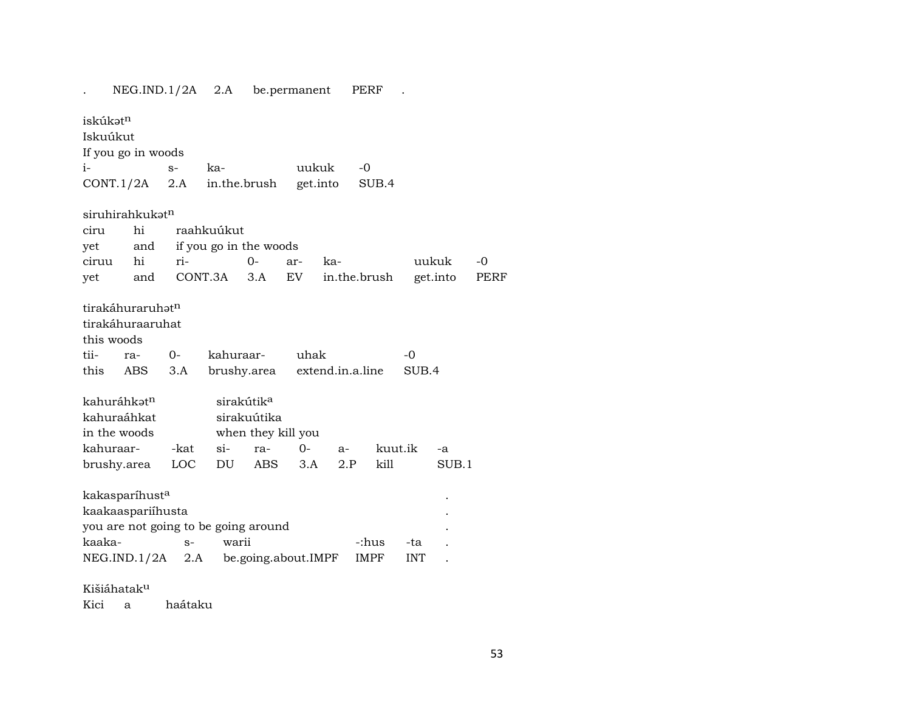.  NEG.IND.1/2A  2.A  be.permanent  PERF  .

iskúkət$^{n}$
Iskuúkut
If you go in woods

| i- | s- | ka- | uukuk | -0 |
|---|---|---|---|---|
| CONT.1/2A | 2.A | in.the.brush | get.into | SUB.4 |

siruhirahkukət$^{n}$

| ciru | hi | raahkuúkut | | | | | |
|---|---|---|---|---|---|---|---|
| yet | and | if you go in the woods | | | | | |
| ciruu | hi | ri- | 0- | ar- | ka- | uukuk | -0 |
| yet | and | CONT.3A | 3.A | EV | in.the.brush | get.into | PERF |

tirakáhuraruhət$^{n}$
tirakáhuraaruhat
this woods

| tii- | ra- | 0- | kahuraar- | uhak | -0 |
|---|---|---|---|---|---|
| this | ABS | 3.A | brushy.area | extend.in.a.line | SUB.4 |

| kahuráhkət$^{n}$ | | sirakútik$^{a}$ | | | | | |
|---|---|---|---|---|---|---|---|
| kahuraáhkat | | sirakuútika | | | | | |
| in the woods | | when they kill you | | | | | |
| kahuraar- | -kat | si- | ra- | 0- | a- | kuut.ik | -a |
| brushy.area | LOC | DU | ABS | 3.A | 2.P | kill | SUB.1 |

kakasparíhust$^{a}$ .
kaakaaspariíhusta .
you are not going to be going around .

| kaaka- | s- | warii | -:hus | -ta | . |
|---|---|---|---|---|---|
| NEG.IND.1/2A | 2.A | be.going.about.IMPF | IMPF | INT | . |

Kišiáhatak$^{u}$
Kici  a  haátaku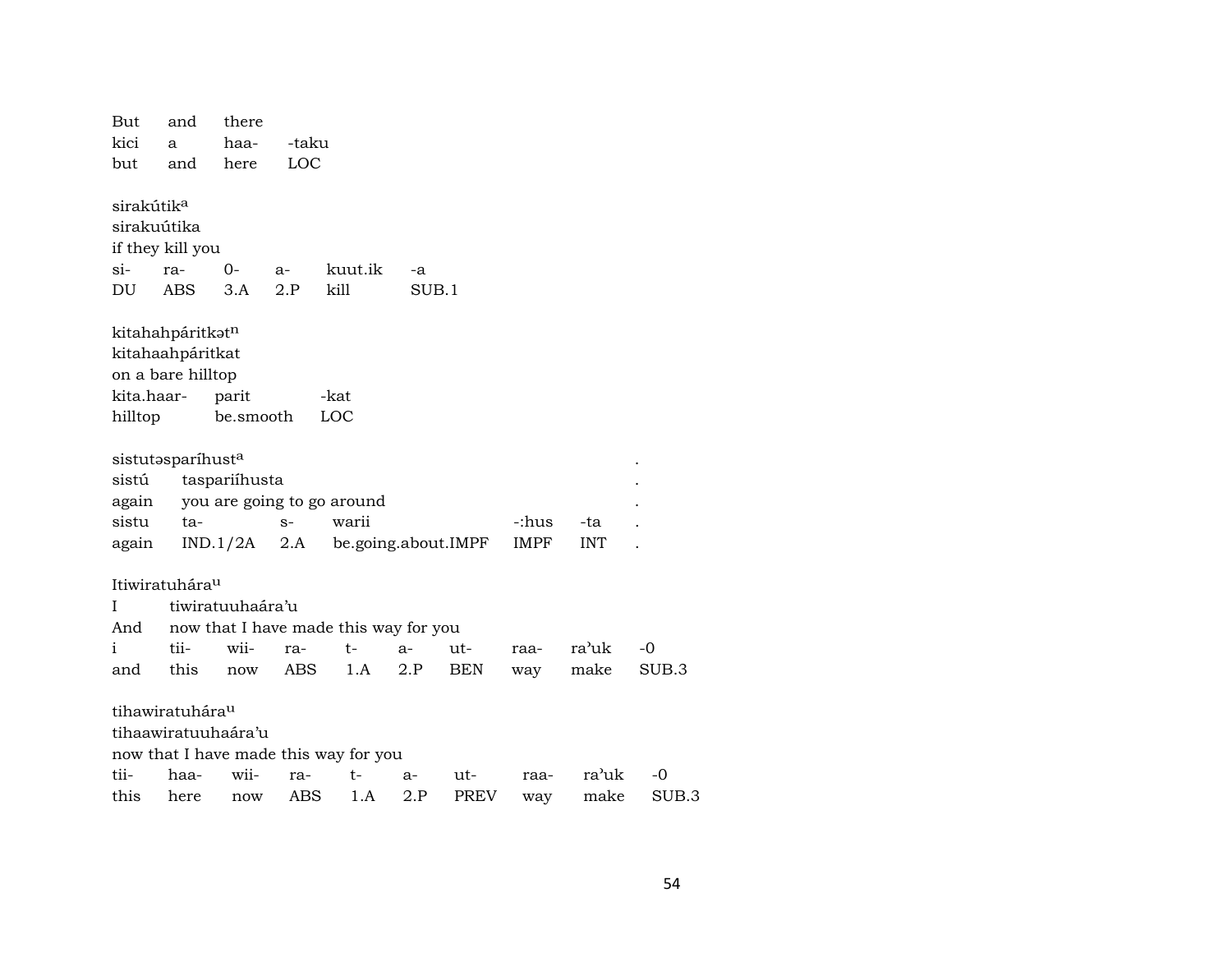But and there
kici a haa- -taku
but and here LOC

sirakútik[a]
sirakuútika
if they kill you

| si- | ra- | 0- | a- | kuut.ik | -a |
|---|---|---|---|---|---|
| DU | ABS | 3.A | 2.P | kill | SUB.1 |

kitahahpáritkət[n]
kitahaahpáritkat
on a bare hilltop

| kita.haar- | parit | -kat |
|---|---|---|
| hilltop | be.smooth | LOC |

sistutəsparíhust[a] .
sistú taspariíhusta .
again you are going to go around .

| sistu | ta- | s- | warii | -:hus | -ta | . |
|---|---|---|---|---|---|---|
| again | IND.1/2A | 2.A | be.going.about.IMPF | IMPF | INT | . |

Itiwiratuhára[u]
I tiwiratuuhaára'u
And now that I have made this way for you

| i | tii- | wii- | ra- | t- | a- | ut- | raa- | ra'uk | -0 |
|---|---|---|---|---|---|---|---|---|---|
| and | this | now | ABS | 1.A | 2.P | BEN | way | make | SUB.3 |

tihawiratuhára[u]
tihaawiratuuhaára'u
now that I have made this way for you

| tii- | haa- | wii- | ra- | t- | a- | ut- | raa- | ra'uk | -0 |
|---|---|---|---|---|---|---|---|---|---|
| this | here | now | ABS | 1.A | 2.P | PREV | way | make | SUB.3 |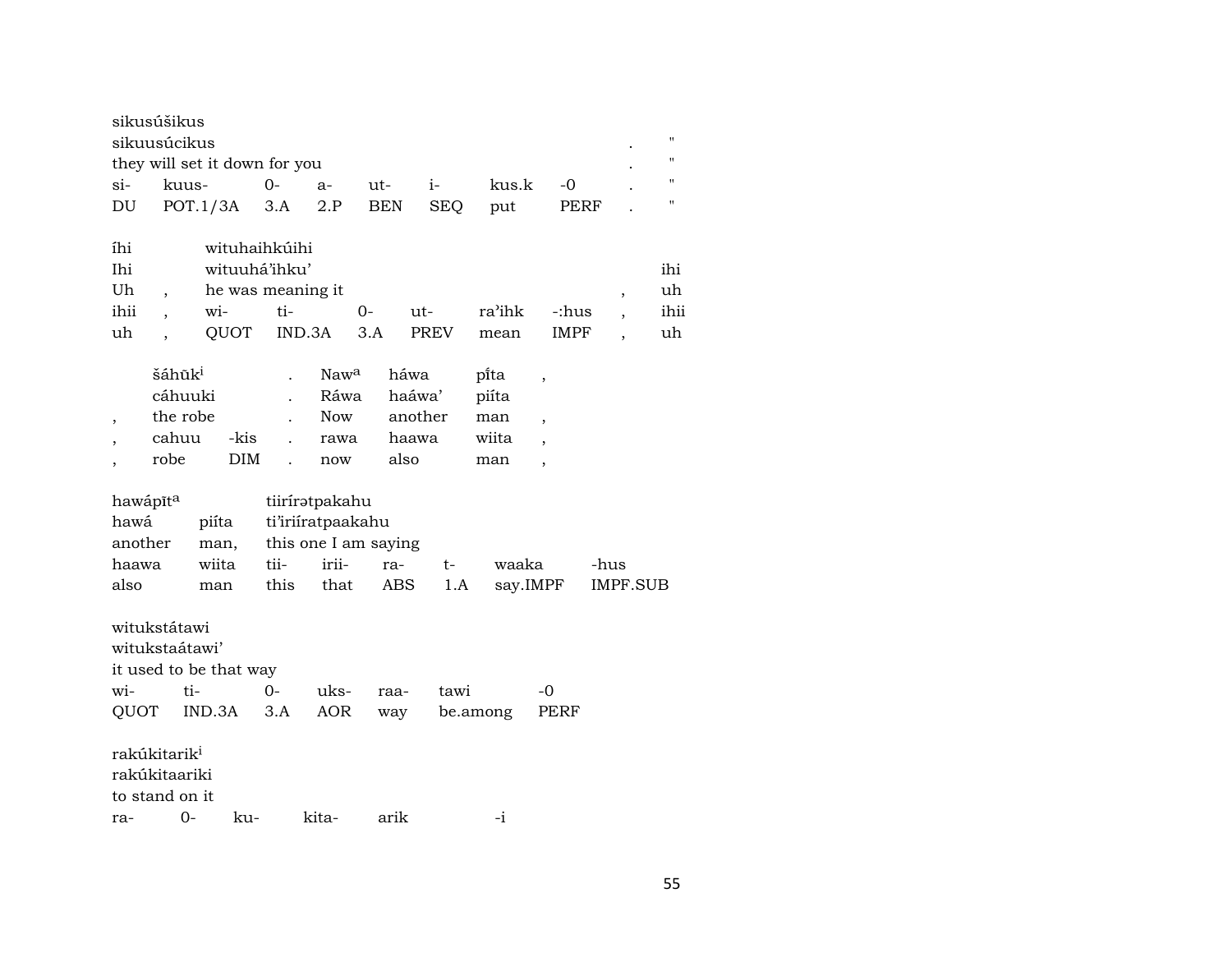sikusúšikus
sikuusúcikus . "
they will set it down for you . "

| si- | kuus- | 0- | a- | ut- | i- | kus.k | -0 | . | " |
|---|---|---|---|---|---|---|---|---|---|
| DU | POT.1/3A | 3.A | 2.P | BEN | SEQ | put | PERF | . | " |

íhi wituhaihkúihi
Ihi wituuhá'ihku' ihi
Uh , he was meaning it , uh

| ihii | , | wi- | ti- | 0- | ut- | ra'ihk | -:hus | , | ihii |
|---|---|---|---|---|---|---|---|---|---|
| uh | , | QUOT | IND.3A | 3.A | PREV | mean | IMPF | , | uh |

šáhũk[i] . Naw[a] háwa pĩta ,
cáhuuki . Ráwa haáwa' piíta
, the robe . Now another man ,

| , | cahuu | -kis | . | rawa | haawa | wiita | , |
|---|---|---|---|---|---|---|---|
| , | robe | DIM | . | now | also | man | , |

hawápīt[a] tiirírətpakahu
hawá piíta ti'iriíratpaakahu
another man, this one I am saying

| haawa | wiita | tii- | irii- | ra- | t- | waaka | -hus |
|---|---|---|---|---|---|---|---|
| also | man | this | that | ABS | 1.A | say.IMPF | IMPF.SUB |

witukstátawi
witukstaátawi'
it used to be that way

| wi- | ti- | 0- | uks- | raa- | tawi | -0 |
|---|---|---|---|---|---|---|
| QUOT | IND.3A | 3.A | AOR | way | be.among | PERF |

rakúkitarik[i]
rakúkitaariki
to stand on it

| ra- | 0- | ku- | kita- | arik | -i |
|---|---|---|---|---|---|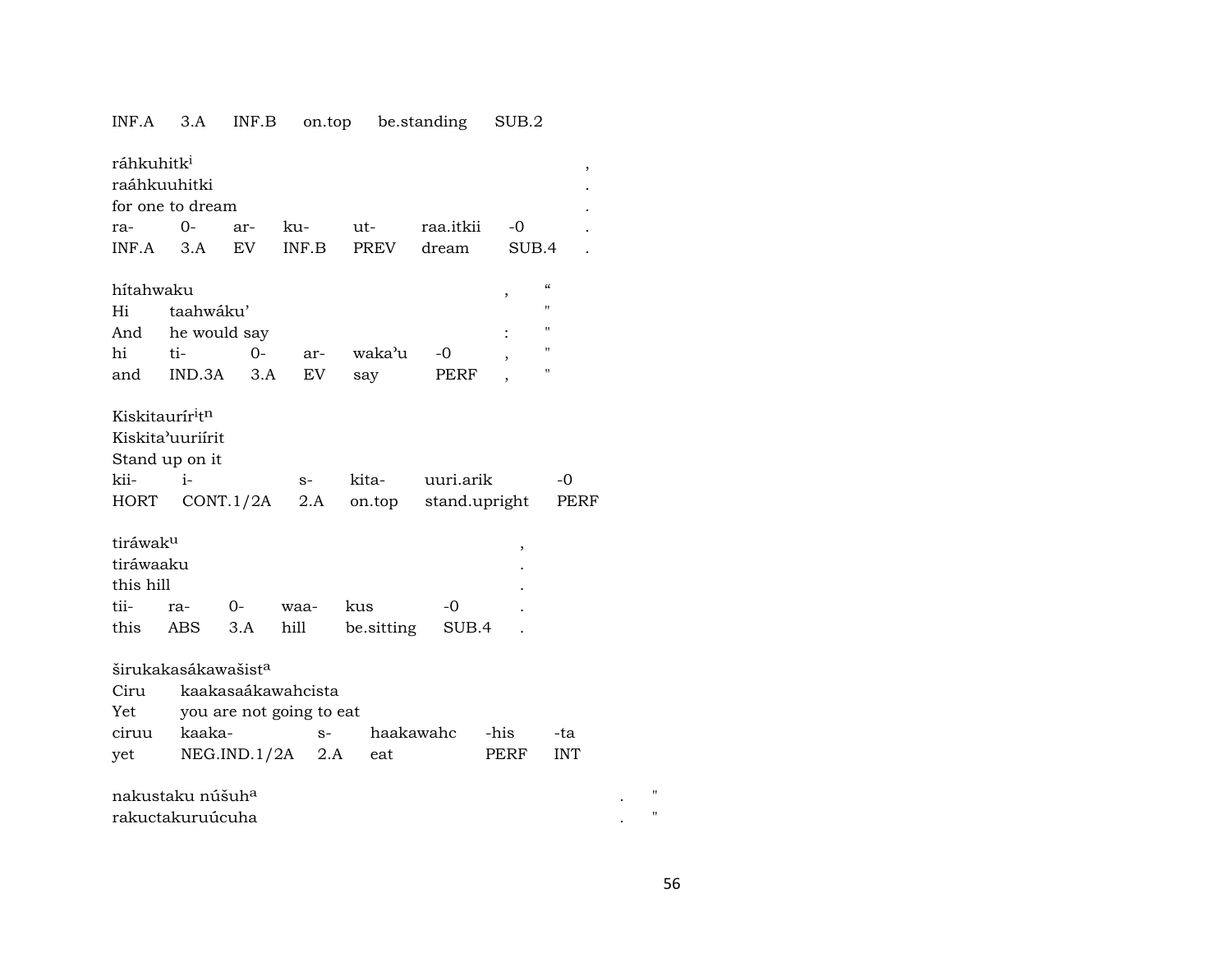INF.A 3.A INF.B on.top be.standing SUB.2

ráhkuhitk[i] ,
raáhkuuhitki .
for one to dream .

| ra- | 0- | ar- | ku- | ut- | raa.itkii | -0 | . |
|---|---|---|---|---|---|---|---|
| INF.A | 3.A | EV | INF.B | PREV | dream | SUB.4 | . |

hítahwaku , “
Hi taahwáku' "
And he would say : "

| hi | ti- | 0- | ar- | waka'u | -0 | , | " |
|---|---|---|---|---|---|---|---|
| and | IND.3A | 3.A | EV | say | PERF | , | " |

Kiskitaurír[i]t[n]
Kiskita'uuriírit
Stand up on it

| kii- | i- | s- | kita- | uuri.arik | -0 |
|---|---|---|---|---|---|
| HORT | CONT.1/2A | 2.A | on.top | stand.upright | PERF |

tiráwak[u] ,
tiráwaaku .
this hill .

| tii- | ra- | 0- | waa- | kus | -0 | . |
|---|---|---|---|---|---|---|
| this | ABS | 3.A | hill | be.sitting | SUB.4 | . |

širukakasákawašist[a]
Ciru kaakasaákawahcista
Yet you are not going to eat

| ciruu | kaaka- | s- | haakawahc | -his | -ta |
|---|---|---|---|---|---|
| yet | NEG.IND.1/2A | 2.A | eat | PERF | INT |

nakustaku núšuh[a] . "
rakuctakuruúcuha . "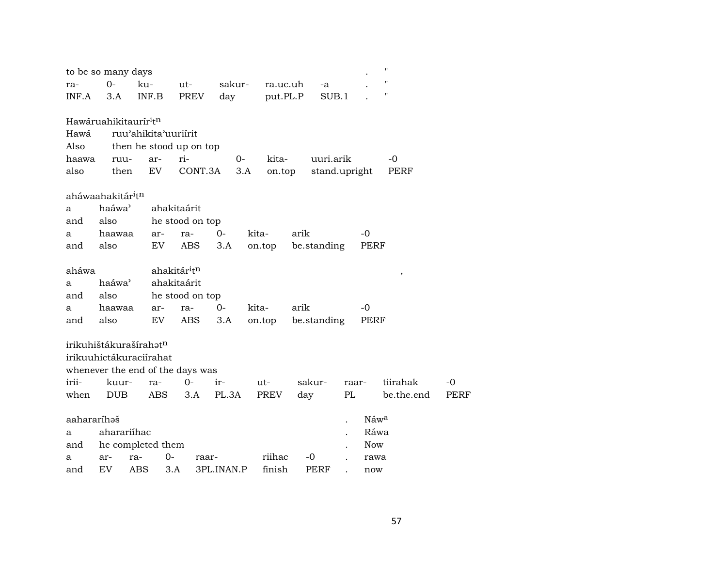| to be so many days | | | | | | | . | " |
|---|---|---|---|---|---|---|---|---|
| ra- | 0- | ku- | ut- | sakur- | ra.uc.uh | -a | . | " |
| INF.A | 3.A | INF.B | PREV | day | put.PL.P | SUB.1 | . | " |

Hawáruahikitaurír$^{i}$t$^{n}$

| Hawá | ruuʾahikitaʾuuriírit | | | | | | |
|---|---|---|---|---|---|---|---|
| Also | then he stood up on top | | | | | | |
| haawa | ruu- | ar- | ri- | 0- | kita- | uuri.arik | -0 |
| also | then | EV | CONT.3A | 3.A | on.top | stand.upright | PERF |

aháwaahakitár$^{i}$t$^{n}$

| a | haáwaʾ | ahakitaárit | | | | | |
|---|---|---|---|---|---|---|---|
| and | also | he stood on top | | | | | |
| a | haawaa | ar- | ra- | 0- | kita- | arik | -0 |
| and | also | EV | ABS | 3.A | on.top | be.standing | PERF |

| aháwa | | ahakitár$^{i}$t$^{n}$ | | | | | | , |
|---|---|---|---|---|---|---|---|---|
| a | haáwaʾ | ahakitaárit | | | | | | |
| and | also | he stood on top | | | | | | |
| a | haawaa | ar- | ra- | 0- | kita- | arik | -0 | |
| and | also | EV | ABS | 3.A | on.top | be.standing | PERF | |

irikuhištákurašírahət$^{n}$

| irikuuhictákuraciírahat | | | | | | | | | |
|---|---|---|---|---|---|---|---|---|---|
| whenever the end of the days was | | | | | | | | | |
| irii- | kuur- | ra- | 0- | ir- | ut- | sakur- | raar- | tiirahak | -0 |
| when | DUB | ABS | 3.A | PL.3A | PREV | day | PL | be.the.end | PERF |

| aahararíhəš | | | | | | | . | Náw$^{a}$ |
|---|---|---|---|---|---|---|---|---|
| a | ahararíihac | | | | | | . | Ráwa |
| and | he completed them | | | | | | . | Now |
| a | ar- | ra- | 0- | raar- | riihac | -0 | . | rawa |
| and | EV | ABS | 3.A | 3PL.INAN.P | finish | PERF | . | now |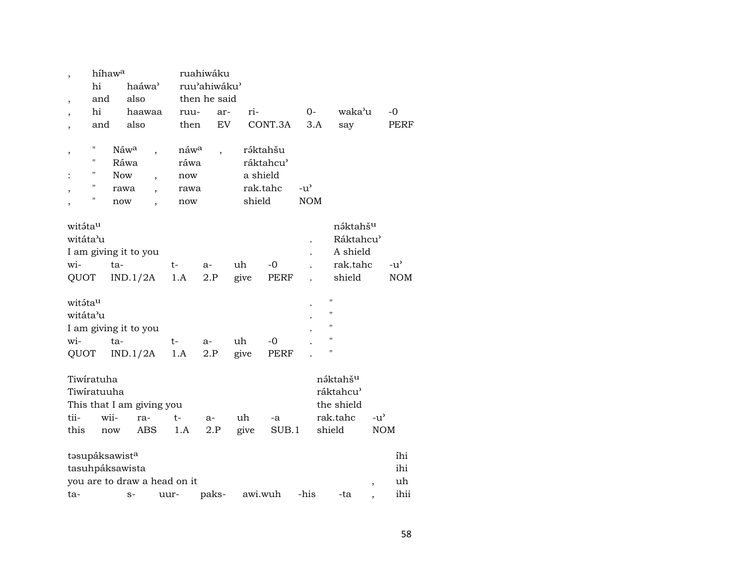| , | híhawᵃ | | ruahiwáku | | | | | |
|---|---|---|---|---|---|---|---|---|
| | hi | haáwa' | ruu'ahiwáku' | | | | | |
| , | and | also | then he said | | | | | |
| , | hi | haawaa | ruu- | ar- | ri- | 0- | waka'u | -0 |
| , | and | also | then | EV | CONT.3A | 3.A | say | PERF |

| , | " | Náwᵃ | , | náwᵃ | , | rə́ktahšu | |
|---|---|---|---|---|---|---|---|
| | " | Ráwa | | ráwa | | ráktahcu' | |
| : | " | Now | , | now | | a shield | |
| , | " | rawa | , | rawa | | rak.tahc | -u' |
| , | " | now | , | now | | shield | NOM |

| witə́taᵘ | | | | | | | nə́ktahšᵘ | |
|---|---|---|---|---|---|---|---|---|
| witáta'u | | | | | | . | Ráktahcu' | |
| I am giving it to you | | | | | | . | A shield | |
| wi- | ta- | t- | a- | uh | -0 | . | rak.tahc | -u' |
| QUOT | IND.1/2A | 1.A | 2.P | give | PERF | . | shield | NOM |

| witə́taᵘ | | | | | | . | " |
|---|---|---|---|---|---|---|---|
| witáta'u | | | | | | . | " |
| I am giving it to you | | | | | | . | " |
| wi- | ta- | t- | a- | uh | -0 | . | " |
| QUOT | IND.1/2A | 1.A | 2.P | give | PERF | . | " |

| Tiwíratuha | | | | | | | nə́ktahšᵘ | |
|---|---|---|---|---|---|---|---|---|
| Tiwíratuuha | | | | | | | ráktahcu' | |
| This that I am giving you | | | | | | | the shield | |
| tii- | wii- | ra- | t- | a- | uh | -a | rak.tahc | -u' |
| this | now | ABS | 1.A | 2.P | give | SUB.1 | shield | NOM |

| təsupáksawistᵃ | | | | | | | | íhi |
|---|---|---|---|---|---|---|---|---|
| tasuhpáksawista | | | | | | | | ihi |
| you are to draw a head on it | | | | | | | , | uh |
| ta- | s- | uur- | paks- | awi.wuh | -his | -ta | , | ihii |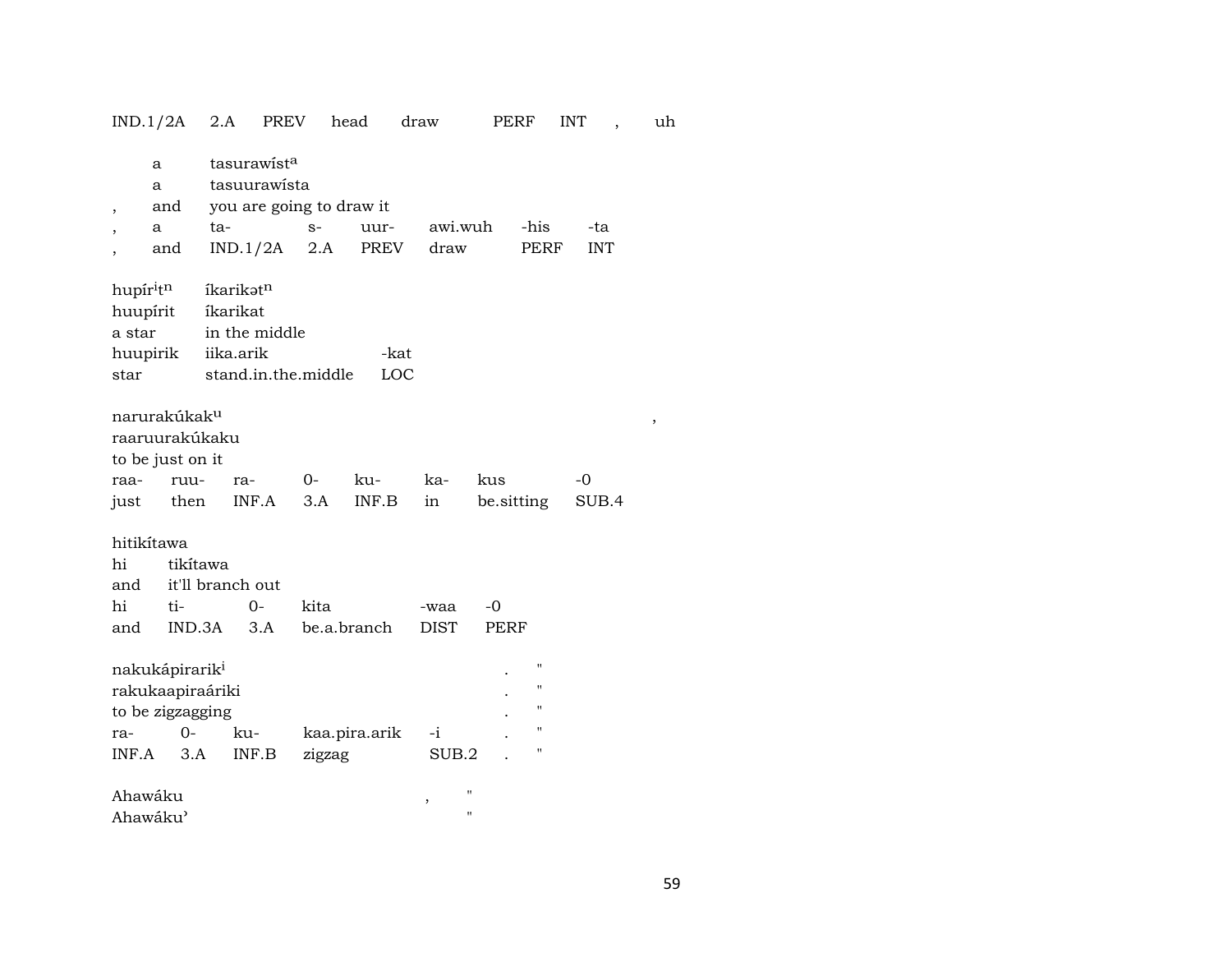| IND.1/2A | 2.A | PREV | head | draw | PERF | INT | , | uh |
|---|---|---|---|---|---|---|---|---|

| | | | | | | |
|---|---|---|---|---|---|---|
| | a | tasurawíst[a] | | | | |
| | a | tasuurawísta | | | | |
| , | and | you are going to draw it | | | | |
| , | a | ta- | s- | uur- | awi.wuh | -his | -ta |
| , | and | IND.1/2A | 2.A | PREV | draw | PERF | INT |

| | | |
|---|---|---|
| hupír[i]t[n] | íkarikət[n] | |
| huupírit | íkarikat | |
| a star | in the middle | |
| huupirik | iika.arik | -kat |
| star | stand.in.the.middle | LOC |

| | | | | | | | | |
|---|---|---|---|---|---|---|---|---|
| narurakúkak[u] | | | | | | | | , |
| raaruurakúkaku | | | | | | | | |
| to be just on it | | | | | | | | |
| raa- | ruu- | ra- | 0- | ku- | ka- | kus | -0 | |
| just | then | INF.A | 3.A | INF.B | in | be.sitting | SUB.4 | |

| | | | | | |
|---|---|---|---|---|---|
| hitikítawa | | | | | |
| hi | tikítawa | | | | |
| and | it'll branch out | | | | |
| hi | ti- | 0- | kita | -waa | -0 |
| and | IND.3A | 3.A | be.a.branch | DIST | PERF |

| | | | | | | |
|---|---|---|---|---|---|---|
| nakukápirarik[i] | | | | | . | " |
| rakukaapiraáriki | | | | | . | " |
| to be zigzagging | | | | | . | " |
| ra- | 0- | ku- | kaa.pira.arik | -i | . | " |
| INF.A | 3.A | INF.B | zigzag | SUB.2 | . | " |

| | | |
|---|---|---|
| Ahawáku | , | " |
| Ahawáku' | | " |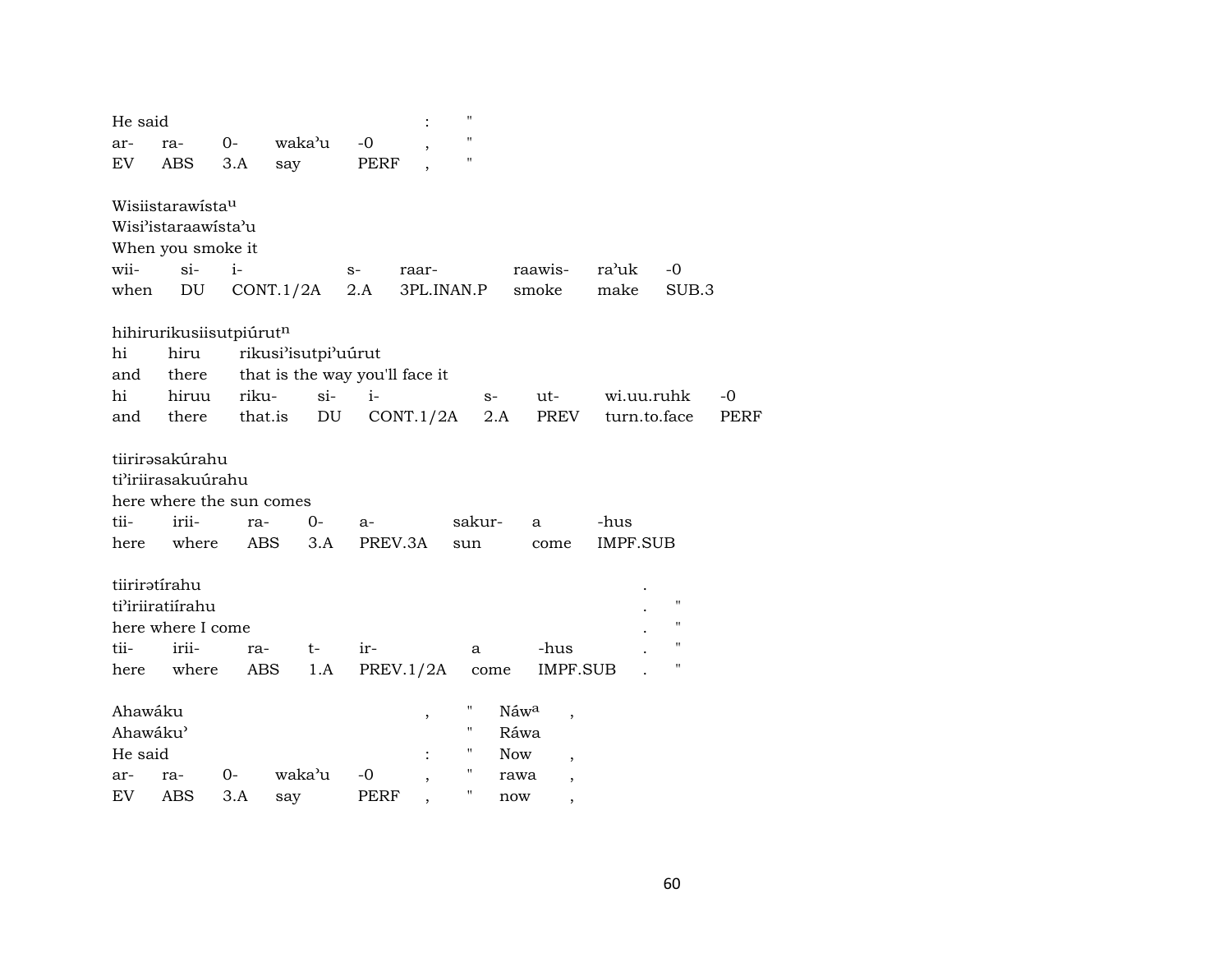He said : "
ar- ra- 0- waka'u -0 , "
EV ABS 3.A say PERF , "

| Wisiistarawísta^u | | | | | | | |
|---|---|---|---|---|---|---|---|
| Wisi'istaraawísta'u | | | | | | | |
| When you smoke it | | | | | | | |
| wii- | si- | i- | s- | raar- | raawis- | ra'uk | -0 |
| when | DU | CONT.1/2A | 2.A | 3PL.INAN.P | smoke | make | SUB.3 |

| hihirurikusiisutpiúrut^n | | | | | | | | |
|---|---|---|---|---|---|---|---|---|
| hi | hiru | rikusi'isutpi'uúrut | | | | | | |
| and | there | that is the way you'll face it | | | | | | |
| hi | hiruu | riku- | si- | i- | s- | ut- | wi.uu.ruhk | -0 |
| and | there | that.is | DU | CONT.1/2A | 2.A | PREV | turn.to.face | PERF |

| tiirirəsakúrahu | | | | | | | |
|---|---|---|---|---|---|---|---|
| ti'iriirasakuúrahu | | | | | | | |
| here where the sun comes | | | | | | | |
| tii- | irii- | ra- | 0- | a- | sakur- | a | -hus |
| here | where | ABS | 3.A | PREV.3A | sun | come | IMPF.SUB |

| tiirirətírahu | | | | | | | | |
|---|---|---|---|---|---|---|---|---|
| ti'iriiratiírahu | | | | | | | . | " |
| here where I come | | | | | | | . | " |
| tii- | irii- | ra- | t- | ir- | a | -hus | . | " |
| here | where | ABS | 1.A | PREV.1/2A | come | IMPF.SUB | . | " |

Ahawáku , " Náw^a ,
Ahawáku' " Ráwa
He said : " Now ,
ar- ra- 0- waka'u -0 , " rawa ,
EV ABS 3.A say PERF , " now ,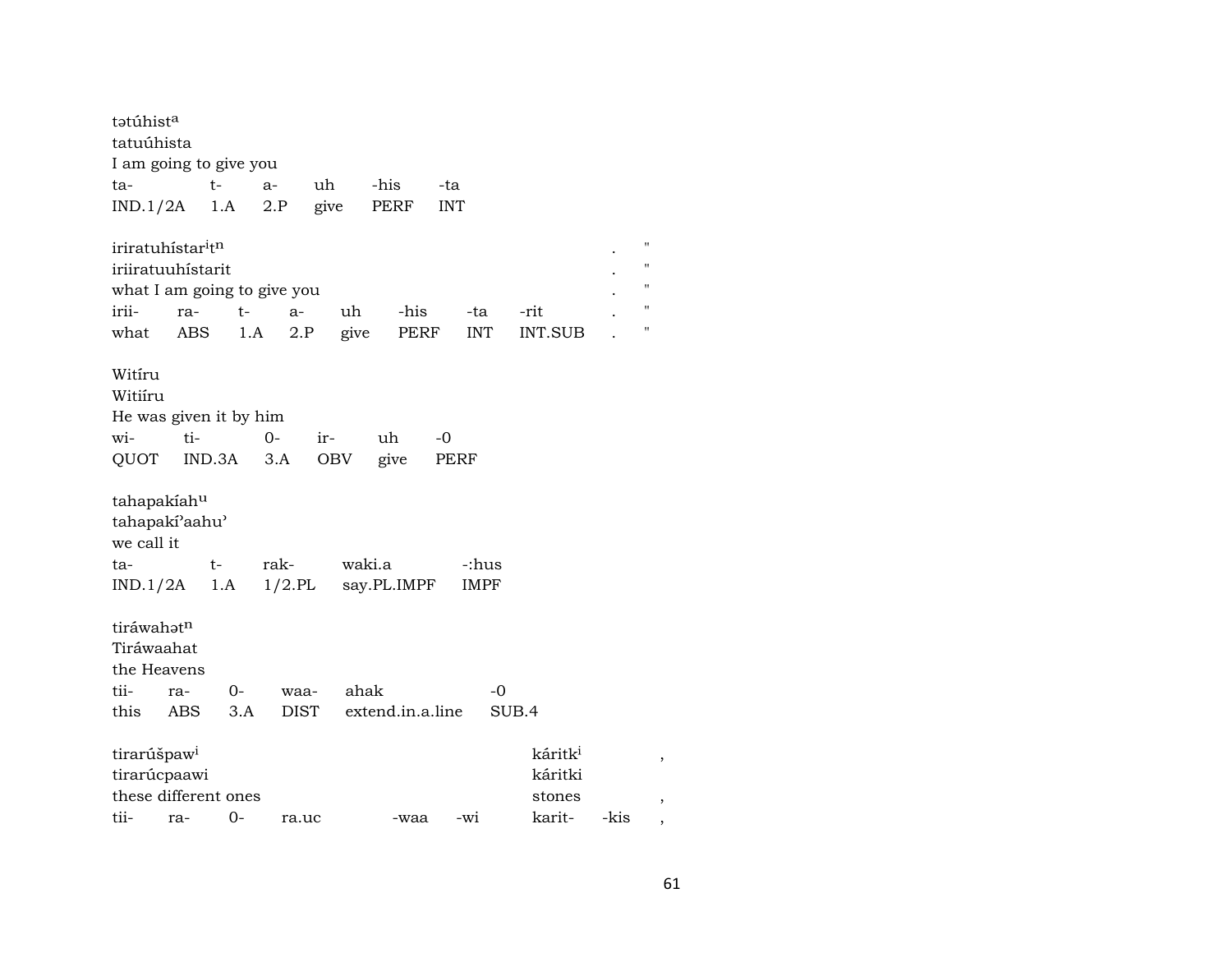tətúhist^a
tatuúhista
I am going to give you

| ta- | t- | a- | uh | -his | -ta |
|---|---|---|---|---|---|
| IND.1/2A | 1.A | 2.P | give | PERF | INT |

iriratuhístar^it^n . "
iriiratuuhístarit . "
what I am going to give you . "

| irii- | ra- | t- | a- | uh | -his | -ta | -rit | . | " |
|---|---|---|---|---|---|---|---|---|---|
| what | ABS | 1.A | 2.P | give | PERF | INT | INT.SUB | . | " |

Witíru
Witiíru
He was given it by him

| wi- | ti- | 0- | ir- | uh | -0 |
|---|---|---|---|---|---|
| QUOT | IND.3A | 3.A | OBV | give | PERF |

tahapakíah^u
tahapakí'aahu'
we call it

| ta- | t- | rak- | waki.a | -:hus |
|---|---|---|---|---|
| IND.1/2A | 1.A | 1/2.PL | say.PL.IMPF | IMPF |

tiráwahət^n
Tiráwaahat
the Heavens

| tii- | ra- | 0- | waa- | ahak | -0 |
|---|---|---|---|---|---|
| this | ABS | 3.A | DIST | extend.in.a.line | SUB.4 |

tirarúšpaw^i káritk^i ,
tirarúcpaawi káritki
these different ones stones ,

| tii- | ra- | 0- | ra.uc | -waa | -wi | karit- | -kis | , |
|---|---|---|---|---|---|---|---|---|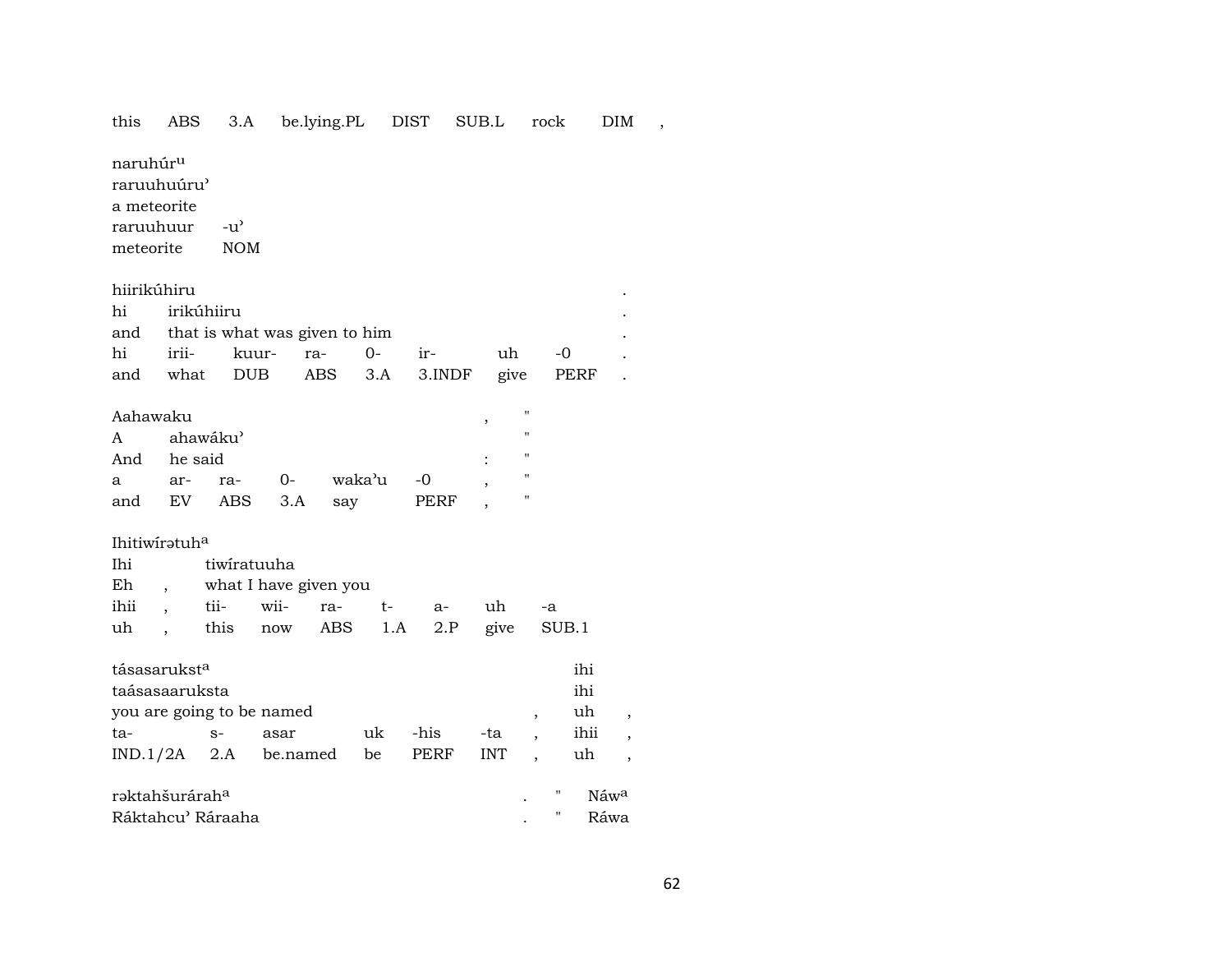this ABS 3.A be.lying.PL DIST SUB.L rock DIM ,

naruhúr[u]
raruuhuúru'
a meteorite
raruuhuur -u'
meteorite NOM

hiirikúhiru .
hi irikúhiiru .
and that is what was given to him .
hi irii- kuur- ra- 0- ir- uh -0 .
and what DUB ABS 3.A 3.INDF give PERF .

Aahawaku , "
A ahawáku' "
And he said : "
a ar- ra- 0- waka'u -0 , "
and EV ABS 3.A say PERF , "

Ihitiwírətuh[a]
Ihi tiwíratuuha
Eh , what I have given you
ihii , tii- wii- ra- t- a- uh -a
uh , this now ABS 1.A 2.P give SUB.1

tásasarukst[a] ihi
taásasaaruksta ihi
you are going to be named , uh ,
ta- s- asar uk -his -ta , ihii ,
IND.1/2A 2.A be.named be PERF INT , uh ,

rəktahšurárah[a] . " Náw[a]
Ráktahcu' Ráraaha . " Ráwa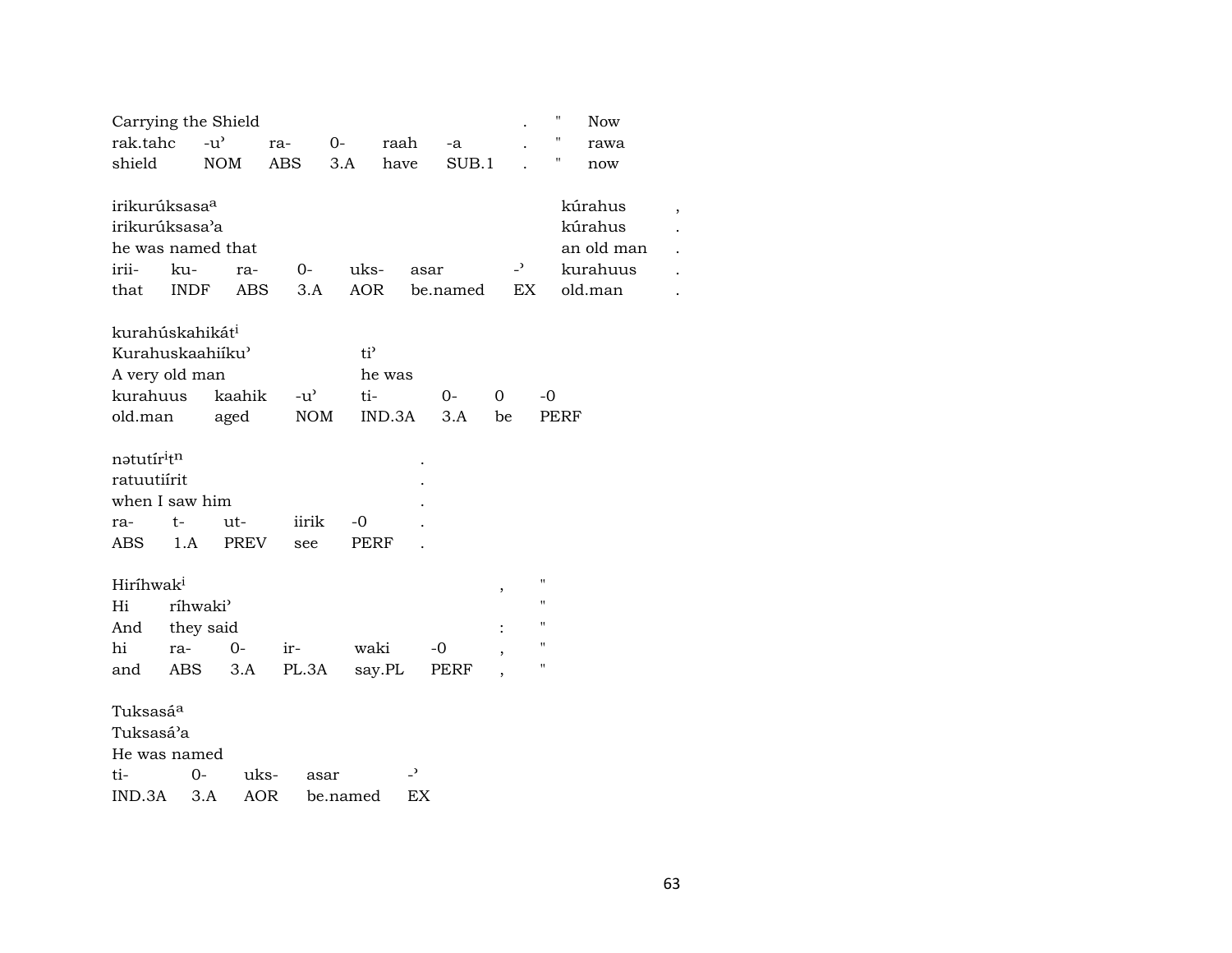| Carrying the Shield | | | | | | . | " | Now |
|---|---|---|---|---|---|---|---|---|
| rak.tahc | -u' | ra- | 0- | raah | -a | . | " | rawa |
| shield | NOM | ABS | 3.A | have | SUB.1 | . | " | now |

| irikurúksasa[a] | | | | | | | kúrahus | , |
|---|---|---|---|---|---|---|---|---|
| irikurúksasa'a | | | | | | | kúrahus | . |
| he was named that | | | | | | | an old man | . |
| irii- | ku- | ra- | 0- | uks- | asar | -' | kurahuus | . |
| that | INDF | ABS | 3.A | AOR | be.named | EX | old.man | . |

| kurahúskahikát[i] | | | | | | |
|---|---|---|---|---|---|---|
| Kurahuskaahiíku' | | | ti' | | | |
| A very old man | | | he was | | | |
| kurahuus | kaahik | -u' | ti- | 0- | 0 | -0 |
| old.man | aged | NOM | IND.3A | 3.A | be | PERF |

| nətutír[i]t[n] | | | | | . |
|---|---|---|---|---|---|
| ratuutiírit | | | | | . |
| when I saw him | | | | | . |
| ra- | t- | ut- | iirik | -0 | . |
| ABS | 1.A | PREV | see | PERF | . |

| Hiríhwak[i] | | | | | | , | " |
|---|---|---|---|---|---|---|---|
| Hi | ríhwaki' | | | | | | " |
| And | they said | | | | | : | " |
| hi | ra- | 0- | ir- | waki | -0 | , | " |
| and | ABS | 3.A | PL.3A | say.PL | PERF | , | " |

| Tuksasá[a] | | | | |
|---|---|---|---|---|
| Tuksasá'a | | | | |
| He was named | | | | |
| ti- | 0- | uks- | asar | -' |
| IND.3A | 3.A | AOR | be.named | EX |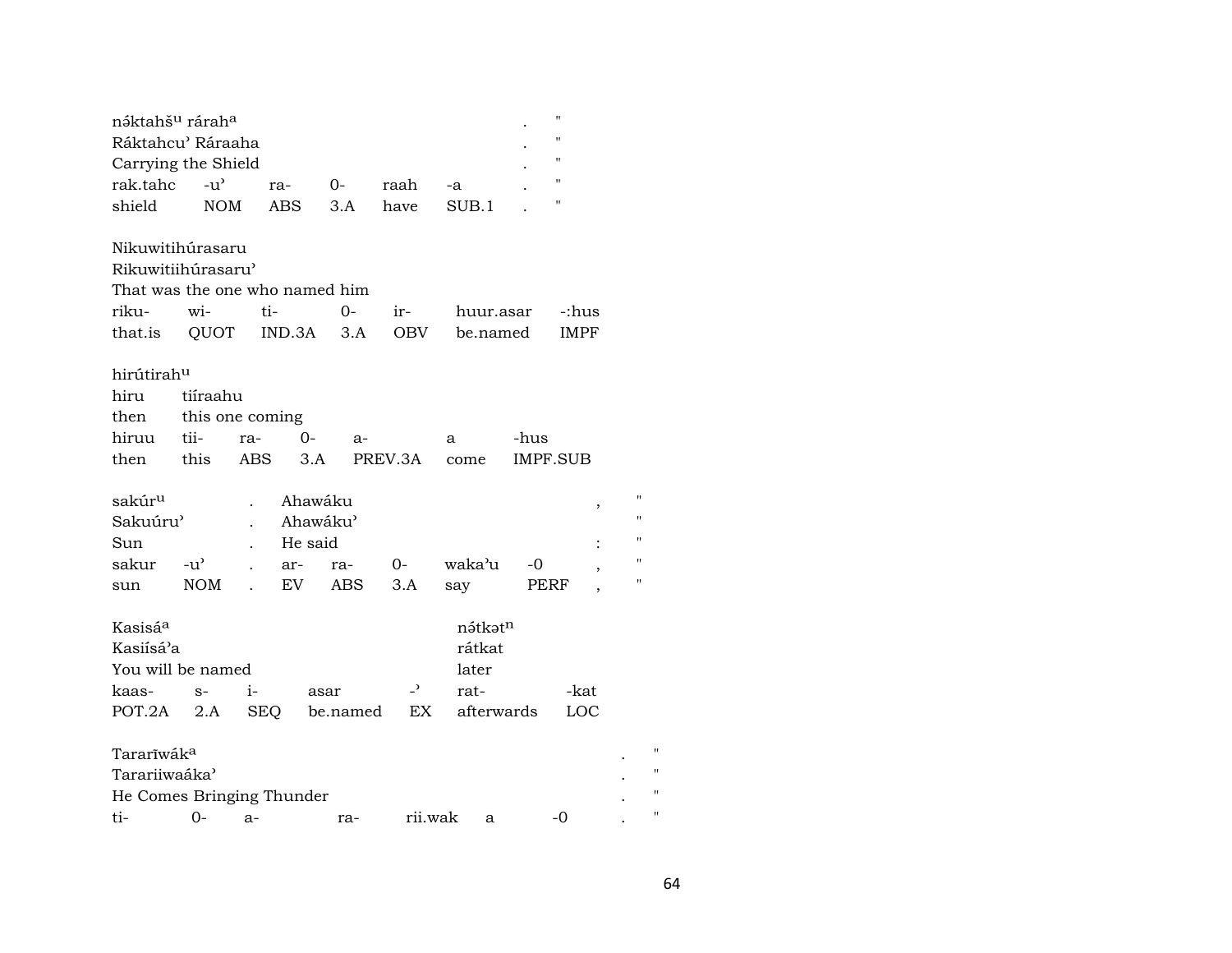| nə́ktahšᵘ rárahᵃ | | | | | | . | " |
|---|---|---|---|---|---|---|---|
| Ráktahcuʾ Ráraaha | | | | | | . | " |
| Carrying the Shield | | | | | | . | " |
| rak.tahc | -uʾ | ra- | 0- | raah | -a | . | " |
| shield | NOM | ABS | 3.A | have | SUB.1 | . | " |

| Nikuwitihúrasaru | | | | | | |
|---|---|---|---|---|---|---|
| Rikuwitiihúrasaruʾ | | | | | | |
| That was the one who named him | | | | | | |
| riku- | wi- | ti- | 0- | ir- | huur.asar | -:hus |
| that.is | QUOT | IND.3A | 3.A | OBV | be.named | IMPF |

| hirútirahᵘ | | | | | | |
|---|---|---|---|---|---|---|
| hiru | tiíraahu | | | | | |
| then | this one coming | | | | | |
| hiruu | tii- | ra- | 0- | a- | a | -hus |
| then | this | ABS | 3.A | PREV.3A | come | IMPF.SUB |

| sakúrᵘ | | . | Ahawáku | | | | | , | " |
|---|---|---|---|---|---|---|---|---|---|
| Sakuúruʾ | | . | Ahawákuʾ | | | | | | " |
| Sun | | . | He said | | | | | : | " |
| sakur | -uʾ | . | ar- | ra- | 0- | wakaʾu | -0 | , | " |
| sun | NOM | . | EV | ABS | 3.A | say | PERF | , | " |

| Kasisáᵃ | | | | | nə́tkətⁿ | |
|---|---|---|---|---|---|---|
| Kasiísáʾa | | | | | rátkat | |
| You will be named | | | | | later | |
| kaas- | s- | i- | asar | -ʾ | rat- | -kat |
| POT.2A | 2.A | SEQ | be.named | EX | afterwards | LOC |

| Tararīwákᵃ | | | | | | | . | " |
|---|---|---|---|---|---|---|---|---|
| Tarariiwaákaʾ | | | | | | | . | " |
| He Comes Bringing Thunder | | | | | | | . | " |
| ti- | 0- | a- | ra- | rii.wak | a | -0 | . | " |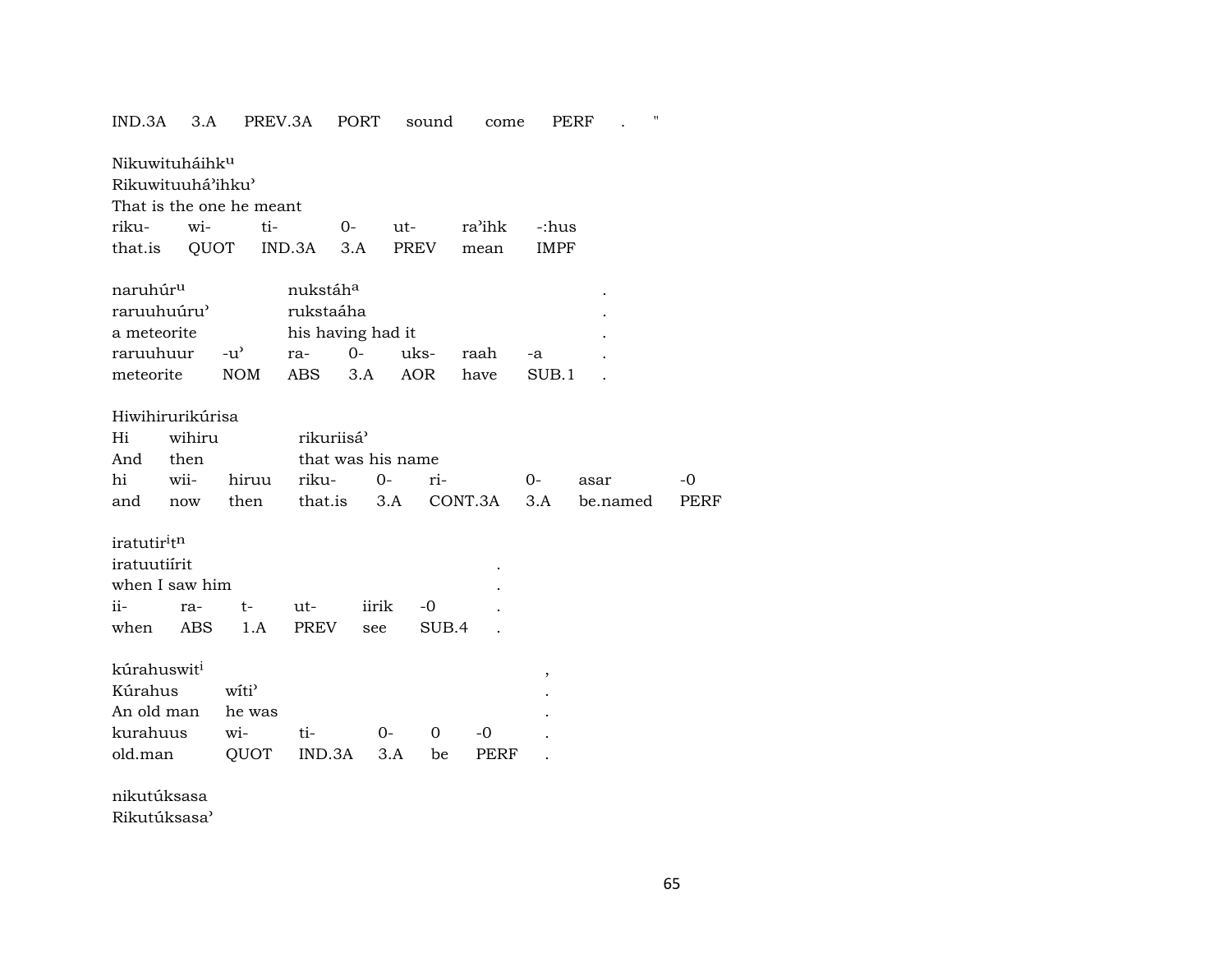| IND.3A | 3.A | PREV.3A | PORT | sound | come | PERF | . | " |
|---|---|---|---|---|---|---|---|---|

Nikuwituháihk$^{u}$
Rikuwituuhá'ihku'
That is the one he meant

| riku- | wi- | ti- | 0- | ut- | ra'ihk | -:hus |
|---|---|---|---|---|---|---|
| that.is | QUOT | IND.3A | 3.A | PREV | mean | IMPF |

| naruhúr$^{u}$ | | nukstáh$^{a}$ | | | | | . |
|---|---|---|---|---|---|---|---|
| raruuhuúru' | | rukstaáha | | | | | . |
| a meteorite | | his having had it | | | | | . |
| raruuhuur | -u' | ra- | 0- | uks- | raah | -a | . |
| meteorite | NOM | ABS | 3.A | AOR | have | SUB.1 | . |

Hiwihirurikúrisa

| Hi | wihiru | | rikuriisá' | | | | | |
|---|---|---|---|---|---|---|---|---|
| And | then | | that was his name | | | | | |
| hi | wii- | hiruu | riku- | 0- | ri- | 0- | asar | -0 |
| and | now | then | that.is | 3.A | CONT.3A | 3.A | be.named | PERF |

| iratutir$^{i}$t$^{n}$ | | | | | | . |
|---|---|---|---|---|---|---|
| iratuutiírit | | | | | | . |
| when I saw him | | | | | | . |
| ii- | ra- | t- | ut- | iirik | -0 | . |
| when | ABS | 1.A | PREV | see | SUB.4 | . |

| kúrahuswit$^{i}$ | | | | | | , |
|---|---|---|---|---|---|---|
| Kúrahus | wíti' | | | | | . |
| An old man | he was | | | | | . |
| kurahuus | wi- | ti- | 0- | 0 | -0 | . |
| old.man | QUOT | IND.3A | 3.A | be | PERF | . |

nikutúksasa
Rikutúksasa'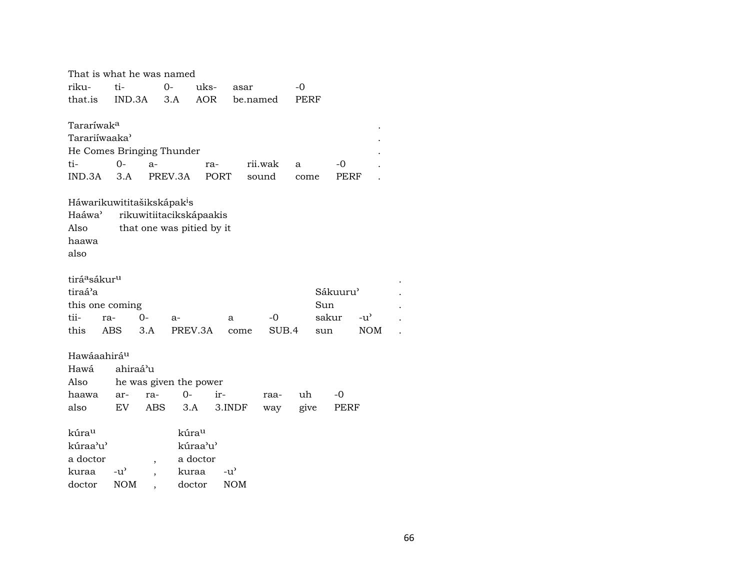That is what he was named

| riku- | ti- | 0- | uks- | asar | -0 |
|---|---|---|---|---|---|
| that.is | IND.3A | 3.A | AOR | be.named | PERF |

Tararíwak[a] .
Tarariíwaaka’ .
He Comes Bringing Thunder .

| ti- | 0- | a- | ra- | rii.wak | a | -0 | . |
|---|---|---|---|---|---|---|---|
| IND.3A | 3.A | PREV.3A | PORT | sound | come | PERF | . |

Háwarikuwititašikskápak[i]s

| Haáwa’ | rikuwitiitacikskápaakis |
|---|---|
| Also | that one was pitied by it |
| haawa | |
| also | |

tirá[a]sákur[u] .

| tiraá’a | | | | | | Sákuuru’ | | . |
|---|---|---|---|---|---|---|---|---|
| this one coming | | | | | | Sun | | . |
| tii- | ra- | 0- | a- | a | -0 | sakur | -u’ | . |
| this | ABS | 3.A | PREV.3A | come | SUB.4 | sun | NOM | . |

Hawáaahirá[u]

| Hawá | ahiraá’u | | | | | |
|---|---|---|---|---|---|---|
| Also | he was given the power | | | | | |
| haawa | ar- | ra- | 0- | ir- | raa- | uh | -0 |
| also | EV | ABS | 3.A | 3.INDF | way | give | PERF |

| kúra[u] | | | kúra[u] | |
|---|---|---|---|---|
| kúraa’u’ | | | kúraa’u’ | |
| a doctor | | , | a doctor | |
| kuraa | -u’ | , | kuraa | -u’ |
| doctor | NOM | , | doctor | NOM |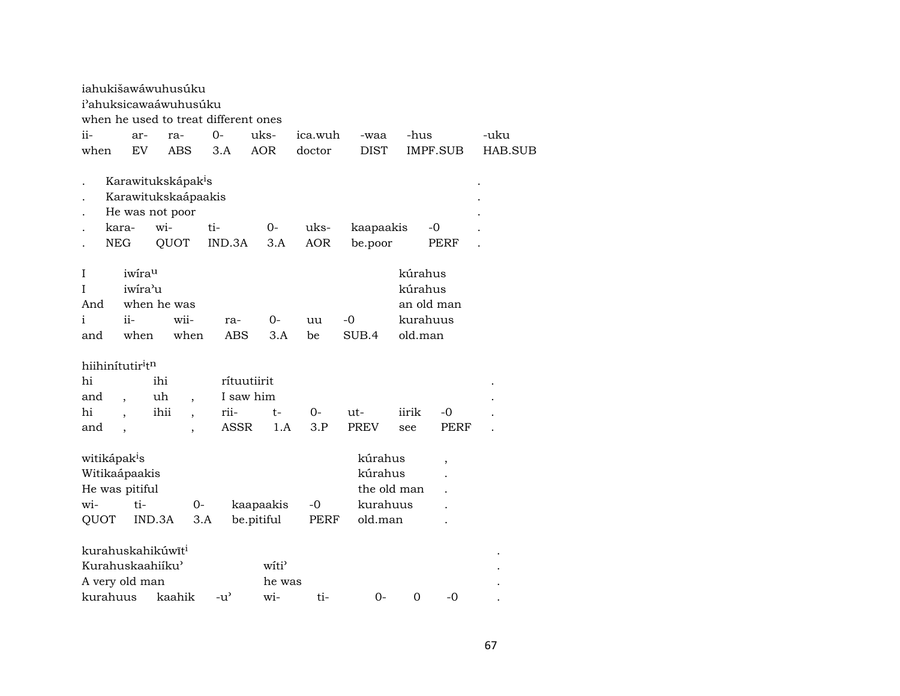iahukišawáwuhusúku
i'ahuksicawaáwuhusúku
when he used to treat different ones

| ii- | ar- | ra- | 0- | uks- | ica.wuh | -waa | -hus | -uku |
|---|---|---|---|---|---|---|---|---|
| when | EV | ABS | 3.A | AOR | doctor | DIST | IMPF.SUB | HAB.SUB |

| . | Karawitukskápak[i]s | | | | | | | . |
|---|---|---|---|---|---|---|---|---|
| . | Karawitukskaápaakis | | | | | | | . |
| . | He was not poor | | | | | | | . |
| . | kara- | wi- | ti- | 0- | uks- | kaapaakis | -0 | . |
| . | NEG | QUOT | IND.3A | 3.A | AOR | be.poor | PERF | . |

| I | iwíra[u] | | | | | | kúrahus |
|---|---|---|---|---|---|---|---|
| I | iwíra'u | | | | | | kúrahus |
| And | when he was | | | | | | an old man |
| i | ii- | wii- | ra- | 0- | uu | -0 | kurahuus |
| and | when | when | ABS | 3.A | be | SUB.4 | old.man |

hiihinítutir[i]t[n]

| hi | | ihi | | rítuutiirit | | | | | | . |
|---|---|---|---|---|---|---|---|---|---|---|
| and | , | uh | , | I saw him | | | | | | . |
| hi | , | ihii | , | rii- | t- | 0- | ut- | iirik | -0 | . |
| and | , | | , | ASSR | 1.A | 3.P | PREV | see | PERF | . |

| witikápak[i]s | | | | | kúrahus | , |
|---|---|---|---|---|---|---|
| Witikaápaakis | | | | | kúrahus | . |
| He was pitiful | | | | | the old man | . |
| wi- | ti- | 0- | kaapaakis | -0 | kurahuus | . |
| QUOT | IND.3A | 3.A | be.pitiful | PERF | old.man | . |

| kurahuskahikúwīt[i] | | | | | | | | . |
|---|---|---|---|---|---|---|---|---|
| Kurahuskaahiíku' | | | wíti' | | | | | . |
| A very old man | | | he was | | | | | . |
| kurahuus | kaahik | -u' | wi- | ti- | 0- | 0 | -0 | . |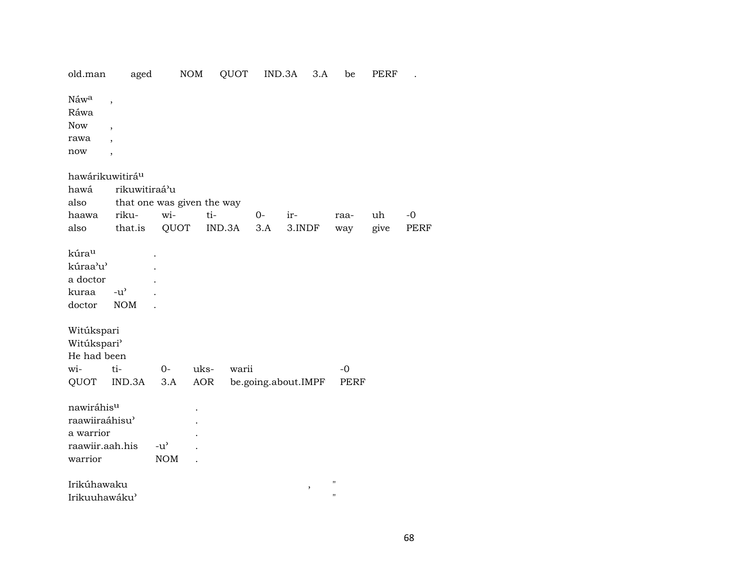old.man aged NOM QUOT IND.3A 3.A be PERF .

Náw[a] ,
Ráwa
Now ,
rawa ,
now ,

hawárikuwitirá[u]
hawá rikuwitiraá'u
also that one was given the way

| haawa | riku- | wi- | ti- | 0- | ir- | raa- | uh | -0 |
|---|---|---|---|---|---|---|---|---|
| also | that.is | QUOT | IND.3A | 3.A | 3.INDF | way | give | PERF |

kúra[u] .
kúraa'u' .
a doctor .

| kuraa | -u' | . |
|---|---|---|
| doctor | NOM | . |

Witúkspari
Witúkspari'
He had been

| wi- | ti- | 0- | uks- | warii | -0 |
|---|---|---|---|---|---|
| QUOT | IND.3A | 3.A | AOR | be.going.about.IMPF | PERF |

nawiráhis[u] .
raawiiraáhisu' .
a warrior .

| raawiir.aah.his | -u' | . |
|---|---|---|
| warrior | NOM | . |

Irikúhawaku , "
Irikuuhawáku' "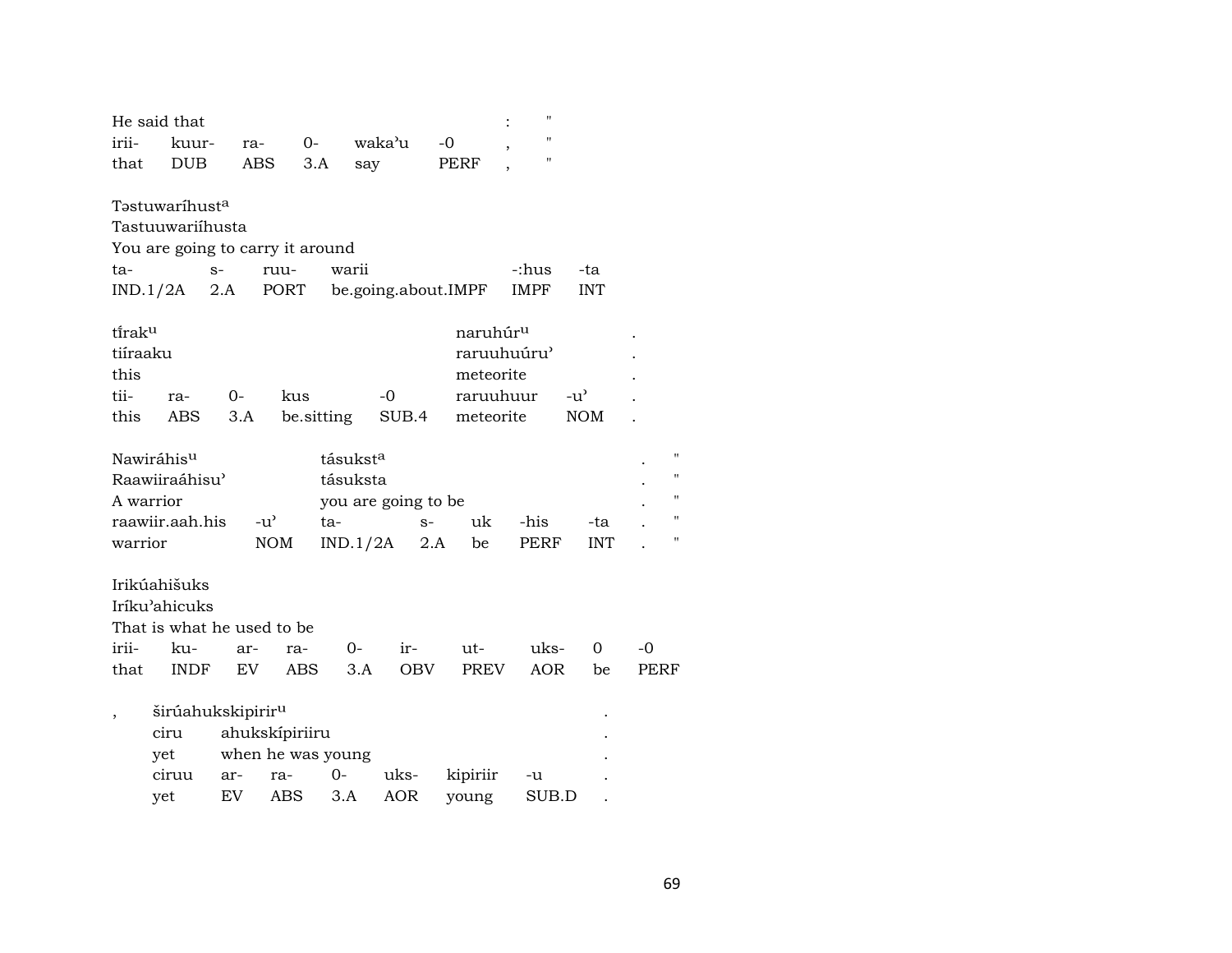| He said that | | | | | | : | " |
|---|---|---|---|---|---|---|---|
| irii- | kuur- | ra- | 0- | waka'u | -0 | , | " |
| that | DUB | ABS | 3.A | say | PERF | , | " |

Təstuwaríhust^a
Tastuuwariíhusta
You are going to carry it around

| ta- | s- | ruu- | warii | -:hus | -ta |
|---|---|---|---|---|---|
| IND.1/2A | 2.A | PORT | be.going.about.IMPF | IMPF | INT |

| tíraku | | | | | naruhúru | | . |
|---|---|---|---|---|---|---|---|
| tiíraaku | | | | | raruuhuúru' | | . |
| this | | | | | meteorite | | . |
| tii- | ra- | 0- | kus | -0 | raruuhuur | -u' | . |
| this | ABS | 3.A | be.sitting | SUB.4 | meteorite | NOM | . |

| Nawiráhisu | | tásukst^a | | | | | . | " |
|---|---|---|---|---|---|---|---|---|
| Raawiiraáhisu' | | tásuksta | | | | | . | " |
| A warrior | | you are going to be | | | | | . | " |
| raawiir.aah.his | -u' | ta- | s- | uk | -his | -ta | . | " |
| warrior | NOM | IND.1/2A | 2.A | be | PERF | INT | . | " |

Irikúahišuks
Iríku'ahicuks
That is what he used to be

| irii- | ku- | ar- | ra- | 0- | ir- | ut- | uks- | 0 | -0 |
|---|---|---|---|---|---|---|---|---|---|
| that | INDF | EV | ABS | 3.A | OBV | PREV | AOR | be | PERF |

| , | širúahukskipiriru | | | | | | | . |
|---|---|---|---|---|---|---|---|---|
| | ciru | ahukskípiriiru | | | | | | . |
| | yet | when he was young | | | | | | . |
| | ciruu | ar- | ra- | 0- | uks- | kipiriir | -u | . |
| | yet | EV | ABS | 3.A | AOR | young | SUB.D | . |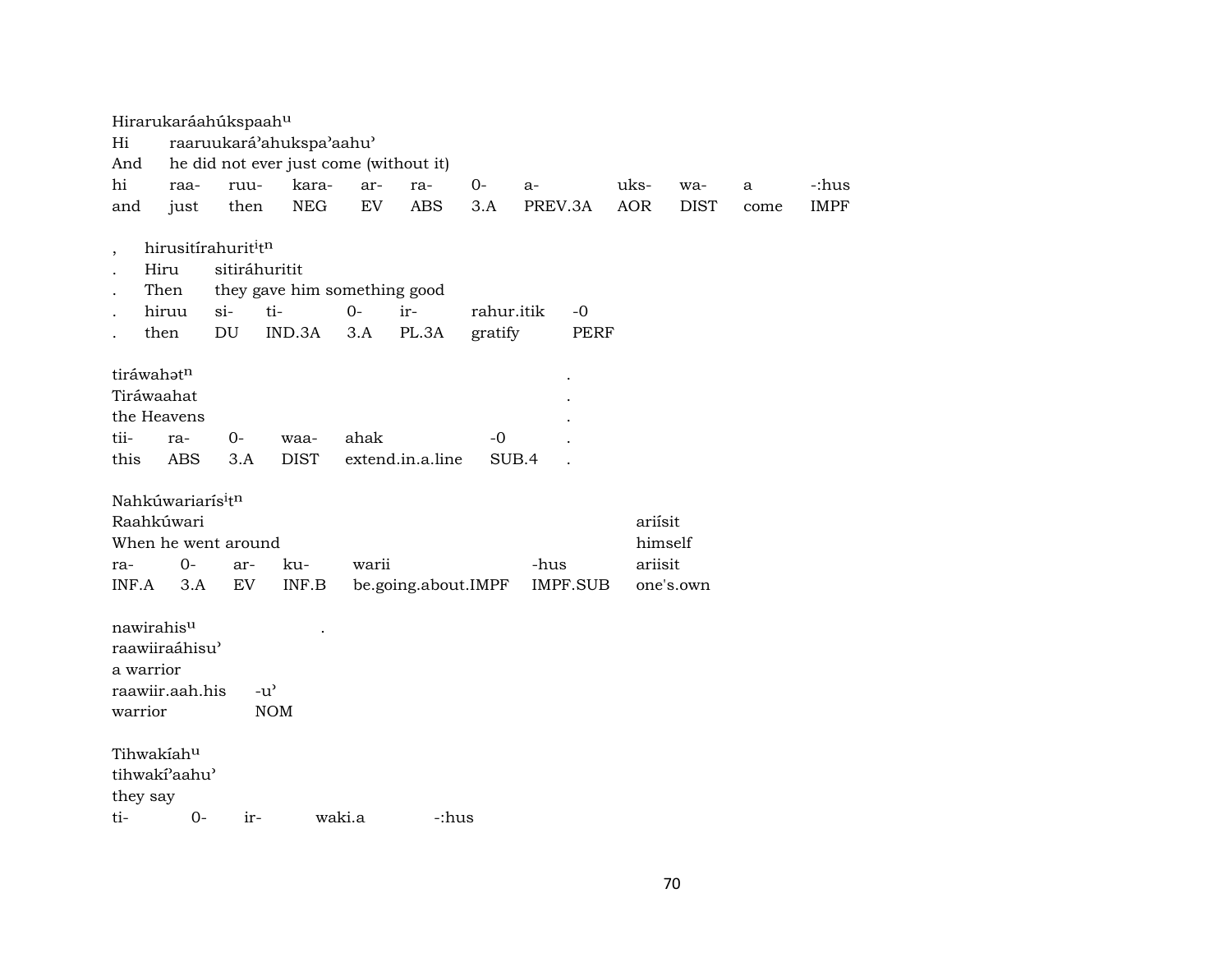Hirarukaráahúkspaah$^{u}$
Hi raaruukará'ahukspa'aahu'
And he did not ever just come (without it)

| hi | raa- | ruu- | kara- | ar- | ra- | 0- | a- | uks- | wa- | a | -:hus |
|---|---|---|---|---|---|---|---|---|---|---|---|
| and | just | then | NEG | EV | ABS | 3.A | PREV.3A | AOR | DIST | come | IMPF |

, hirusitírahurit$^{i}$t$^{n}$
. Hiru sitiráhuritit
. Then they gave him something good

| . | hiruu | si- | ti- | 0- | ir- | rahur.itik | -0 |
|---|---|---|---|---|---|---|---|
| . | then | DU | IND.3A | 3.A | PL.3A | gratify | PERF |

tiráwahət$^{n}$ .
Tiráwaahat .
the Heavens .

| tii- | ra- | 0- | waa- | ahak | -0 | . |
|---|---|---|---|---|---|---|
| this | ABS | 3.A | DIST | extend.in.a.line | SUB.4 | . |

Nahkúwariarís$^{i}$t$^{n}$
Raahkúwari ariísit
When he went around himself

| ra- | 0- | ar- | ku- | warii | -hus | ariisit |
|---|---|---|---|---|---|---|
| INF.A | 3.A | EV | INF.B | be.going.about.IMPF | IMPF.SUB | one's.own |

nawirahis$^{u}$ .
raawiiraáhisu'
a warrior

| raawiir.aah.his | -u' |
|---|---|
| warrior | NOM |

Tihwakíah$^{u}$
tihwakí'aahu'
they say

| ti- | 0- | ir- | waki.a | -:hus |
|---|---|---|---|---|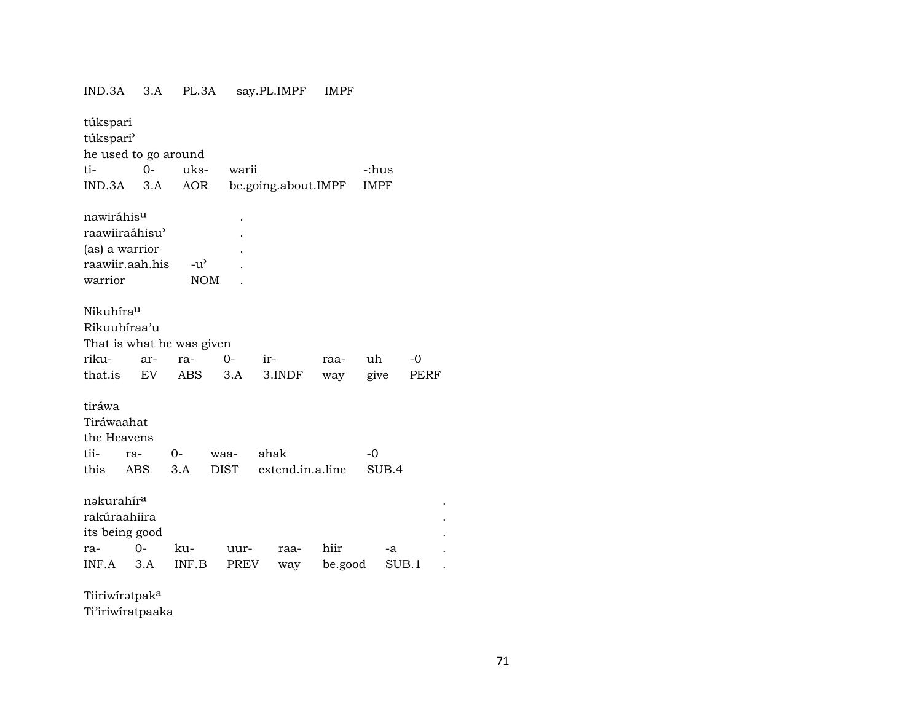IND.3A 3.A PL.3A say.PL.IMPF IMPF

túkspari
túkspari'
he used to go around

| ti- | 0- | uks- | warii | -:hus |
|---|---|---|---|---|
| IND.3A | 3.A | AOR | be.going.about.IMPF | IMPF |

nawiráhis[u] .
raawiiraáhisu' .
(as) a warrior .

| raawiir.aah.his | -u' | . |
|---|---|---|
| warrior | NOM | . |

Nikuhíra[u]
Rikuuhíraa'u
That is what he was given

| riku- | ar- | ra- | 0- | ir- | raa- | uh | -0 |
|---|---|---|---|---|---|---|---|
| that.is | EV | ABS | 3.A | 3.INDF | way | give | PERF |

tiráwa
Tiráwaahat
the Heavens

| tii- | ra- | 0- | waa- | ahak | -0 |
|---|---|---|---|---|---|
| this | ABS | 3.A | DIST | extend.in.a.line | SUB.4 |

nəkurahír[a] .
rakúraahiira .
its being good .

| ra- | 0- | ku- | uur- | raa- | hiir | -a | . |
|---|---|---|---|---|---|---|---|
| INF.A | 3.A | INF.B | PREV | way | be.good | SUB.1 | . |

Tiiriwírətpak[a]
Ti'iriwíratpaaka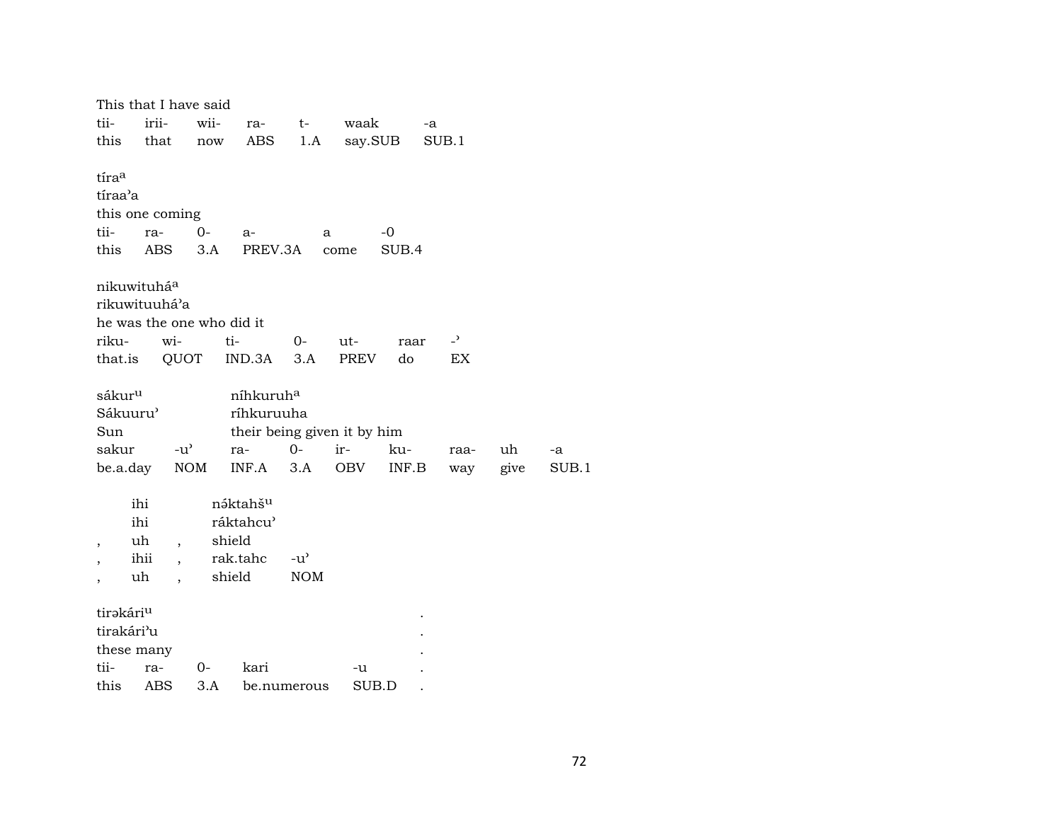This that I have said

| tii- | irii- | wii- | ra- | t- | waak | -a |
|---|---|---|---|---|---|---|
| this | that | now | ABS | 1.A | say.SUB | SUB.1 |

tíra^a
tíraa'a
this one coming

| tii- | ra- | 0- | a- | a | -0 |
|---|---|---|---|---|---|
| this | ABS | 3.A | PREV.3A | come | SUB.4 |

nikuwituhá^a
rikuwituuhá'a
he was the one who did it

| riku- | wi- | ti- | 0- | ut- | raar | -' |
|---|---|---|---|---|---|---|
| that.is | QUOT | IND.3A | 3.A | PREV | do | EX |

sákur^u níhkuruh^a
Sákuuru' ríhkuruuha
Sun their being given it by him

| sakur | -u' | ra- | 0- | ir- | ku- | raa- | uh | -a |
|---|---|---|---|---|---|---|---|---|
| be.a.day | NOM | INF.A | 3.A | OBV | INF.B | way | give | SUB.1 |

| | ihi | | nə́ktahš^u | |
|---|---|---|---|---|
| | ihi | | ráktahcu' | |
| , | uh | , | shield | |
| , | ihii | , | rak.tahc | -u' |
| , | uh | , | shield | NOM |

tirəkári^u .
tirakári'u .
these many .

| tii- | ra- | 0- | kari | -u | . |
|---|---|---|---|---|---|
| this | ABS | 3.A | be.numerous | SUB.D | . |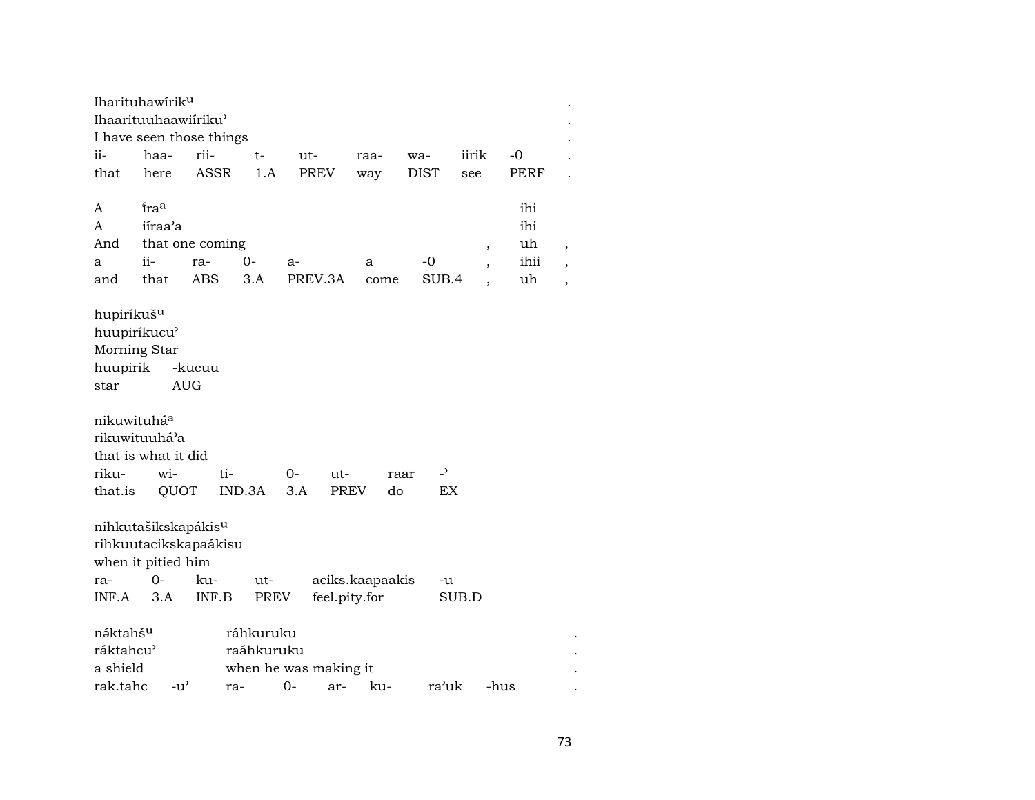Iharituhawírik^u .
Ihaarituuhaawiíriku' .
I have seen those things .

| ii- | haa- | rii- | t- | ut- | raa- | wa- | iirik | -0 | . |
|---|---|---|---|---|---|---|---|---|---|
| that | here | ASSR | 1.A | PREV | way | DIST | see | PERF | . |

A íra^a ihi
A iíraa'a ihi
And that one coming , uh ,

| a | ii- | ra- | 0- | a- | a | -0 | , | ihii | , |
|---|---|---|---|---|---|---|---|---|---|
| and | that | ABS | 3.A | PREV.3A | come | SUB.4 | , | uh | , |

hupiríkuš^u
huupiríkucu'
Morning Star

| huupirik | -kucuu |
|---|---|
| star | AUG |

nikuwituhá^a
rikuwituuhá'a
that is what it did

| riku- | wi- | ti- | 0- | ut- | raar | -' |
|---|---|---|---|---|---|---|
| that.is | QUOT | IND.3A | 3.A | PREV | do | EX |

nihkutašikskapákis^u
rihkuutacikskapaákisu
when it pitied him

| ra- | 0- | ku- | ut- | aciks.kaapaakis | -u |
|---|---|---|---|---|---|
| INF.A | 3.A | INF.B | PREV | feel.pity.for | SUB.D |

nə́ktahš^u ráhkuruku .
ráktahcu' raáhkuruku .
a shield when he was making it .

| rak.tahc | -u' | ra- | 0- | ar- | ku- | ra'uk | -hus | . |
|---|---|---|---|---|---|---|---|---|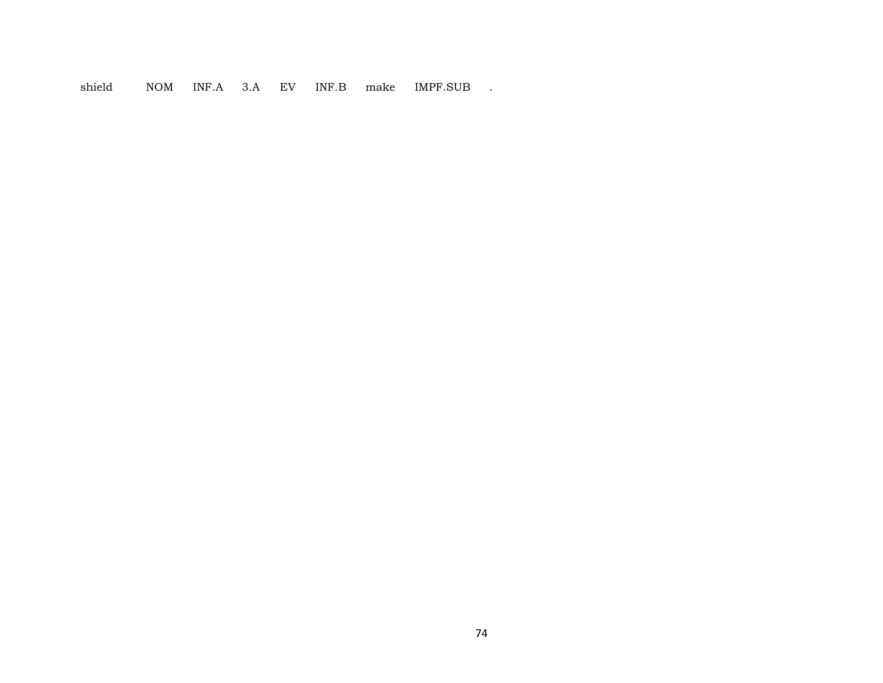shield NOM INF.A 3.A EV INF.B make IMPF.SUB .